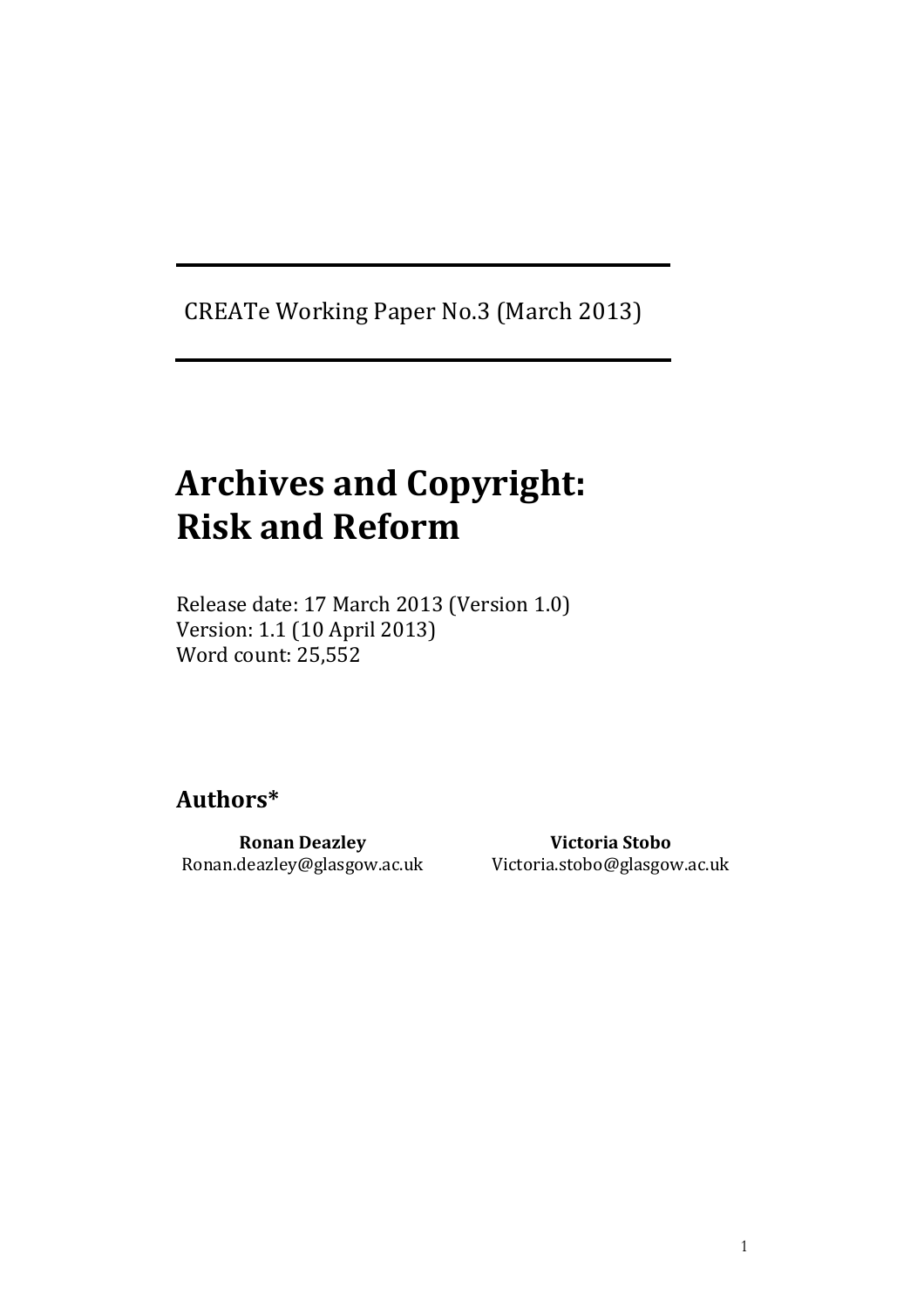CREATe Working Paper No.3 (March 2013)

# Archives and Copyright: Risk and Reform

Release date: 17 March 2013 (Version 1.0)
Version: 1.1 (10 April 2013)
Word count: 25,552

## Authors*

**Ronan Deazley**
Ronan.deazley@glasgow.ac.uk

**Victoria Stobo**
Victoria.stobo@glasgow.ac.uk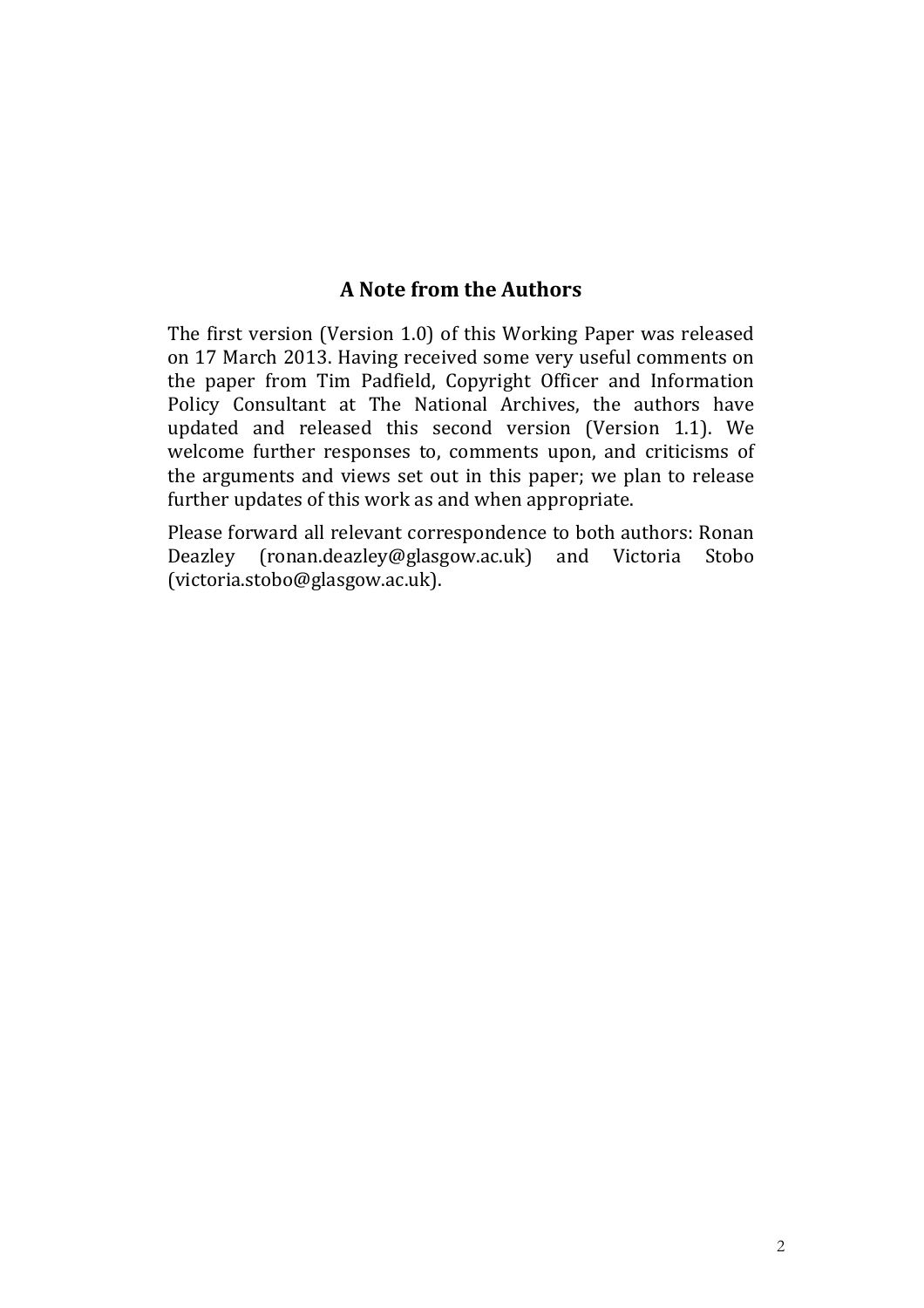## A Note from the Authors

The first version (Version 1.0) of this Working Paper was released on 17 March 2013. Having received some very useful comments on the paper from Tim Padfield, Copyright Officer and Information Policy Consultant at The National Archives, the authors have updated and released this second version (Version 1.1). We welcome further responses to, comments upon, and criticisms of the arguments and views set out in this paper; we plan to release further updates of this work as and when appropriate.

Please forward all relevant correspondence to both authors: Ronan Deazley (ronan.deazley@glasgow.ac.uk) and Victoria Stobo (victoria.stobo@glasgow.ac.uk).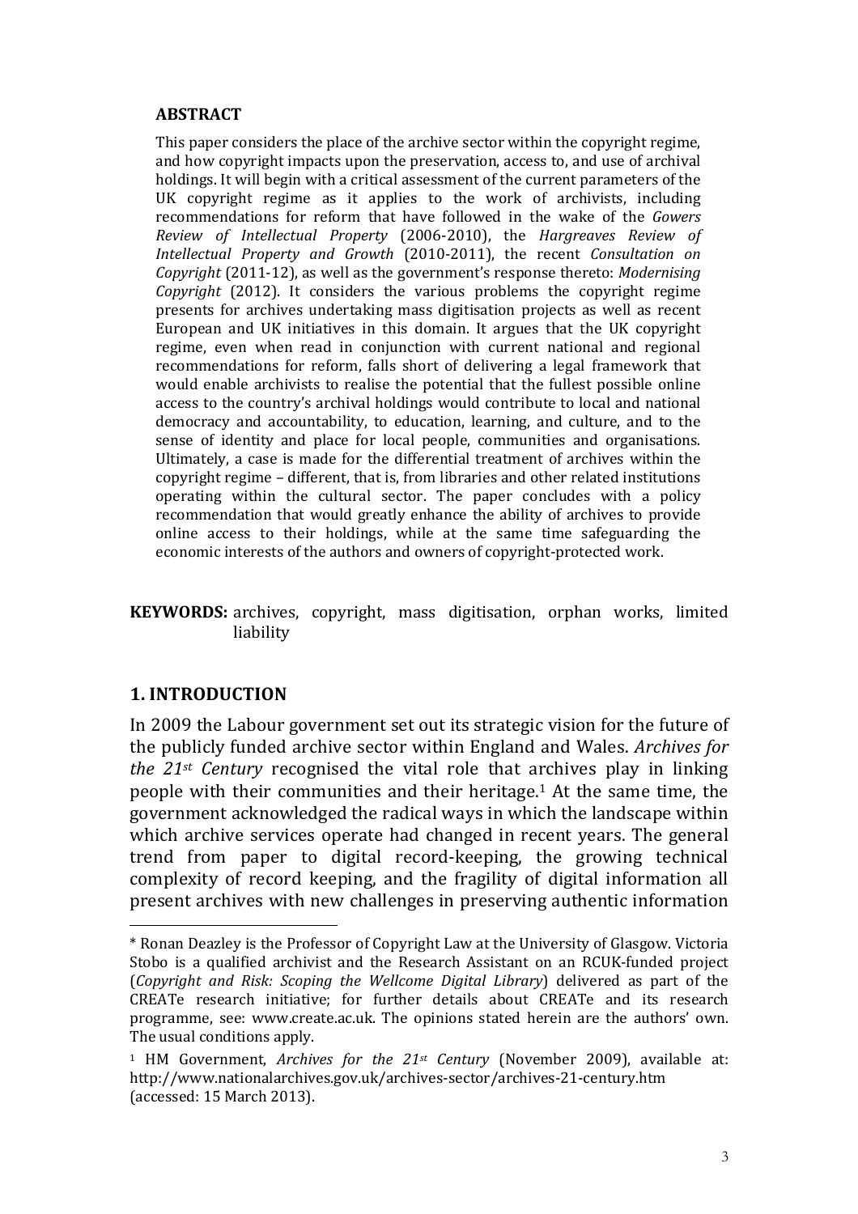## ABSTRACT

This paper considers the place of the archive sector within the copyright regime, and how copyright impacts upon the preservation, access to, and use of archival holdings. It will begin with a critical assessment of the current parameters of the UK copyright regime as it applies to the work of archivists, including recommendations for reform that have followed in the wake of the *Gowers Review of Intellectual Property* (2006-2010), the *Hargreaves Review of Intellectual Property and Growth* (2010-2011), the recent *Consultation on Copyright* (2011-12), as well as the government's response thereto: *Modernising Copyright* (2012). It considers the various problems the copyright regime presents for archives undertaking mass digitisation projects as well as recent European and UK initiatives in this domain. It argues that the UK copyright regime, even when read in conjunction with current national and regional recommendations for reform, falls short of delivering a legal framework that would enable archivists to realise the potential that the fullest possible online access to the country's archival holdings would contribute to local and national democracy and accountability, to education, learning, and culture, and to the sense of identity and place for local people, communities and organisations. Ultimately, a case is made for the differential treatment of archives within the copyright regime – different, that is, from libraries and other related institutions operating within the cultural sector. The paper concludes with a policy recommendation that would greatly enhance the ability of archives to provide online access to their holdings, while at the same time safeguarding the economic interests of the authors and owners of copyright-protected work.

**KEYWORDS:** archives, copyright, mass digitisation, orphan works, limited liability

## 1. INTRODUCTION

In 2009 the Labour government set out its strategic vision for the future of the publicly funded archive sector within England and Wales. *Archives for the 21st Century* recognised the vital role that archives play in linking people with their communities and their heritage.[1] At the same time, the government acknowledged the radical ways in which the landscape within which archive services operate had changed in recent years. The general trend from paper to digital record-keeping, the growing technical complexity of record keeping, and the fragility of digital information all present archives with new challenges in preserving authentic information

---

\* Ronan Deazley is the Professor of Copyright Law at the University of Glasgow. Victoria Stobo is a qualified archivist and the Research Assistant on an RCUK-funded project (*Copyright and Risk: Scoping the Wellcome Digital Library*) delivered as part of the CREATe research initiative; for further details about CREATe and its research programme, see: www.create.ac.uk. The opinions stated herein are the authors' own. The usual conditions apply.

[1] HM Government, *Archives for the 21st Century* (November 2009), available at: http://www.nationalarchives.gov.uk/archives-sector/archives-21-century.htm (accessed: 15 March 2013).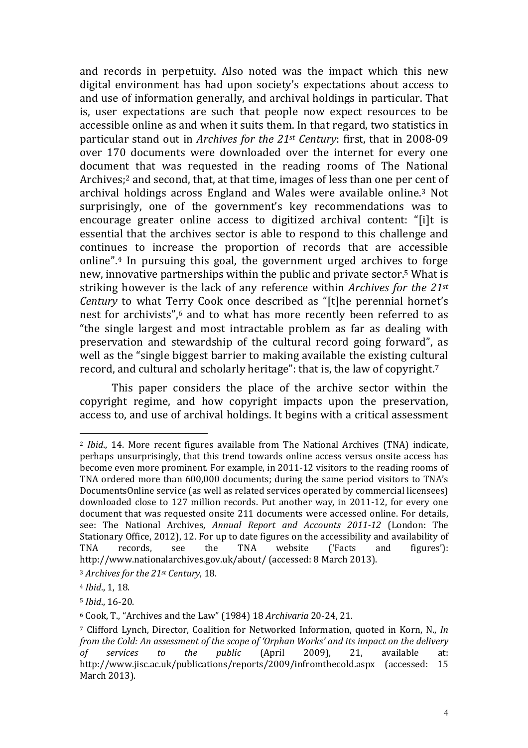and records in perpetuity. Also noted was the impact which this new digital environment has had upon society's expectations about access to and use of information generally, and archival holdings in particular. That is, user expectations are such that people now expect resources to be accessible online as and when it suits them. In that regard, two statistics in particular stand out in *Archives for the 21st Century*: first, that in 2008-09 over 170 documents were downloaded over the internet for every one document that was requested in the reading rooms of The National Archives;[2] and second, that, at that time, images of less than one per cent of archival holdings across England and Wales were available online.[3] Not surprisingly, one of the government's key recommendations was to encourage greater online access to digitized archival content: "[i]t is essential that the archives sector is able to respond to this challenge and continues to increase the proportion of records that are accessible online".[4] In pursuing this goal, the government urged archives to forge new, innovative partnerships within the public and private sector.[5] What is striking however is the lack of any reference within *Archives for the 21st Century* to what Terry Cook once described as "[t]he perennial hornet's nest for archivists",[6] and to what has more recently been referred to as "the single largest and most intractable problem as far as dealing with preservation and stewardship of the cultural record going forward", as well as the "single biggest barrier to making available the existing cultural record, and cultural and scholarly heritage": that is, the law of copyright.[7]

This paper considers the place of the archive sector within the copyright regime, and how copyright impacts upon the preservation, access to, and use of archival holdings. It begins with a critical assessment

---

[2] *Ibid*., 14. More recent figures available from The National Archives (TNA) indicate, perhaps unsurprisingly, that this trend towards online access versus onsite access has become even more prominent. For example, in 2011-12 visitors to the reading rooms of TNA ordered more than 600,000 documents; during the same period visitors to TNA's DocumentsOnline service (as well as related services operated by commercial licensees) downloaded close to 127 million records. Put another way, in 2011-12, for every one document that was requested onsite 211 documents were accessed online. For details, see: The National Archives, *Annual Report and Accounts 2011-12* (London: The Stationary Office, 2012), 12. For up to date figures on the accessibility and availability of TNA records, see the TNA website ('Facts and figures'): http://www.nationalarchives.gov.uk/about/ (accessed: 8 March 2013).

[3] *Archives for the 21st Century*, 18.

[4] *Ibid*., 1, 18.

[5] *Ibid*., 16-20.

[6] Cook, T., "Archives and the Law" (1984) 18 *Archivaria* 20-24, 21.

[7] Clifford Lynch, Director, Coalition for Networked Information, quoted in Korn, N., *In from the Cold: An assessment of the scope of 'Orphan Works' and its impact on the delivery of services to the public* (April 2009), 21, available at: http://www.jisc.ac.uk/publications/reports/2009/infromthecold.aspx (accessed: 15 March 2013).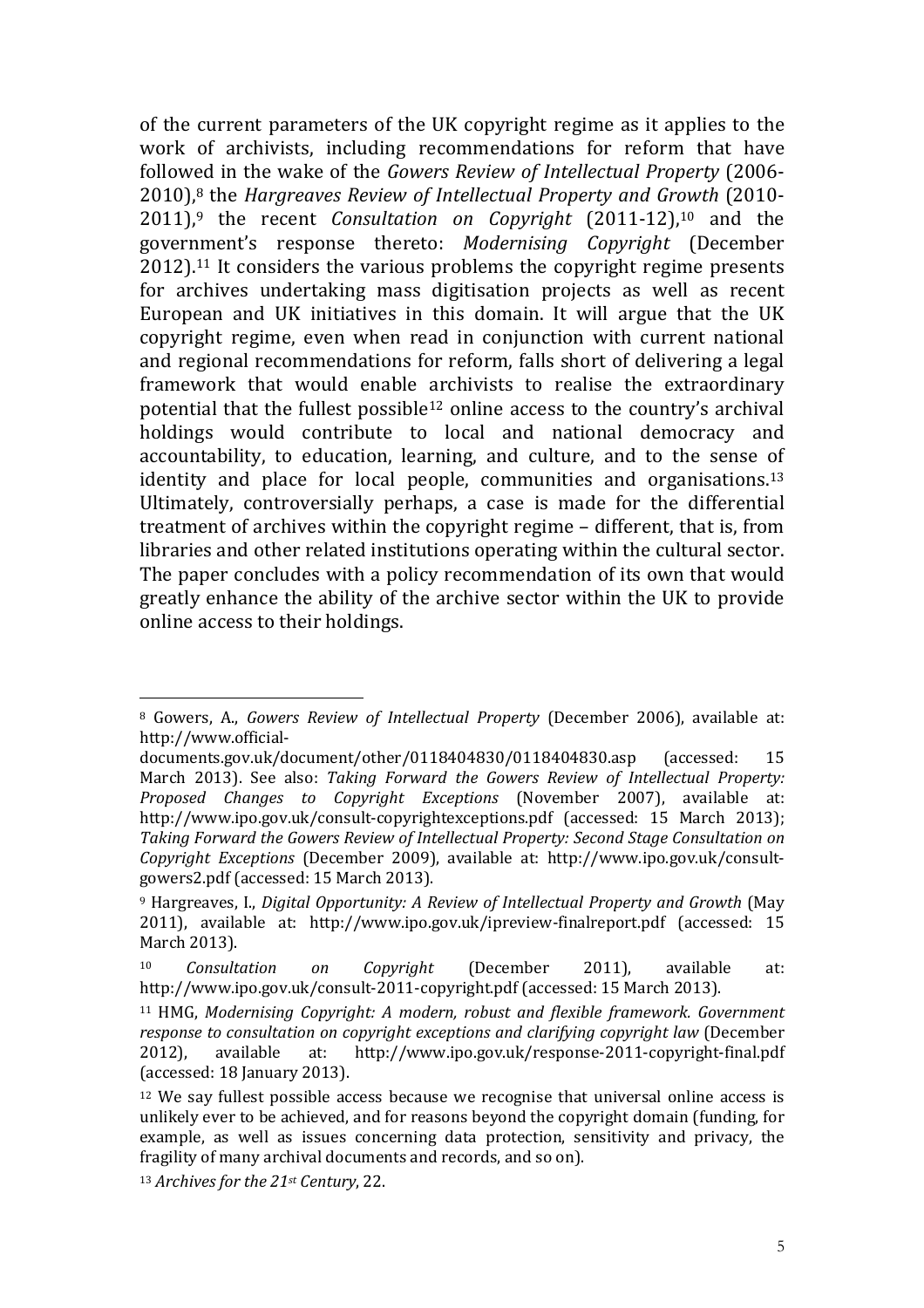of the current parameters of the UK copyright regime as it applies to the work of archivists, including recommendations for reform that have followed in the wake of the *Gowers Review of Intellectual Property* (2006-2010),[8] the *Hargreaves Review of Intellectual Property and Growth* (2010-2011),[9] the recent *Consultation on Copyright* (2011-12),[10] and the government's response thereto: *Modernising Copyright* (December 2012).[11] It considers the various problems the copyright regime presents for archives undertaking mass digitisation projects as well as recent European and UK initiatives in this domain. It will argue that the UK copyright regime, even when read in conjunction with current national and regional recommendations for reform, falls short of delivering a legal framework that would enable archivists to realise the extraordinary potential that the fullest possible[12] online access to the country's archival holdings would contribute to local and national democracy and accountability, to education, learning, and culture, and to the sense of identity and place for local people, communities and organisations.[13] Ultimately, controversially perhaps, a case is made for the differential treatment of archives within the copyright regime – different, that is, from libraries and other related institutions operating within the cultural sector. The paper concludes with a policy recommendation of its own that would greatly enhance the ability of the archive sector within the UK to provide online access to their holdings.

---

[8] Gowers, A., *Gowers Review of Intellectual Property* (December 2006), available at: http://www.official-documents.gov.uk/document/other/0118404830/0118404830.asp (accessed: 15 March 2013). See also: *Taking Forward the Gowers Review of Intellectual Property: Proposed Changes to Copyright Exceptions* (November 2007), available at: http://www.ipo.gov.uk/consult-copyrightexceptions.pdf (accessed: 15 March 2013); *Taking Forward the Gowers Review of Intellectual Property: Second Stage Consultation on Copyright Exceptions* (December 2009), available at: http://www.ipo.gov.uk/consult-gowers2.pdf (accessed: 15 March 2013).

[9] Hargreaves, I., *Digital Opportunity: A Review of Intellectual Property and Growth* (May 2011), available at: http://www.ipo.gov.uk/ipreview-finalreport.pdf (accessed: 15 March 2013).

[10] *Consultation on Copyright* (December 2011), available at: http://www.ipo.gov.uk/consult-2011-copyright.pdf (accessed: 15 March 2013).

[11] HMG, *Modernising Copyright: A modern, robust and flexible framework. Government response to consultation on copyright exceptions and clarifying copyright law* (December 2012), available at: http://www.ipo.gov.uk/response-2011-copyright-final.pdf (accessed: 18 January 2013).

[12] We say fullest possible access because we recognise that universal online access is unlikely ever to be achieved, and for reasons beyond the copyright domain (funding, for example, as well as issues concerning data protection, sensitivity and privacy, the fragility of many archival documents and records, and so on).

[13] *Archives for the 21st Century*, 22.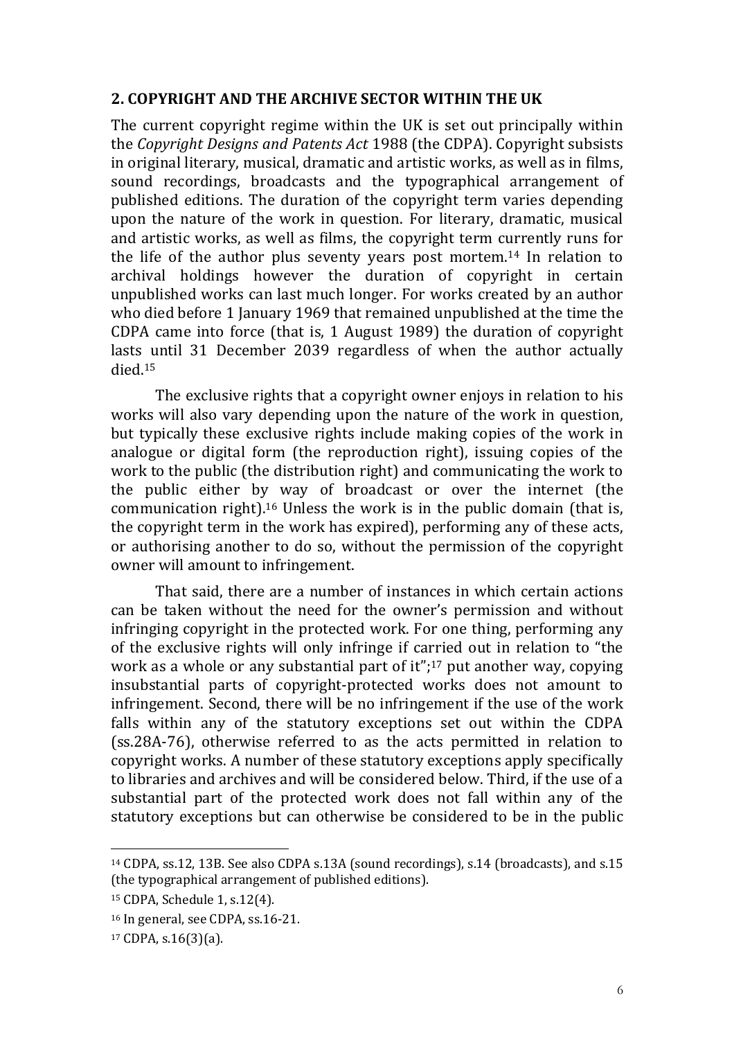## 2. COPYRIGHT AND THE ARCHIVE SECTOR WITHIN THE UK

The current copyright regime within the UK is set out principally within the *Copyright Designs and Patents Act* 1988 (the CDPA). Copyright subsists in original literary, musical, dramatic and artistic works, as well as in films, sound recordings, broadcasts and the typographical arrangement of published editions. The duration of the copyright term varies depending upon the nature of the work in question. For literary, dramatic, musical and artistic works, as well as films, the copyright term currently runs for the life of the author plus seventy years post mortem.[14] In relation to archival holdings however the duration of copyright in certain unpublished works can last much longer. For works created by an author who died before 1 January 1969 that remained unpublished at the time the CDPA came into force (that is, 1 August 1989) the duration of copyright lasts until 31 December 2039 regardless of when the author actually died.[15]

The exclusive rights that a copyright owner enjoys in relation to his works will also vary depending upon the nature of the work in question, but typically these exclusive rights include making copies of the work in analogue or digital form (the reproduction right), issuing copies of the work to the public (the distribution right) and communicating the work to the public either by way of broadcast or over the internet (the communication right).[16] Unless the work is in the public domain (that is, the copyright term in the work has expired), performing any of these acts, or authorising another to do so, without the permission of the copyright owner will amount to infringement.

That said, there are a number of instances in which certain actions can be taken without the need for the owner's permission and without infringing copyright in the protected work. For one thing, performing any of the exclusive rights will only infringe if carried out in relation to "the work as a whole or any substantial part of it";[17] put another way, copying insubstantial parts of copyright-protected works does not amount to infringement. Second, there will be no infringement if the use of the work falls within any of the statutory exceptions set out within the CDPA (ss.28A-76), otherwise referred to as the acts permitted in relation to copyright works. A number of these statutory exceptions apply specifically to libraries and archives and will be considered below. Third, if the use of a substantial part of the protected work does not fall within any of the statutory exceptions but can otherwise be considered to be in the public

---

[14] CDPA, ss.12, 13B. See also CDPA s.13A (sound recordings), s.14 (broadcasts), and s.15 (the typographical arrangement of published editions).

[15] CDPA, Schedule 1, s.12(4).

[16] In general, see CDPA, ss.16-21.

[17] CDPA, s.16(3)(a).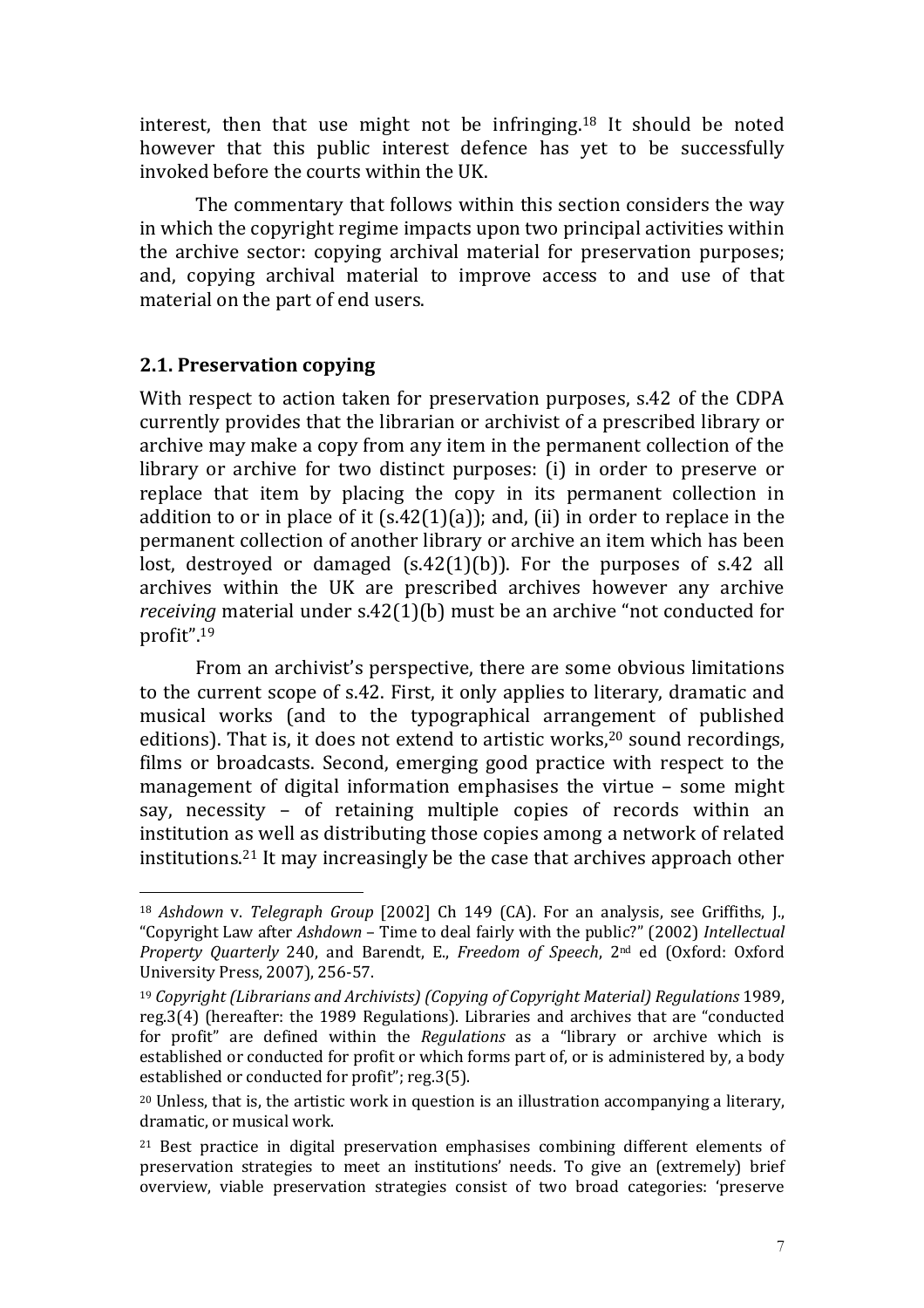interest, then that use might not be infringing.[18] It should be noted however that this public interest defence has yet to be successfully invoked before the courts within the UK.

The commentary that follows within this section considers the way in which the copyright regime impacts upon two principal activities within the archive sector: copying archival material for preservation purposes; and, copying archival material to improve access to and use of that material on the part of end users.

## 2.1. Preservation copying

With respect to action taken for preservation purposes, s.42 of the CDPA currently provides that the librarian or archivist of a prescribed library or archive may make a copy from any item in the permanent collection of the library or archive for two distinct purposes: (i) in order to preserve or replace that item by placing the copy in its permanent collection in addition to or in place of it (s.42(1)(a)); and, (ii) in order to replace in the permanent collection of another library or archive an item which has been lost, destroyed or damaged (s.42(1)(b)). For the purposes of s.42 all archives within the UK are prescribed archives however any archive *receiving* material under s.42(1)(b) must be an archive "not conducted for profit".[19]

From an archivist's perspective, there are some obvious limitations to the current scope of s.42. First, it only applies to literary, dramatic and musical works (and to the typographical arrangement of published editions). That is, it does not extend to artistic works,[20] sound recordings, films or broadcasts. Second, emerging good practice with respect to the management of digital information emphasises the virtue – some might say, necessity – of retaining multiple copies of records within an institution as well as distributing those copies among a network of related institutions.[21] It may increasingly be the case that archives approach other

[18] *Ashdown* v. *Telegraph Group* [2002] Ch 149 (CA). For an analysis, see Griffiths, J., "Copyright Law after *Ashdown* – Time to deal fairly with the public?" (2002) *Intellectual Property Quarterly* 240, and Barendt, E., *Freedom of Speech*, 2nd ed (Oxford: Oxford University Press, 2007), 256-57.

[19] *Copyright (Librarians and Archivists) (Copying of Copyright Material) Regulations* 1989, reg.3(4) (hereafter: the 1989 Regulations). Libraries and archives that are "conducted for profit" are defined within the *Regulations* as a "library or archive which is established or conducted for profit or which forms part of, or is administered by, a body established or conducted for profit"; reg.3(5).

[20] Unless, that is, the artistic work in question is an illustration accompanying a literary, dramatic, or musical work.

[21] Best practice in digital preservation emphasises combining different elements of preservation strategies to meet an institutions' needs. To give an (extremely) brief overview, viable preservation strategies consist of two broad categories: 'preserve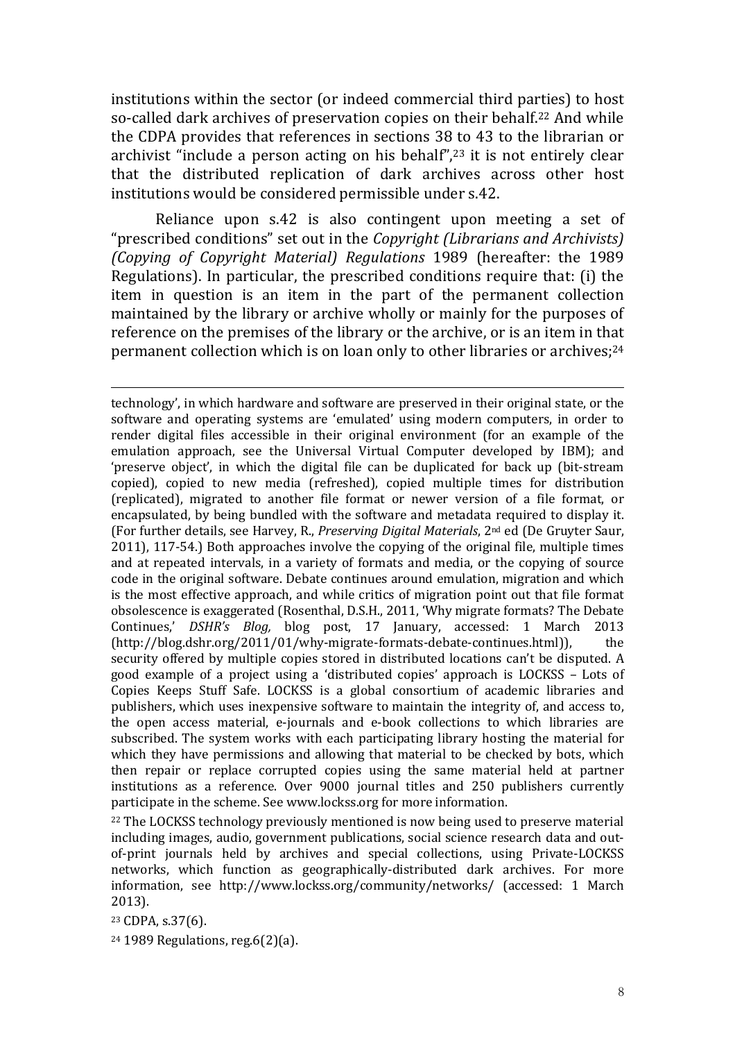institutions within the sector (or indeed commercial third parties) to host so-called dark archives of preservation copies on their behalf.[22] And while the CDPA provides that references in sections 38 to 43 to the librarian or archivist "include a person acting on his behalf",[23] it is not entirely clear that the distributed replication of dark archives across other host institutions would be considered permissible under s.42.

Reliance upon s.42 is also contingent upon meeting a set of "prescribed conditions" set out in the *Copyright (Librarians and Archivists) (Copying of Copyright Material) Regulations* 1989 (hereafter: the 1989 Regulations). In particular, the prescribed conditions require that: (i) the item in question is an item in the part of the permanent collection maintained by the library or archive wholly or mainly for the purposes of reference on the premises of the library or the archive, or is an item in that permanent collection which is on loan only to other libraries or archives;[24]

---

technology', in which hardware and software are preserved in their original state, or the software and operating systems are 'emulated' using modern computers, in order to render digital files accessible in their original environment (for an example of the emulation approach, see the Universal Virtual Computer developed by IBM); and 'preserve object', in which the digital file can be duplicated for back up (bit-stream copied), copied to new media (refreshed), copied multiple times for distribution (replicated), migrated to another file format or newer version of a file format, or encapsulated, by being bundled with the software and metadata required to display it. (For further details, see Harvey, R., *Preserving Digital Materials*, 2nd ed (De Gruyter Saur, 2011), 117-54.) Both approaches involve the copying of the original file, multiple times and at repeated intervals, in a variety of formats and media, or the copying of source code in the original software. Debate continues around emulation, migration and which is the most effective approach, and while critics of migration point out that file format obsolescence is exaggerated (Rosenthal, D.S.H., 2011, 'Why migrate formats? The Debate Continues,' *DSHR's Blog,* blog post, 17 January, accessed: 1 March 2013 (http://blog.dshr.org/2011/01/why-migrate-formats-debate-continues.html)), the security offered by multiple copies stored in distributed locations can't be disputed. A good example of a project using a 'distributed copies' approach is LOCKSS – Lots of Copies Keeps Stuff Safe. LOCKSS is a global consortium of academic libraries and publishers, which uses inexpensive software to maintain the integrity of, and access to, the open access material, e-journals and e-book collections to which libraries are subscribed. The system works with each participating library hosting the material for which they have permissions and allowing that material to be checked by bots, which then repair or replace corrupted copies using the same material held at partner institutions as a reference. Over 9000 journal titles and 250 publishers currently participate in the scheme. See www.lockss.org for more information.

[22] The LOCKSS technology previously mentioned is now being used to preserve material including images, audio, government publications, social science research data and out-of-print journals held by archives and special collections, using Private-LOCKSS networks, which function as geographically-distributed dark archives. For more information, see http://www.lockss.org/community/networks/ (accessed: 1 March 2013).

[23] CDPA, s.37(6).

[24] 1989 Regulations, reg.6(2)(a).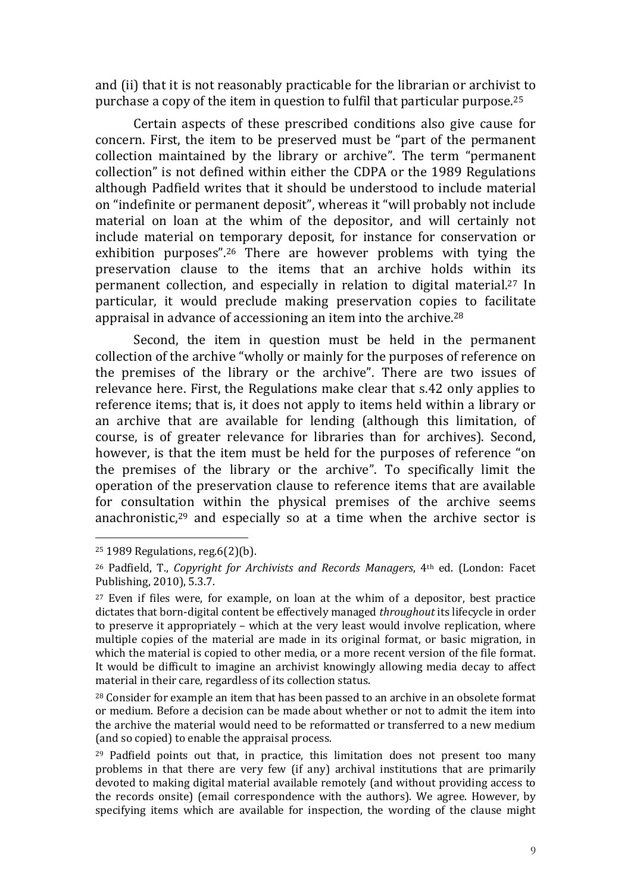and (ii) that it is not reasonably practicable for the librarian or archivist to purchase a copy of the item in question to fulfil that particular purpose.[25]

Certain aspects of these prescribed conditions also give cause for concern. First, the item to be preserved must be "part of the permanent collection maintained by the library or archive". The term "permanent collection" is not defined within either the CDPA or the 1989 Regulations although Padfield writes that it should be understood to include material on "indefinite or permanent deposit", whereas it "will probably not include material on loan at the whim of the depositor, and will certainly not include material on temporary deposit, for instance for conservation or exhibition purposes".[26] There are however problems with tying the preservation clause to the items that an archive holds within its permanent collection, and especially in relation to digital material.[27] In particular, it would preclude making preservation copies to facilitate appraisal in advance of accessioning an item into the archive.[28]

Second, the item in question must be held in the permanent collection of the archive "wholly or mainly for the purposes of reference on the premises of the library or the archive". There are two issues of relevance here. First, the Regulations make clear that s.42 only applies to reference items; that is, it does not apply to items held within a library or an archive that are available for lending (although this limitation, of course, is of greater relevance for libraries than for archives). Second, however, is that the item must be held for the purposes of reference "on the premises of the library or the archive". To specifically limit the operation of the preservation clause to reference items that are available for consultation within the physical premises of the archive seems anachronistic,[29] and especially so at a time when the archive sector is

---

[25] 1989 Regulations, reg.6(2)(b).

[26] Padfield, T., *Copyright for Archivists and Records Managers*, 4th ed. (London: Facet Publishing, 2010), 5.3.7.

[27] Even if files were, for example, on loan at the whim of a depositor, best practice dictates that born-digital content be effectively managed *throughout* its lifecycle in order to preserve it appropriately – which at the very least would involve replication, where multiple copies of the material are made in its original format, or basic migration, in which the material is copied to other media, or a more recent version of the file format. It would be difficult to imagine an archivist knowingly allowing media decay to affect material in their care, regardless of its collection status.

[28] Consider for example an item that has been passed to an archive in an obsolete format or medium. Before a decision can be made about whether or not to admit the item into the archive the material would need to be reformatted or transferred to a new medium (and so copied) to enable the appraisal process.

[29] Padfield points out that, in practice, this limitation does not present too many problems in that there are very few (if any) archival institutions that are primarily devoted to making digital material available remotely (and without providing access to the records onsite) (email correspondence with the authors). We agree. However, by specifying items which are available for inspection, the wording of the clause might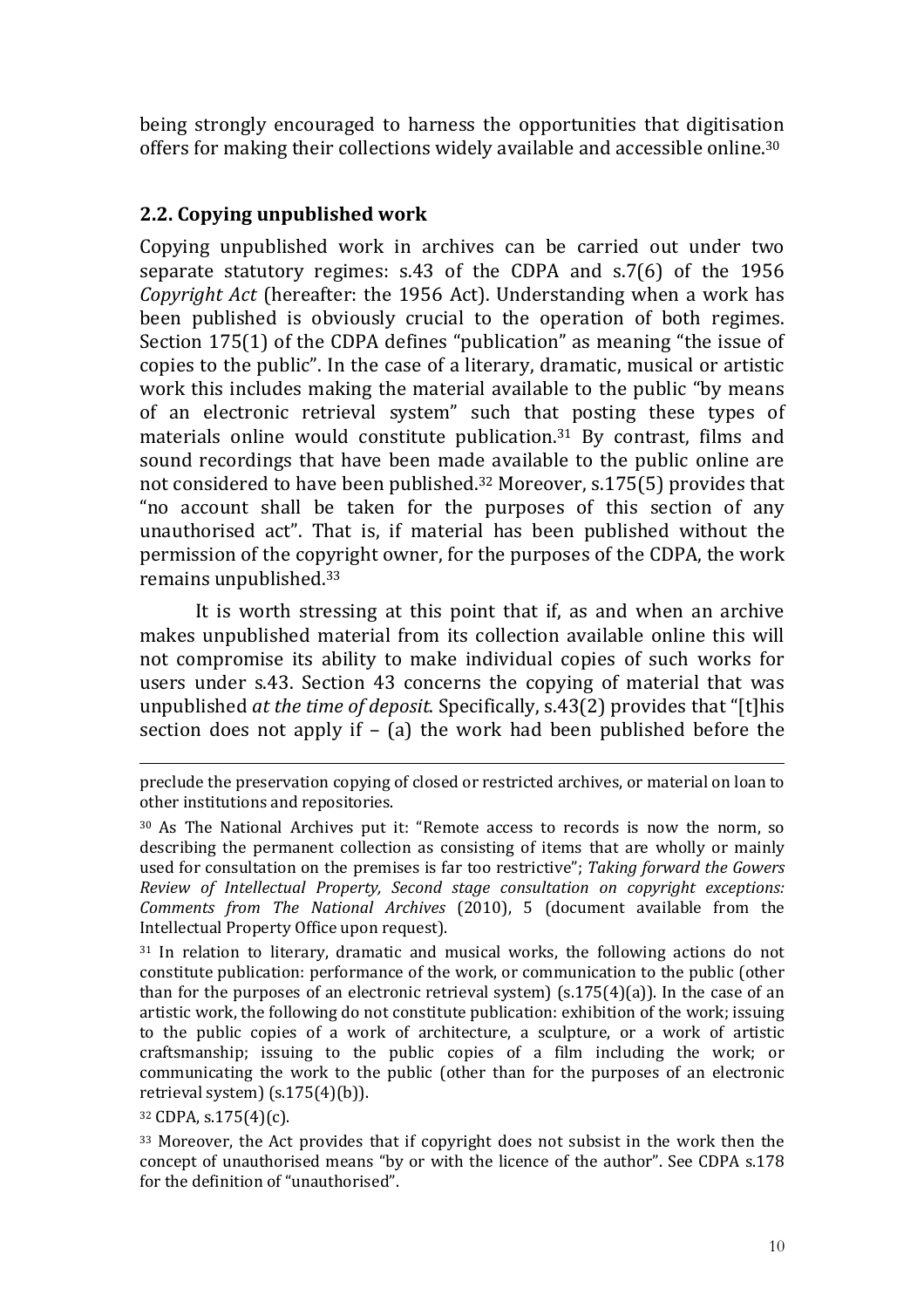being strongly encouraged to harness the opportunities that digitisation offers for making their collections widely available and accessible online.[30]

### 2.2. Copying unpublished work

Copying unpublished work in archives can be carried out under two separate statutory regimes: s.43 of the CDPA and s.7(6) of the 1956 *Copyright Act* (hereafter: the 1956 Act). Understanding when a work has been published is obviously crucial to the operation of both regimes. Section 175(1) of the CDPA defines "publication" as meaning "the issue of copies to the public". In the case of a literary, dramatic, musical or artistic work this includes making the material available to the public "by means of an electronic retrieval system" such that posting these types of materials online would constitute publication.[31] By contrast, films and sound recordings that have been made available to the public online are not considered to have been published.[32] Moreover, s.175(5) provides that "no account shall be taken for the purposes of this section of any unauthorised act". That is, if material has been published without the permission of the copyright owner, for the purposes of the CDPA, the work remains unpublished.[33]

It is worth stressing at this point that if, as and when an archive makes unpublished material from its collection available online this will not compromise its ability to make individual copies of such works for users under s.43. Section 43 concerns the copying of material that was unpublished *at the time of deposit*. Specifically, s.43(2) provides that "[t]his section does not apply if – (a) the work had been published before the

---

preclude the preservation copying of closed or restricted archives, or material on loan to other institutions and repositories.

[30] As The National Archives put it: "Remote access to records is now the norm, so describing the permanent collection as consisting of items that are wholly or mainly used for consultation on the premises is far too restrictive"; *Taking forward the Gowers Review of Intellectual Property, Second stage consultation on copyright exceptions: Comments from The National Archives* (2010), 5 (document available from the Intellectual Property Office upon request).

[31] In relation to literary, dramatic and musical works, the following actions do not constitute publication: performance of the work, or communication to the public (other than for the purposes of an electronic retrieval system) (s.175(4)(a)). In the case of an artistic work, the following do not constitute publication: exhibition of the work; issuing to the public copies of a work of architecture, a sculpture, or a work of artistic craftsmanship; issuing to the public copies of a film including the work; or communicating the work to the public (other than for the purposes of an electronic retrieval system) (s.175(4)(b)).

[32] CDPA, s.175(4)(c).

[33] Moreover, the Act provides that if copyright does not subsist in the work then the concept of unauthorised means "by or with the licence of the author". See CDPA s.178 for the definition of "unauthorised".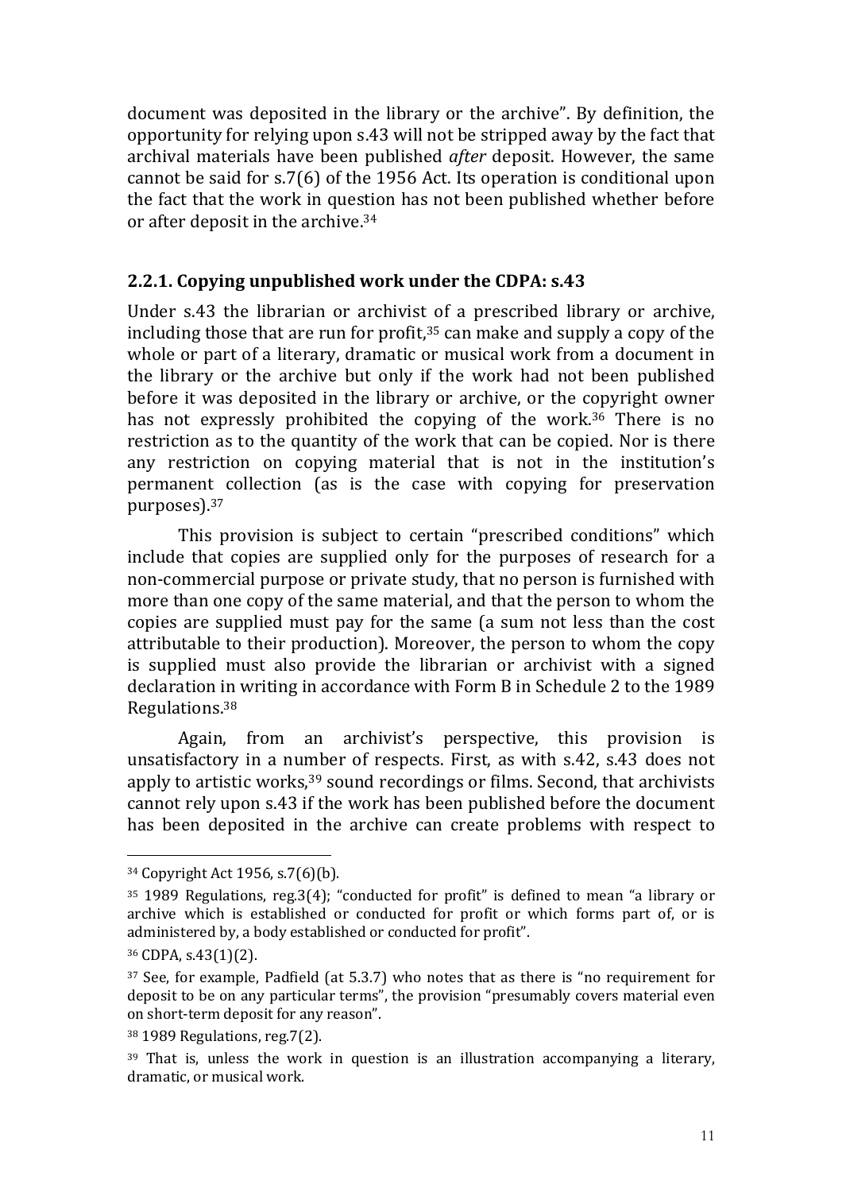document was deposited in the library or the archive". By definition, the opportunity for relying upon s.43 will not be stripped away by the fact that archival materials have been published *after* deposit. However, the same cannot be said for s.7(6) of the 1956 Act. Its operation is conditional upon the fact that the work in question has not been published whether before or after deposit in the archive.[34]

### 2.2.1. Copying unpublished work under the CDPA: s.43

Under s.43 the librarian or archivist of a prescribed library or archive, including those that are run for profit,[35] can make and supply a copy of the whole or part of a literary, dramatic or musical work from a document in the library or the archive but only if the work had not been published before it was deposited in the library or archive, or the copyright owner has not expressly prohibited the copying of the work.[36] There is no restriction as to the quantity of the work that can be copied. Nor is there any restriction on copying material that is not in the institution's permanent collection (as is the case with copying for preservation purposes).[37]

This provision is subject to certain "prescribed conditions" which include that copies are supplied only for the purposes of research for a non-commercial purpose or private study, that no person is furnished with more than one copy of the same material, and that the person to whom the copies are supplied must pay for the same (a sum not less than the cost attributable to their production). Moreover, the person to whom the copy is supplied must also provide the librarian or archivist with a signed declaration in writing in accordance with Form B in Schedule 2 to the 1989 Regulations.[38]

Again, from an archivist's perspective, this provision is unsatisfactory in a number of respects. First, as with s.42, s.43 does not apply to artistic works,[39] sound recordings or films. Second, that archivists cannot rely upon s.43 if the work has been published before the document has been deposited in the archive can create problems with respect to

---

[34] Copyright Act 1956, s.7(6)(b).

[35] 1989 Regulations, reg.3(4); "conducted for profit" is defined to mean "a library or archive which is established or conducted for profit or which forms part of, or is administered by, a body established or conducted for profit".

[36] CDPA, s.43(1)(2).

[37] See, for example, Padfield (at 5.3.7) who notes that as there is "no requirement for deposit to be on any particular terms", the provision "presumably covers material even on short-term deposit for any reason".

[38] 1989 Regulations, reg.7(2).

[39] That is, unless the work in question is an illustration accompanying a literary, dramatic, or musical work.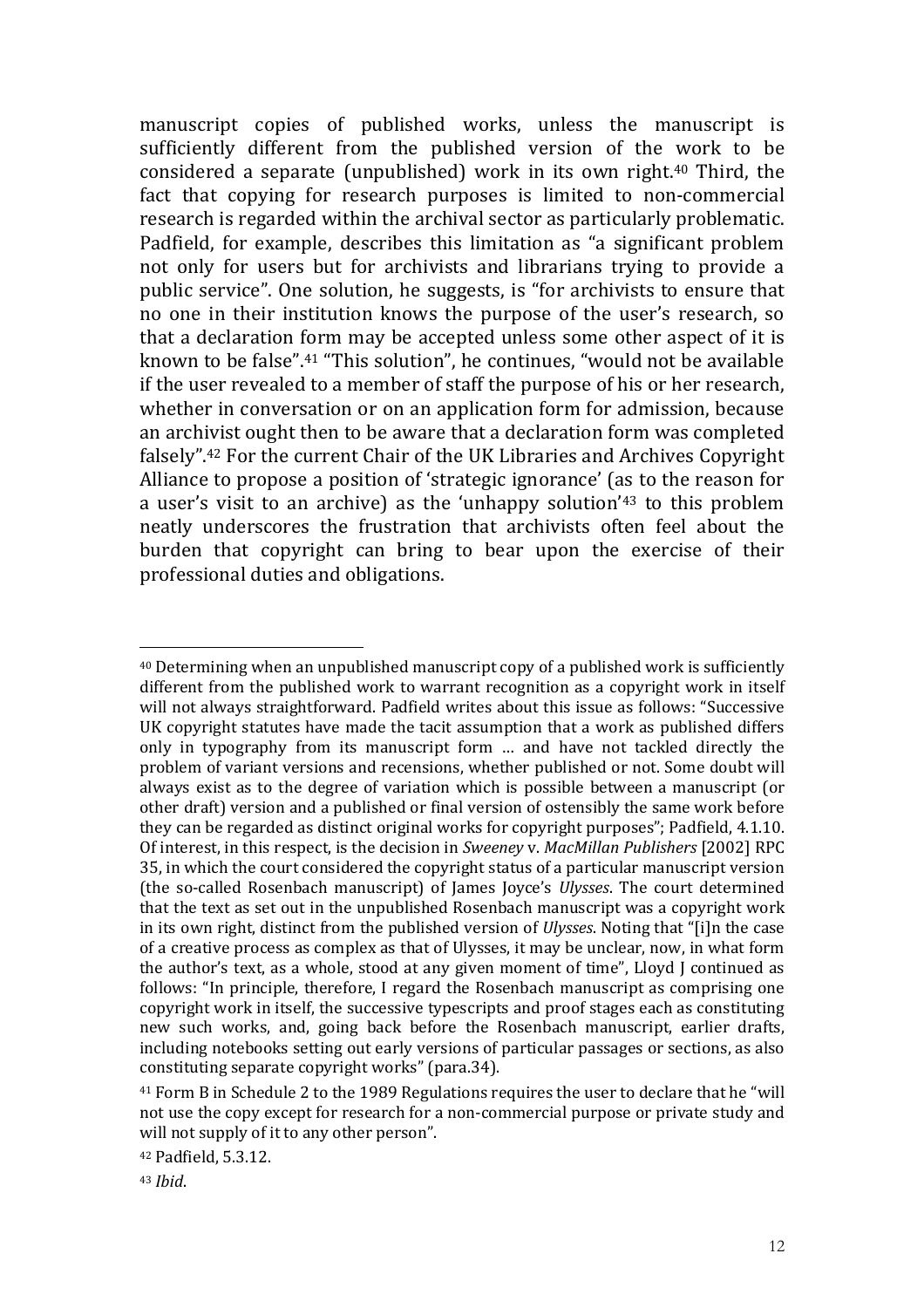manuscript copies of published works, unless the manuscript is sufficiently different from the published version of the work to be considered a separate (unpublished) work in its own right.[40] Third, the fact that copying for research purposes is limited to non-commercial research is regarded within the archival sector as particularly problematic. Padfield, for example, describes this limitation as "a significant problem not only for users but for archivists and librarians trying to provide a public service". One solution, he suggests, is "for archivists to ensure that no one in their institution knows the purpose of the user's research, so that a declaration form may be accepted unless some other aspect of it is known to be false".[41] "This solution", he continues, "would not be available if the user revealed to a member of staff the purpose of his or her research, whether in conversation or on an application form for admission, because an archivist ought then to be aware that a declaration form was completed falsely".[42] For the current Chair of the UK Libraries and Archives Copyright Alliance to propose a position of 'strategic ignorance' (as to the reason for a user's visit to an archive) as the 'unhappy solution'[43] to this problem neatly underscores the frustration that archivists often feel about the burden that copyright can bring to bear upon the exercise of their professional duties and obligations.

---

[40] Determining when an unpublished manuscript copy of a published work is sufficiently different from the published work to warrant recognition as a copyright work in itself will not always straightforward. Padfield writes about this issue as follows: "Successive UK copyright statutes have made the tacit assumption that a work as published differs only in typography from its manuscript form … and have not tackled directly the problem of variant versions and recensions, whether published or not. Some doubt will always exist as to the degree of variation which is possible between a manuscript (or other draft) version and a published or final version of ostensibly the same work before they can be regarded as distinct original works for copyright purposes"; Padfield, 4.1.10. Of interest, in this respect, is the decision in *Sweeney* v. *MacMillan Publishers* [2002] RPC 35, in which the court considered the copyright status of a particular manuscript version (the so-called Rosenbach manuscript) of James Joyce's *Ulysses*. The court determined that the text as set out in the unpublished Rosenbach manuscript was a copyright work in its own right, distinct from the published version of *Ulysses*. Noting that "[i]n the case of a creative process as complex as that of Ulysses, it may be unclear, now, in what form the author's text, as a whole, stood at any given moment of time", Lloyd J continued as follows: "In principle, therefore, I regard the Rosenbach manuscript as comprising one copyright work in itself, the successive typescripts and proof stages each as constituting new such works, and, going back before the Rosenbach manuscript, earlier drafts, including notebooks setting out early versions of particular passages or sections, as also constituting separate copyright works" (para.34).

[41] Form B in Schedule 2 to the 1989 Regulations requires the user to declare that he "will not use the copy except for research for a non-commercial purpose or private study and will not supply of it to any other person".

[42] Padfield, 5.3.12.

[43] *Ibid*.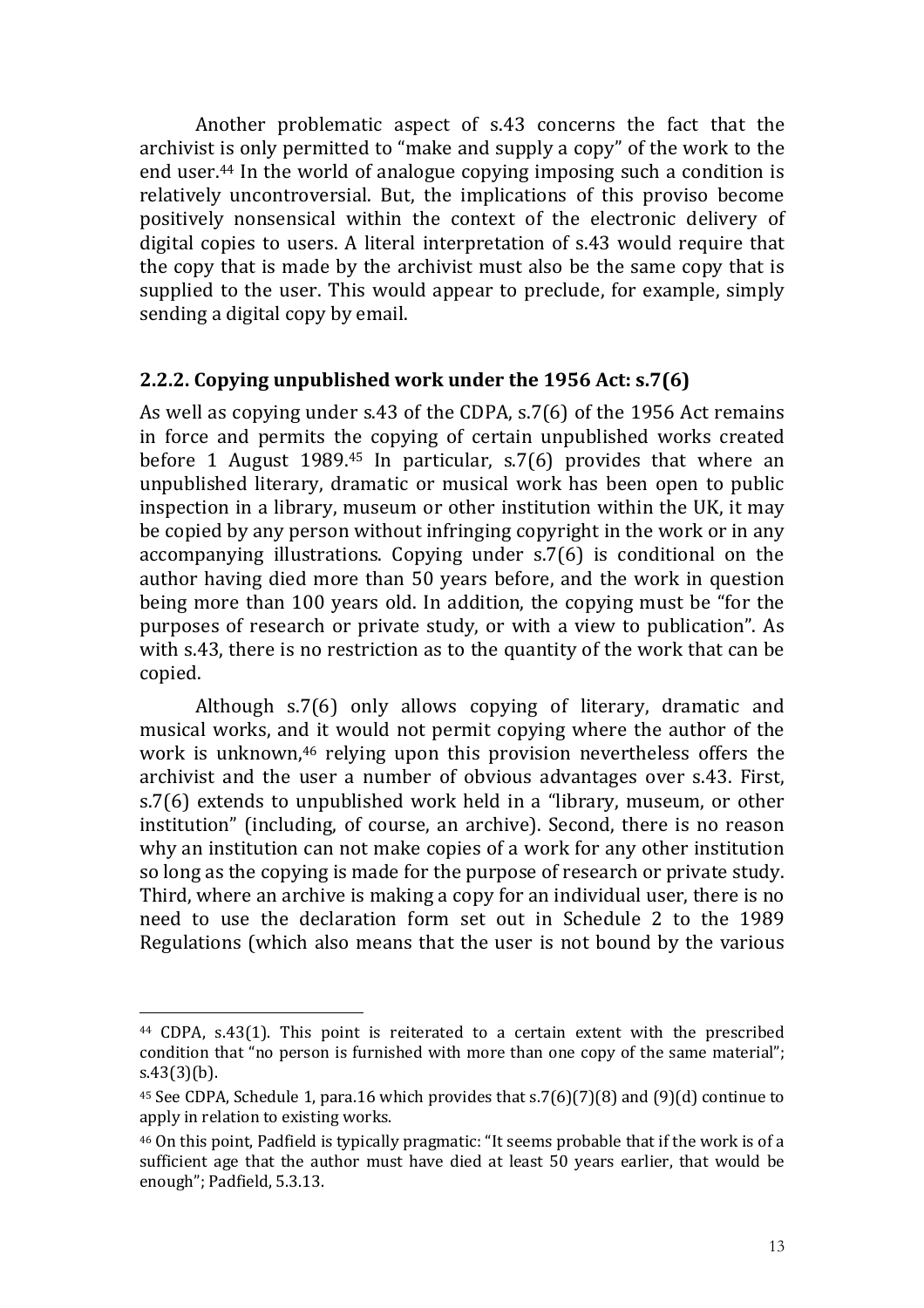Another problematic aspect of s.43 concerns the fact that the archivist is only permitted to "make and supply a copy" of the work to the end user.[44] In the world of analogue copying imposing such a condition is relatively uncontroversial. But, the implications of this proviso become positively nonsensical within the context of the electronic delivery of digital copies to users. A literal interpretation of s.43 would require that the copy that is made by the archivist must also be the same copy that is supplied to the user. This would appear to preclude, for example, simply sending a digital copy by email.

### 2.2.2. Copying unpublished work under the 1956 Act: s.7(6)

As well as copying under s.43 of the CDPA, s.7(6) of the 1956 Act remains in force and permits the copying of certain unpublished works created before 1 August 1989.[45] In particular, s.7(6) provides that where an unpublished literary, dramatic or musical work has been open to public inspection in a library, museum or other institution within the UK, it may be copied by any person without infringing copyright in the work or in any accompanying illustrations. Copying under s.7(6) is conditional on the author having died more than 50 years before, and the work in question being more than 100 years old. In addition, the copying must be "for the purposes of research or private study, or with a view to publication". As with s.43, there is no restriction as to the quantity of the work that can be copied.

Although s.7(6) only allows copying of literary, dramatic and musical works, and it would not permit copying where the author of the work is unknown,[46] relying upon this provision nevertheless offers the archivist and the user a number of obvious advantages over s.43. First, s.7(6) extends to unpublished work held in a "library, museum, or other institution" (including, of course, an archive). Second, there is no reason why an institution can not make copies of a work for any other institution so long as the copying is made for the purpose of research or private study. Third, where an archive is making a copy for an individual user, there is no need to use the declaration form set out in Schedule 2 to the 1989 Regulations (which also means that the user is not bound by the various

---

[44] CDPA, s.43(1). This point is reiterated to a certain extent with the prescribed condition that "no person is furnished with more than one copy of the same material"; s.43(3)(b).

[45] See CDPA, Schedule 1, para.16 which provides that s.7(6)(7)(8) and (9)(d) continue to apply in relation to existing works.

[46] On this point, Padfield is typically pragmatic: "It seems probable that if the work is of a sufficient age that the author must have died at least 50 years earlier, that would be enough"; Padfield, 5.3.13.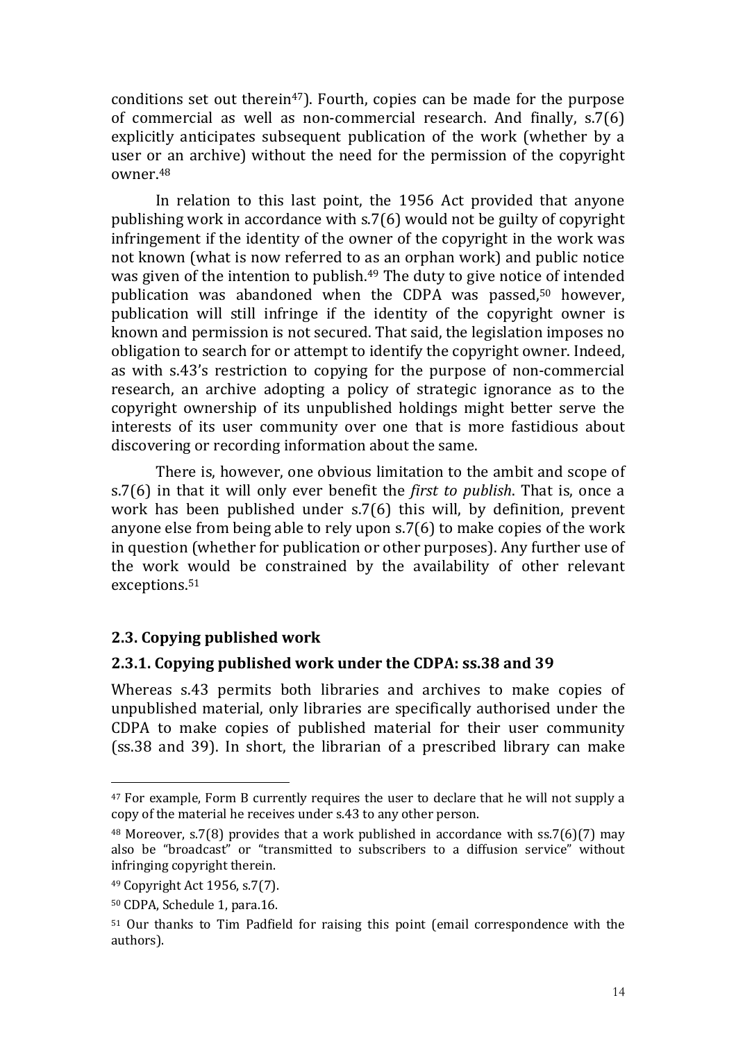conditions set out therein[47]). Fourth, copies can be made for the purpose of commercial as well as non-commercial research. And finally, s.7(6) explicitly anticipates subsequent publication of the work (whether by a user or an archive) without the need for the permission of the copyright owner.[48]

In relation to this last point, the 1956 Act provided that anyone publishing work in accordance with s.7(6) would not be guilty of copyright infringement if the identity of the owner of the copyright in the work was not known (what is now referred to as an orphan work) and public notice was given of the intention to publish.[49] The duty to give notice of intended publication was abandoned when the CDPA was passed,[50] however, publication will still infringe if the identity of the copyright owner is known and permission is not secured. That said, the legislation imposes no obligation to search for or attempt to identify the copyright owner. Indeed, as with s.43's restriction to copying for the purpose of non-commercial research, an archive adopting a policy of strategic ignorance as to the copyright ownership of its unpublished holdings might better serve the interests of its user community over one that is more fastidious about discovering or recording information about the same.

There is, however, one obvious limitation to the ambit and scope of s.7(6) in that it will only ever benefit the *first to publish*. That is, once a work has been published under s.7(6) this will, by definition, prevent anyone else from being able to rely upon s.7(6) to make copies of the work in question (whether for publication or other purposes). Any further use of the work would be constrained by the availability of other relevant exceptions.[51]

### 2.3. Copying published work

#### 2.3.1. Copying published work under the CDPA: ss.38 and 39

Whereas s.43 permits both libraries and archives to make copies of unpublished material, only libraries are specifically authorised under the CDPA to make copies of published material for their user community (ss.38 and 39). In short, the librarian of a prescribed library can make

---

[47] For example, Form B currently requires the user to declare that he will not supply a copy of the material he receives under s.43 to any other person.

[48] Moreover, s.7(8) provides that a work published in accordance with ss.7(6)(7) may also be "broadcast" or "transmitted to subscribers to a diffusion service" without infringing copyright therein.

[49] Copyright Act 1956, s.7(7).

[50] CDPA, Schedule 1, para.16.

[51] Our thanks to Tim Padfield for raising this point (email correspondence with the authors).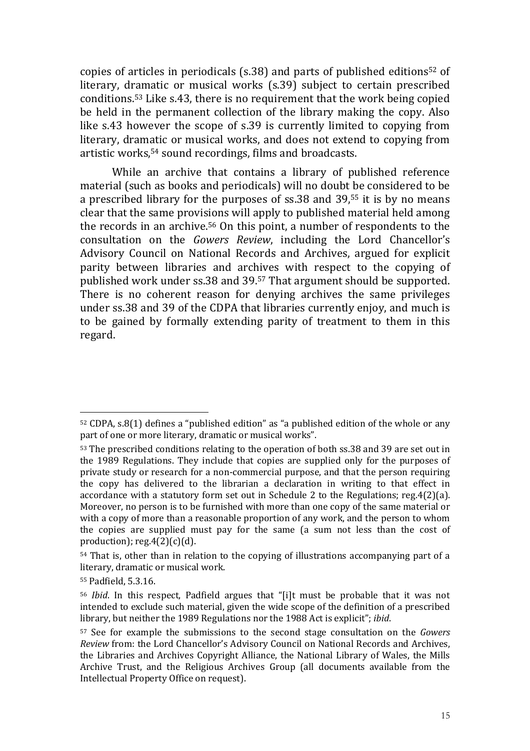copies of articles in periodicals (s.38) and parts of published editions[52] of literary, dramatic or musical works (s.39) subject to certain prescribed conditions.[53] Like s.43, there is no requirement that the work being copied be held in the permanent collection of the library making the copy. Also like s.43 however the scope of s.39 is currently limited to copying from literary, dramatic or musical works, and does not extend to copying from artistic works,[54] sound recordings, films and broadcasts.

While an archive that contains a library of published reference material (such as books and periodicals) will no doubt be considered to be a prescribed library for the purposes of ss.38 and 39,[55] it is by no means clear that the same provisions will apply to published material held among the records in an archive.[56] On this point, a number of respondents to the consultation on the *Gowers Review*, including the Lord Chancellor's Advisory Council on National Records and Archives, argued for explicit parity between libraries and archives with respect to the copying of published work under ss.38 and 39.[57] That argument should be supported. There is no coherent reason for denying archives the same privileges under ss.38 and 39 of the CDPA that libraries currently enjoy, and much is to be gained by formally extending parity of treatment to them in this regard.

---

[52] CDPA, s.8(1) defines a "published edition" as "a published edition of the whole or any part of one or more literary, dramatic or musical works".

[53] The prescribed conditions relating to the operation of both ss.38 and 39 are set out in the 1989 Regulations. They include that copies are supplied only for the purposes of private study or research for a non-commercial purpose, and that the person requiring the copy has delivered to the librarian a declaration in writing to that effect in accordance with a statutory form set out in Schedule 2 to the Regulations; reg.4(2)(a). Moreover, no person is to be furnished with more than one copy of the same material or with a copy of more than a reasonable proportion of any work, and the person to whom the copies are supplied must pay for the same (a sum not less than the cost of production); reg.4(2)(c)(d).

[54] That is, other than in relation to the copying of illustrations accompanying part of a literary, dramatic or musical work.

[55] Padfield, 5.3.16.

[56] *Ibid*. In this respect, Padfield argues that "[i]t must be probable that it was not intended to exclude such material, given the wide scope of the definition of a prescribed library, but neither the 1989 Regulations nor the 1988 Act is explicit"; *ibid*.

[57] See for example the submissions to the second stage consultation on the *Gowers Review* from: the Lord Chancellor's Advisory Council on National Records and Archives, the Libraries and Archives Copyright Alliance, the National Library of Wales, the Mills Archive Trust, and the Religious Archives Group (all documents available from the Intellectual Property Office on request).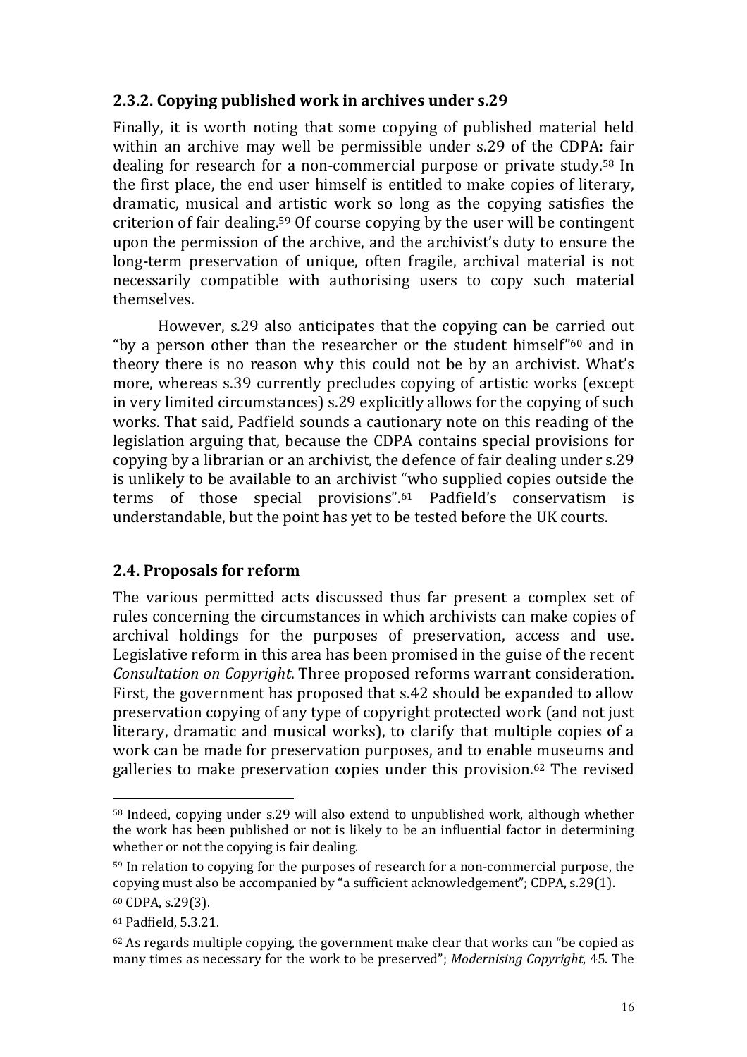### 2.3.2. Copying published work in archives under s.29

Finally, it is worth noting that some copying of published material held within an archive may well be permissible under s.29 of the CDPA: fair dealing for research for a non-commercial purpose or private study.[58] In the first place, the end user himself is entitled to make copies of literary, dramatic, musical and artistic work so long as the copying satisfies the criterion of fair dealing.[59] Of course copying by the user will be contingent upon the permission of the archive, and the archivist's duty to ensure the long-term preservation of unique, often fragile, archival material is not necessarily compatible with authorising users to copy such material themselves.

However, s.29 also anticipates that the copying can be carried out "by a person other than the researcher or the student himself"[60] and in theory there is no reason why this could not be by an archivist. What's more, whereas s.39 currently precludes copying of artistic works (except in very limited circumstances) s.29 explicitly allows for the copying of such works. That said, Padfield sounds a cautionary note on this reading of the legislation arguing that, because the CDPA contains special provisions for copying by a librarian or an archivist, the defence of fair dealing under s.29 is unlikely to be available to an archivist "who supplied copies outside the terms of those special provisions".[61] Padfield's conservatism is understandable, but the point has yet to be tested before the UK courts.

## 2.4. Proposals for reform

The various permitted acts discussed thus far present a complex set of rules concerning the circumstances in which archivists can make copies of archival holdings for the purposes of preservation, access and use. Legislative reform in this area has been promised in the guise of the recent *Consultation on Copyright*. Three proposed reforms warrant consideration. First, the government has proposed that s.42 should be expanded to allow preservation copying of any type of copyright protected work (and not just literary, dramatic and musical works), to clarify that multiple copies of a work can be made for preservation purposes, and to enable museums and galleries to make preservation copies under this provision.[62] The revised

---

[58] Indeed, copying under s.29 will also extend to unpublished work, although whether the work has been published or not is likely to be an influential factor in determining whether or not the copying is fair dealing.

[59] In relation to copying for the purposes of research for a non-commercial purpose, the copying must also be accompanied by "a sufficient acknowledgement"; CDPA, s.29(1).

[60] CDPA, s.29(3).

[61] Padfield, 5.3.21.

[62] As regards multiple copying, the government make clear that works can "be copied as many times as necessary for the work to be preserved"; *Modernising Copyright*, 45. The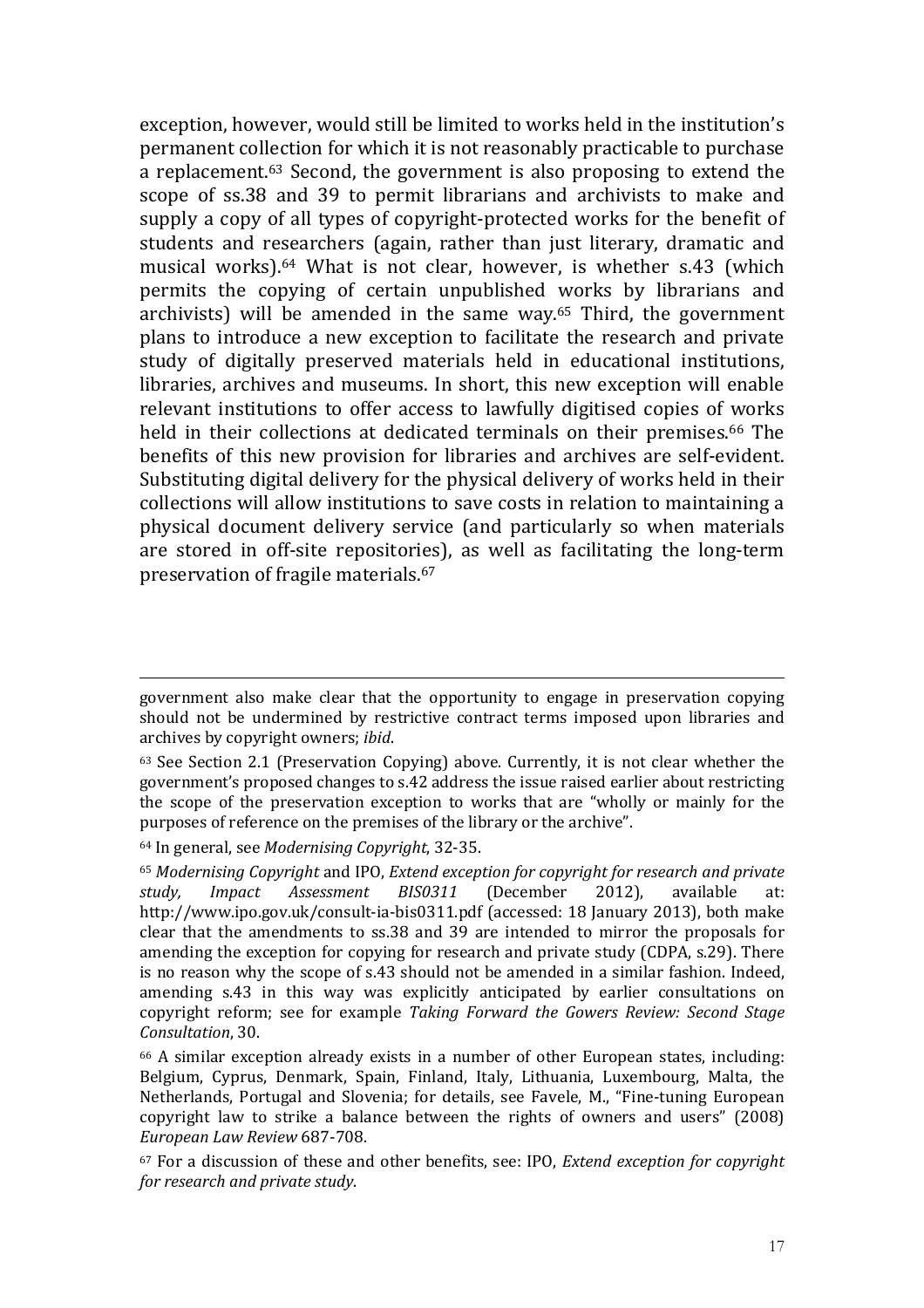exception, however, would still be limited to works held in the institution's permanent collection for which it is not reasonably practicable to purchase a replacement.[63] Second, the government is also proposing to extend the scope of ss.38 and 39 to permit librarians and archivists to make and supply a copy of all types of copyright-protected works for the benefit of students and researchers (again, rather than just literary, dramatic and musical works).[64] What is not clear, however, is whether s.43 (which permits the copying of certain unpublished works by librarians and archivists) will be amended in the same way.[65] Third, the government plans to introduce a new exception to facilitate the research and private study of digitally preserved materials held in educational institutions, libraries, archives and museums. In short, this new exception will enable relevant institutions to offer access to lawfully digitised copies of works held in their collections at dedicated terminals on their premises.[66] The benefits of this new provision for libraries and archives are self-evident. Substituting digital delivery for the physical delivery of works held in their collections will allow institutions to save costs in relation to maintaining a physical document delivery service (and particularly so when materials are stored in off-site repositories), as well as facilitating the long-term preservation of fragile materials.[67]

---

government also make clear that the opportunity to engage in preservation copying should not be undermined by restrictive contract terms imposed upon libraries and archives by copyright owners; *ibid*.

[63] See Section 2.1 (Preservation Copying) above. Currently, it is not clear whether the government's proposed changes to s.42 address the issue raised earlier about restricting the scope of the preservation exception to works that are "wholly or mainly for the purposes of reference on the premises of the library or the archive".

[64] In general, see *Modernising Copyright*, 32-35.

[65] *Modernising Copyright* and IPO, *Extend exception for copyright for research and private study, Impact Assessment BIS0311* (December 2012), available at: http://www.ipo.gov.uk/consult-ia-bis0311.pdf (accessed: 18 January 2013), both make clear that the amendments to ss.38 and 39 are intended to mirror the proposals for amending the exception for copying for research and private study (CDPA, s.29). There is no reason why the scope of s.43 should not be amended in a similar fashion. Indeed, amending s.43 in this way was explicitly anticipated by earlier consultations on copyright reform; see for example *Taking Forward the Gowers Review: Second Stage Consultation*, 30.

[66] A similar exception already exists in a number of other European states, including: Belgium, Cyprus, Denmark, Spain, Finland, Italy, Lithuania, Luxembourg, Malta, the Netherlands, Portugal and Slovenia; for details, see Favele, M., "Fine-tuning European copyright law to strike a balance between the rights of owners and users" (2008) *European Law Review* 687-708.

[67] For a discussion of these and other benefits, see: IPO, *Extend exception for copyright for research and private study*.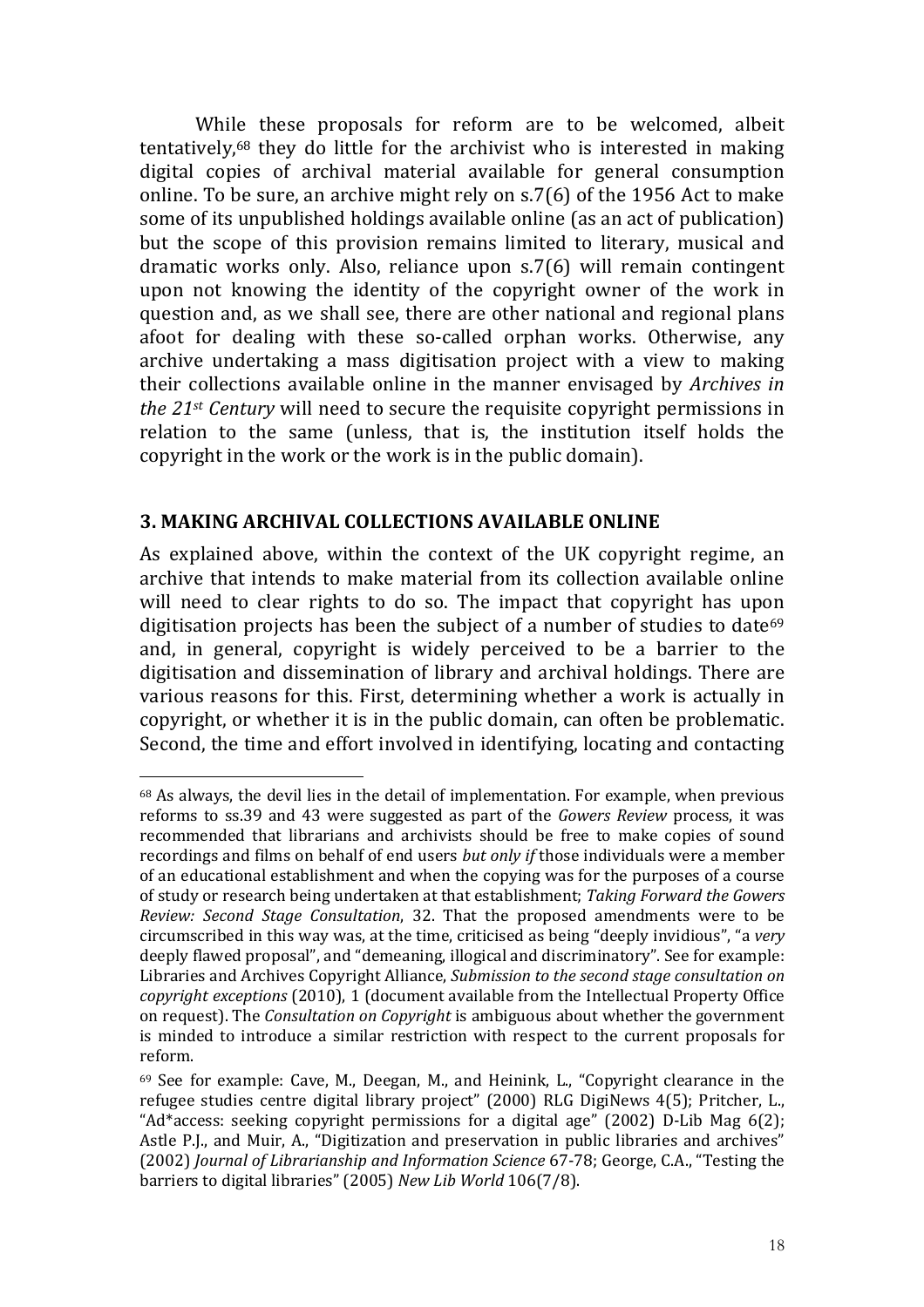While these proposals for reform are to be welcomed, albeit tentatively,[68] they do little for the archivist who is interested in making digital copies of archival material available for general consumption online. To be sure, an archive might rely on s.7(6) of the 1956 Act to make some of its unpublished holdings available online (as an act of publication) but the scope of this provision remains limited to literary, musical and dramatic works only. Also, reliance upon s.7(6) will remain contingent upon not knowing the identity of the copyright owner of the work in question and, as we shall see, there are other national and regional plans afoot for dealing with these so-called orphan works. Otherwise, any archive undertaking a mass digitisation project with a view to making their collections available online in the manner envisaged by *Archives in the 21st Century* will need to secure the requisite copyright permissions in relation to the same (unless, that is, the institution itself holds the copyright in the work or the work is in the public domain).

## 3. MAKING ARCHIVAL COLLECTIONS AVAILABLE ONLINE

As explained above, within the context of the UK copyright regime, an archive that intends to make material from its collection available online will need to clear rights to do so. The impact that copyright has upon digitisation projects has been the subject of a number of studies to date[69] and, in general, copyright is widely perceived to be a barrier to the digitisation and dissemination of library and archival holdings. There are various reasons for this. First, determining whether a work is actually in copyright, or whether it is in the public domain, can often be problematic. Second, the time and effort involved in identifying, locating and contacting

---

[68] As always, the devil lies in the detail of implementation. For example, when previous reforms to ss.39 and 43 were suggested as part of the *Gowers Review* process, it was recommended that librarians and archivists should be free to make copies of sound recordings and films on behalf of end users *but only if* those individuals were a member of an educational establishment and when the copying was for the purposes of a course of study or research being undertaken at that establishment; *Taking Forward the Gowers Review: Second Stage Consultation*, 32. That the proposed amendments were to be circumscribed in this way was, at the time, criticised as being "deeply invidious", "a *very* deeply flawed proposal", and "demeaning, illogical and discriminatory". See for example: Libraries and Archives Copyright Alliance, *Submission to the second stage consultation on copyright exceptions* (2010), 1 (document available from the Intellectual Property Office on request). The *Consultation on Copyright* is ambiguous about whether the government is minded to introduce a similar restriction with respect to the current proposals for reform.

[69] See for example: Cave, M., Deegan, M., and Heinink, L., "Copyright clearance in the refugee studies centre digital library project" (2000) RLG DigiNews 4(5); Pritcher, L., "Ad*access: seeking copyright permissions for a digital age" (2002) D-Lib Mag 6(2); Astle P.J., and Muir, A., "Digitization and preservation in public libraries and archives" (2002) *Journal of Librarianship and Information Science* 67-78; George, C.A., "Testing the barriers to digital libraries" (2005) *New Lib World* 106(7/8).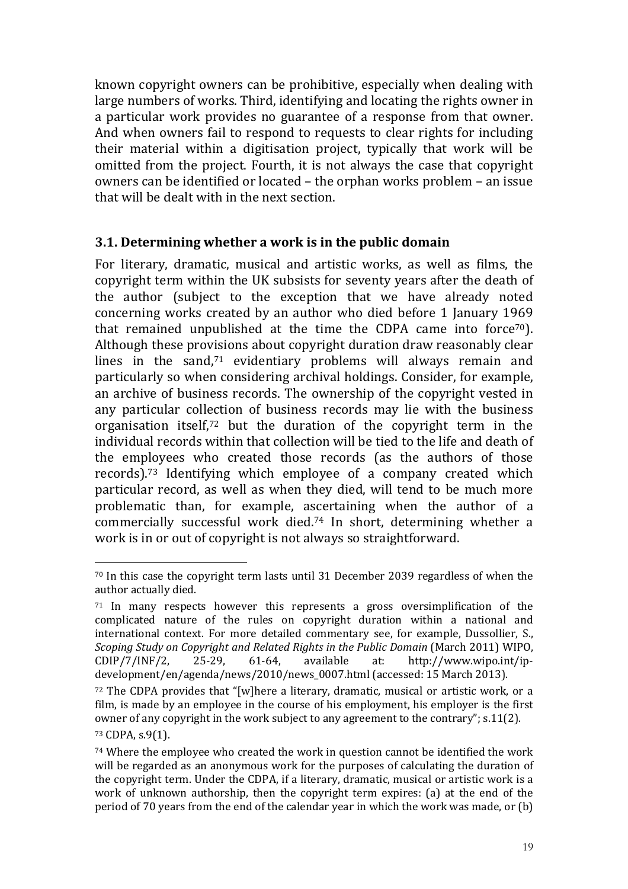known copyright owners can be prohibitive, especially when dealing with large numbers of works. Third, identifying and locating the rights owner in a particular work provides no guarantee of a response from that owner. And when owners fail to respond to requests to clear rights for including their material within a digitisation project, typically that work will be omitted from the project. Fourth, it is not always the case that copyright owners can be identified or located – the orphan works problem – an issue that will be dealt with in the next section.

### 3.1. Determining whether a work is in the public domain

For literary, dramatic, musical and artistic works, as well as films, the copyright term within the UK subsists for seventy years after the death of the author (subject to the exception that we have already noted concerning works created by an author who died before 1 January 1969 that remained unpublished at the time the CDPA came into force[70]). Although these provisions about copyright duration draw reasonably clear lines in the sand,[71] evidentiary problems will always remain and particularly so when considering archival holdings. Consider, for example, an archive of business records. The ownership of the copyright vested in any particular collection of business records may lie with the business organisation itself,[72] but the duration of the copyright term in the individual records within that collection will be tied to the life and death of the employees who created those records (as the authors of those records).[73] Identifying which employee of a company created which particular record, as well as when they died, will tend to be much more problematic than, for example, ascertaining when the author of a commercially successful work died.[74] In short, determining whether a work is in or out of copyright is not always so straightforward.

---

[70] In this case the copyright term lasts until 31 December 2039 regardless of when the author actually died.

[71] In many respects however this represents a gross oversimplification of the complicated nature of the rules on copyright duration within a national and international context. For more detailed commentary see, for example, Dussollier, S., *Scoping Study on Copyright and Related Rights in the Public Domain* (March 2011) WIPO, CDIP/7/INF/2, 25-29, 61-64, available at: http://www.wipo.int/ip-development/en/agenda/news/2010/news_0007.html (accessed: 15 March 2013).

[72] The CDPA provides that "[w]here a literary, dramatic, musical or artistic work, or a film, is made by an employee in the course of his employment, his employer is the first owner of any copyright in the work subject to any agreement to the contrary"; s.11(2).

[73] CDPA, s.9(1).

[74] Where the employee who created the work in question cannot be identified the work will be regarded as an anonymous work for the purposes of calculating the duration of the copyright term. Under the CDPA, if a literary, dramatic, musical or artistic work is a work of unknown authorship, then the copyright term expires: (a) at the end of the period of 70 years from the end of the calendar year in which the work was made, or (b)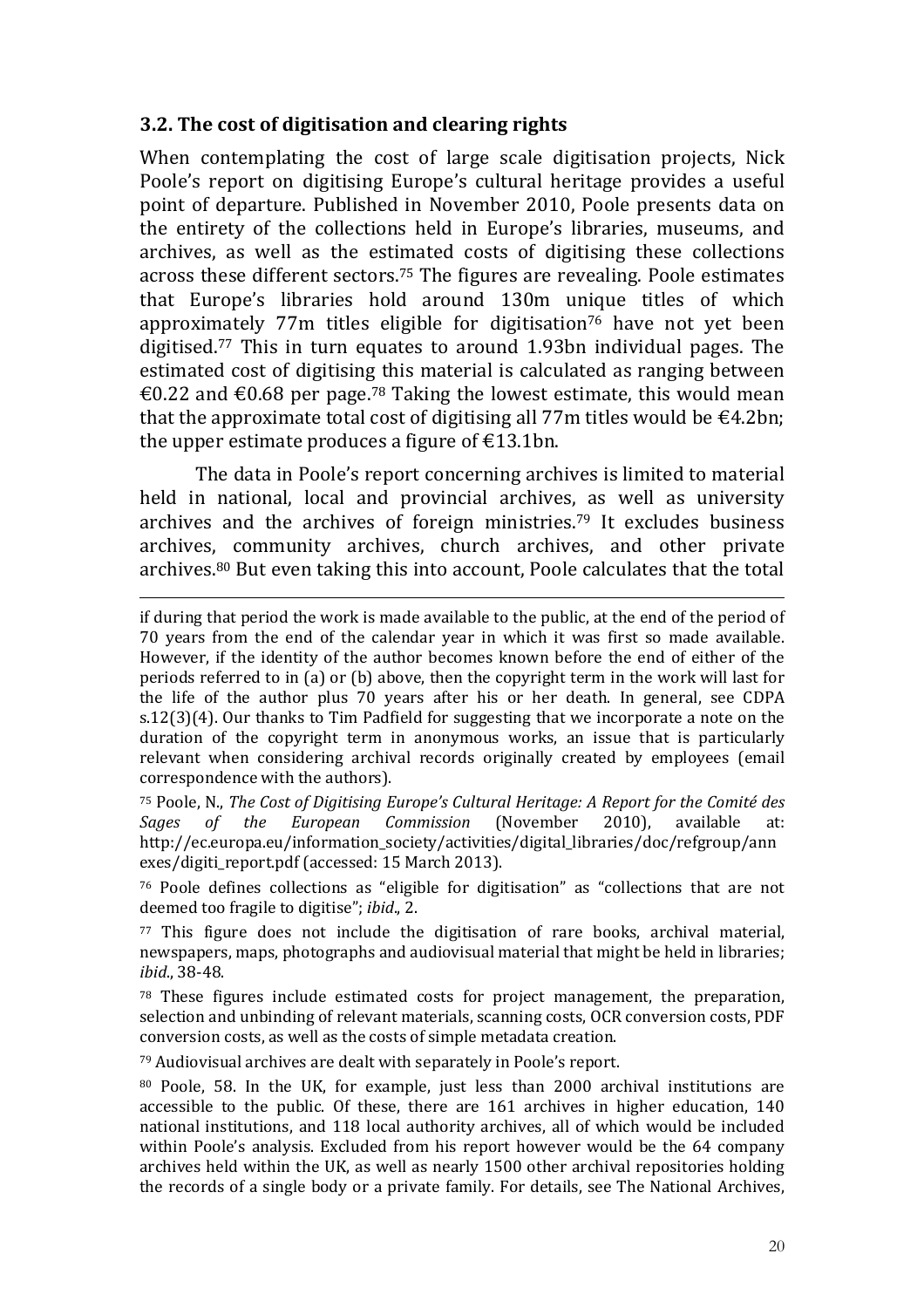### 3.2. The cost of digitisation and clearing rights

When contemplating the cost of large scale digitisation projects, Nick Poole's report on digitising Europe's cultural heritage provides a useful point of departure. Published in November 2010, Poole presents data on the entirety of the collections held in Europe's libraries, museums, and archives, as well as the estimated costs of digitising these collections across these different sectors.[75] The figures are revealing. Poole estimates that Europe's libraries hold around 130m unique titles of which approximately 77m titles eligible for digitisation[76] have not yet been digitised.[77] This in turn equates to around 1.93bn individual pages. The estimated cost of digitising this material is calculated as ranging between €0.22 and €0.68 per page.[78] Taking the lowest estimate, this would mean that the approximate total cost of digitising all 77m titles would be €4.2bn; the upper estimate produces a figure of €13.1bn.

The data in Poole's report concerning archives is limited to material held in national, local and provincial archives, as well as university archives and the archives of foreign ministries.[79] It excludes business archives, community archives, church archives, and other private archives.[80] But even taking this into account, Poole calculates that the total

---

if during that period the work is made available to the public, at the end of the period of 70 years from the end of the calendar year in which it was first so made available. However, if the identity of the author becomes known before the end of either of the periods referred to in (a) or (b) above, then the copyright term in the work will last for the life of the author plus 70 years after his or her death. In general, see CDPA s.12(3)(4). Our thanks to Tim Padfield for suggesting that we incorporate a note on the duration of the copyright term in anonymous works, an issue that is particularly relevant when considering archival records originally created by employees (email correspondence with the authors).

[75] Poole, N., *The Cost of Digitising Europe's Cultural Heritage: A Report for the Comité des Sages of the European Commission* (November 2010), available at: http://ec.europa.eu/information_society/activities/digital_libraries/doc/refgroup/annexes/digiti_report.pdf (accessed: 15 March 2013).

[76] Poole defines collections as "eligible for digitisation" as "collections that are not deemed too fragile to digitise"; *ibid*., 2.

[77] This figure does not include the digitisation of rare books, archival material, newspapers, maps, photographs and audiovisual material that might be held in libraries; *ibid*., 38-48.

[78] These figures include estimated costs for project management, the preparation, selection and unbinding of relevant materials, scanning costs, OCR conversion costs, PDF conversion costs, as well as the costs of simple metadata creation.

[79] Audiovisual archives are dealt with separately in Poole's report.

[80] Poole, 58. In the UK, for example, just less than 2000 archival institutions are accessible to the public. Of these, there are 161 archives in higher education, 140 national institutions, and 118 local authority archives, all of which would be included within Poole's analysis. Excluded from his report however would be the 64 company archives held within the UK, as well as nearly 1500 other archival repositories holding the records of a single body or a private family. For details, see The National Archives,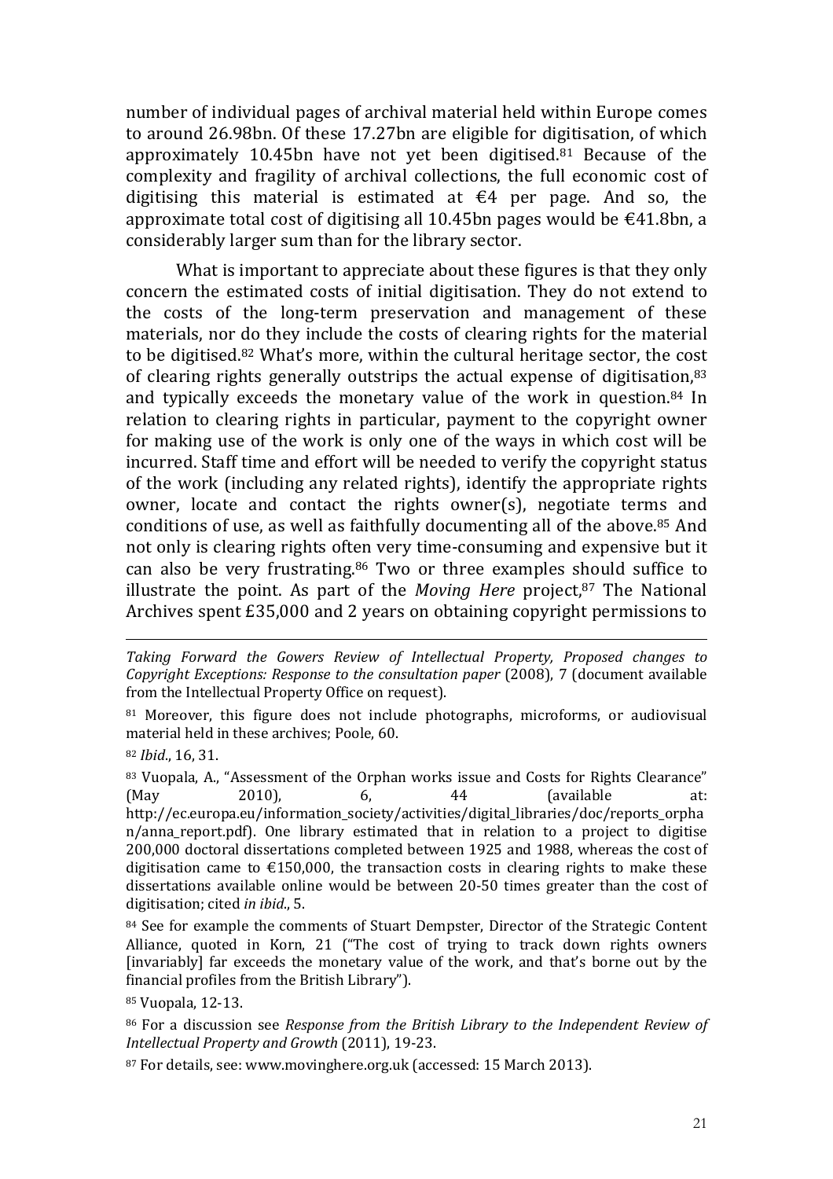number of individual pages of archival material held within Europe comes to around 26.98bn. Of these 17.27bn are eligible for digitisation, of which approximately 10.45bn have not yet been digitised.[81] Because of the complexity and fragility of archival collections, the full economic cost of digitising this material is estimated at €4 per page. And so, the approximate total cost of digitising all 10.45bn pages would be €41.8bn, a considerably larger sum than for the library sector.

What is important to appreciate about these figures is that they only concern the estimated costs of initial digitisation. They do not extend to the costs of the long-term preservation and management of these materials, nor do they include the costs of clearing rights for the material to be digitised.[82] What's more, within the cultural heritage sector, the cost of clearing rights generally outstrips the actual expense of digitisation,[83] and typically exceeds the monetary value of the work in question.[84] In relation to clearing rights in particular, payment to the copyright owner for making use of the work is only one of the ways in which cost will be incurred. Staff time and effort will be needed to verify the copyright status of the work (including any related rights), identify the appropriate rights owner, locate and contact the rights owner(s), negotiate terms and conditions of use, as well as faithfully documenting all of the above.[85] And not only is clearing rights often very time-consuming and expensive but it can also be very frustrating.[86] Two or three examples should suffice to illustrate the point. As part of the *Moving Here* project,[87] The National Archives spent £35,000 and 2 years on obtaining copyright permissions to

---

*Taking Forward the Gowers Review of Intellectual Property, Proposed changes to Copyright Exceptions: Response to the consultation paper* (2008), 7 (document available from the Intellectual Property Office on request).

[81] Moreover, this figure does not include photographs, microforms, or audiovisual material held in these archives; Poole, 60.

[82] *Ibid*., 16, 31.

[83] Vuopala, A., "Assessment of the Orphan works issue and Costs for Rights Clearance" (May 2010), 6, 44 (available at: http://ec.europa.eu/information_society/activities/digital_libraries/doc/reports_orphan/anna_report.pdf). One library estimated that in relation to a project to digitise 200,000 doctoral dissertations completed between 1925 and 1988, whereas the cost of digitisation came to €150,000, the transaction costs in clearing rights to make these dissertations available online would be between 20-50 times greater than the cost of digitisation; cited *in ibid*., 5.

[84] See for example the comments of Stuart Dempster, Director of the Strategic Content Alliance, quoted in Korn, 21 ("The cost of trying to track down rights owners [invariably] far exceeds the monetary value of the work, and that's borne out by the financial profiles from the British Library").

[85] Vuopala, 12-13.

[86] For a discussion see *Response from the British Library to the Independent Review of Intellectual Property and Growth* (2011), 19-23.

[87] For details, see: www.movinghere.org.uk (accessed: 15 March 2013).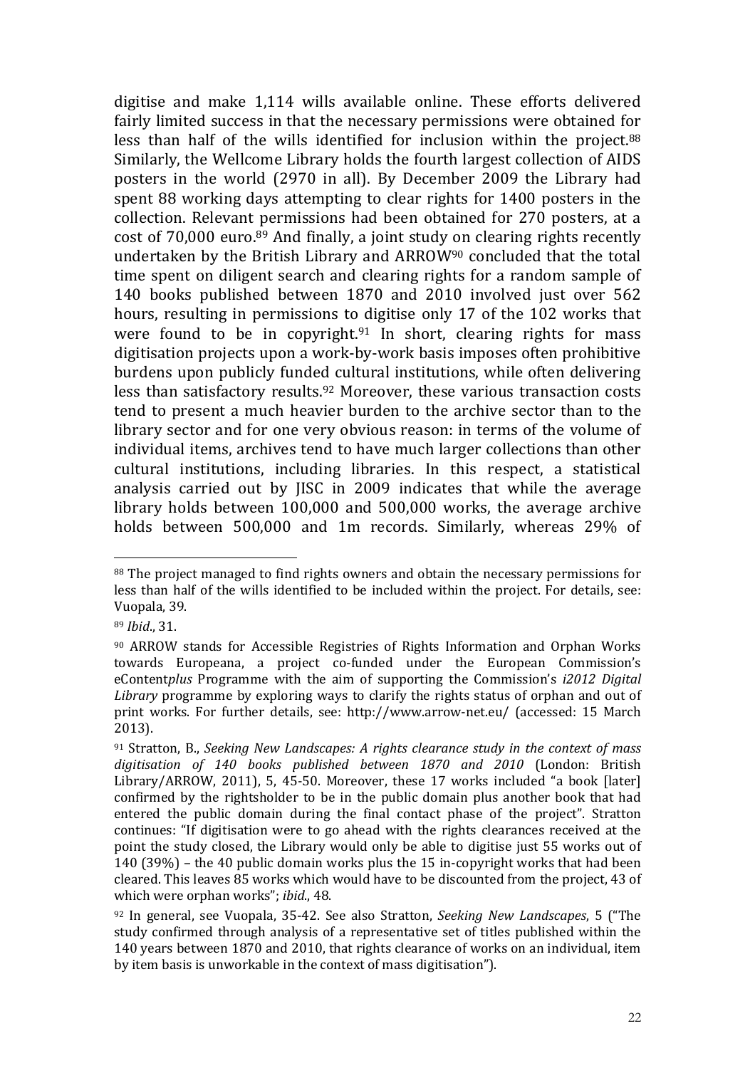digitise and make 1,114 wills available online. These efforts delivered fairly limited success in that the necessary permissions were obtained for less than half of the wills identified for inclusion within the project.[88] Similarly, the Wellcome Library holds the fourth largest collection of AIDS posters in the world (2970 in all). By December 2009 the Library had spent 88 working days attempting to clear rights for 1400 posters in the collection. Relevant permissions had been obtained for 270 posters, at a cost of 70,000 euro.[89] And finally, a joint study on clearing rights recently undertaken by the British Library and ARROW[90] concluded that the total time spent on diligent search and clearing rights for a random sample of 140 books published between 1870 and 2010 involved just over 562 hours, resulting in permissions to digitise only 17 of the 102 works that were found to be in copyright.[91] In short, clearing rights for mass digitisation projects upon a work-by-work basis imposes often prohibitive burdens upon publicly funded cultural institutions, while often delivering less than satisfactory results.[92] Moreover, these various transaction costs tend to present a much heavier burden to the archive sector than to the library sector and for one very obvious reason: in terms of the volume of individual items, archives tend to have much larger collections than other cultural institutions, including libraries. In this respect, a statistical analysis carried out by JISC in 2009 indicates that while the average library holds between 100,000 and 500,000 works, the average archive holds between 500,000 and 1m records. Similarly, whereas 29% of

---

[88] The project managed to find rights owners and obtain the necessary permissions for less than half of the wills identified to be included within the project. For details, see: Vuopala, 39.

[89] *Ibid*., 31.

[90] ARROW stands for Accessible Registries of Rights Information and Orphan Works towards Europeana, a project co-funded under the European Commission's eContent*plus* Programme with the aim of supporting the Commission's *i2012 Digital Library* programme by exploring ways to clarify the rights status of orphan and out of print works. For further details, see: http://www.arrow-net.eu/ (accessed: 15 March 2013).

[91] Stratton, B., *Seeking New Landscapes: A rights clearance study in the context of mass digitisation of 140 books published between 1870 and 2010* (London: British Library/ARROW, 2011), 5, 45-50. Moreover, these 17 works included "a book [later] confirmed by the rightsholder to be in the public domain plus another book that had entered the public domain during the final contact phase of the project". Stratton continues: "If digitisation were to go ahead with the rights clearances received at the point the study closed, the Library would only be able to digitise just 55 works out of 140 (39%) – the 40 public domain works plus the 15 in-copyright works that had been cleared. This leaves 85 works which would have to be discounted from the project, 43 of which were orphan works"; *ibid*., 48.

[92] In general, see Vuopala, 35-42. See also Stratton, *Seeking New Landscapes*, 5 ("The study confirmed through analysis of a representative set of titles published within the 140 years between 1870 and 2010, that rights clearance of works on an individual, item by item basis is unworkable in the context of mass digitisation").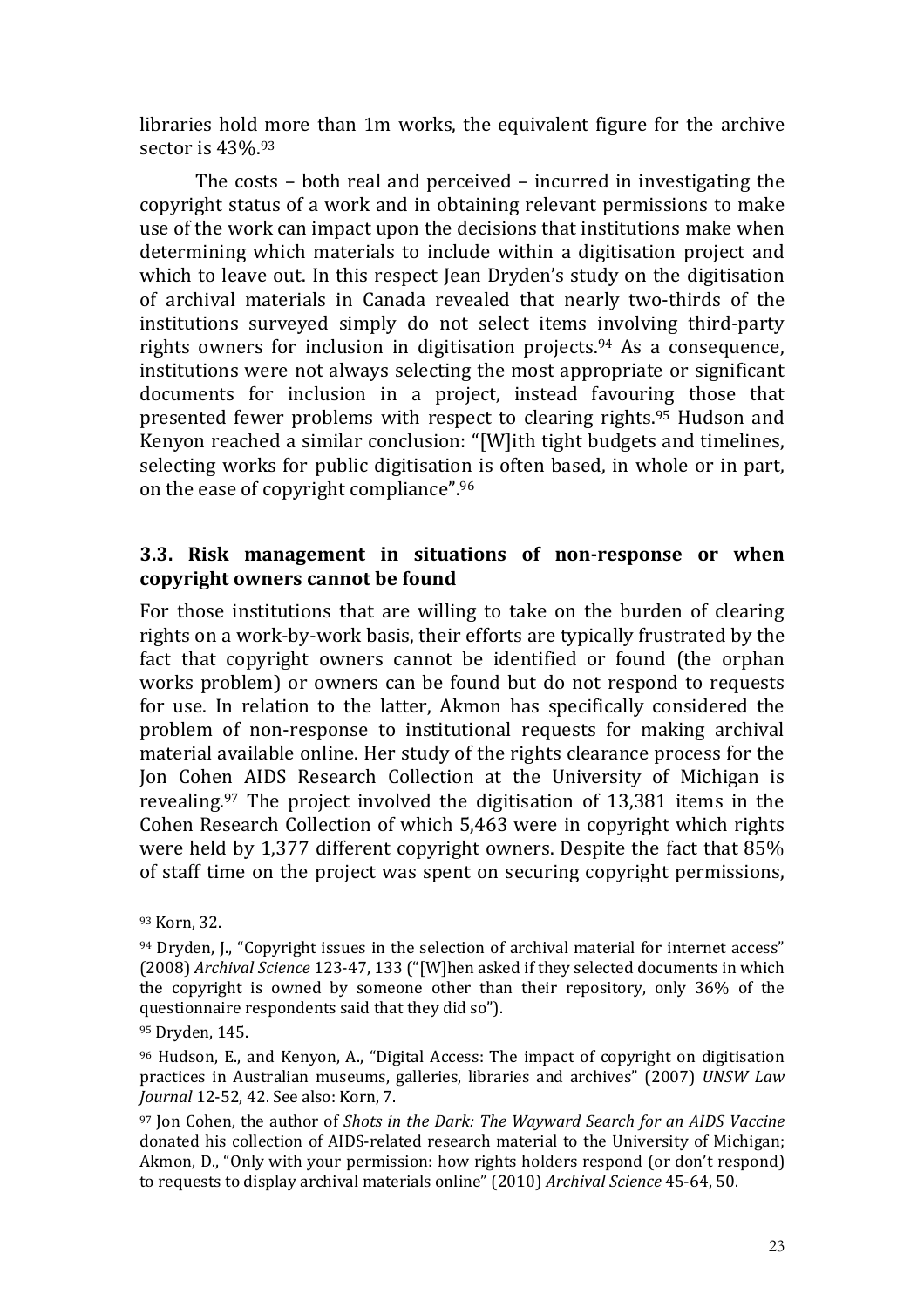libraries hold more than 1m works, the equivalent figure for the archive sector is 43%.[93]

The costs – both real and perceived – incurred in investigating the copyright status of a work and in obtaining relevant permissions to make use of the work can impact upon the decisions that institutions make when determining which materials to include within a digitisation project and which to leave out. In this respect Jean Dryden's study on the digitisation of archival materials in Canada revealed that nearly two-thirds of the institutions surveyed simply do not select items involving third-party rights owners for inclusion in digitisation projects.[94] As a consequence, institutions were not always selecting the most appropriate or significant documents for inclusion in a project, instead favouring those that presented fewer problems with respect to clearing rights.[95] Hudson and Kenyon reached a similar conclusion: "[W]ith tight budgets and timelines, selecting works for public digitisation is often based, in whole or in part, on the ease of copyright compliance".[96]

### 3.3. Risk management in situations of non-response or when copyright owners cannot be found

For those institutions that are willing to take on the burden of clearing rights on a work-by-work basis, their efforts are typically frustrated by the fact that copyright owners cannot be identified or found (the orphan works problem) or owners can be found but do not respond to requests for use. In relation to the latter, Akmon has specifically considered the problem of non-response to institutional requests for making archival material available online. Her study of the rights clearance process for the Jon Cohen AIDS Research Collection at the University of Michigan is revealing.[97] The project involved the digitisation of 13,381 items in the Cohen Research Collection of which 5,463 were in copyright which rights were held by 1,377 different copyright owners. Despite the fact that 85% of staff time on the project was spent on securing copyright permissions,

---

[93] Korn, 32.

[94] Dryden, J., "Copyright issues in the selection of archival material for internet access" (2008) *Archival Science* 123-47, 133 ("[W]hen asked if they selected documents in which the copyright is owned by someone other than their repository, only 36% of the questionnaire respondents said that they did so").

[95] Dryden, 145.

[96] Hudson, E., and Kenyon, A., "Digital Access: The impact of copyright on digitisation practices in Australian museums, galleries, libraries and archives" (2007) *UNSW Law Journal* 12-52, 42. See also: Korn, 7.

[97] Jon Cohen, the author of *Shots in the Dark: The Wayward Search for an AIDS Vaccine* donated his collection of AIDS-related research material to the University of Michigan; Akmon, D., "Only with your permission: how rights holders respond (or don't respond) to requests to display archival materials online" (2010) *Archival Science* 45-64, 50.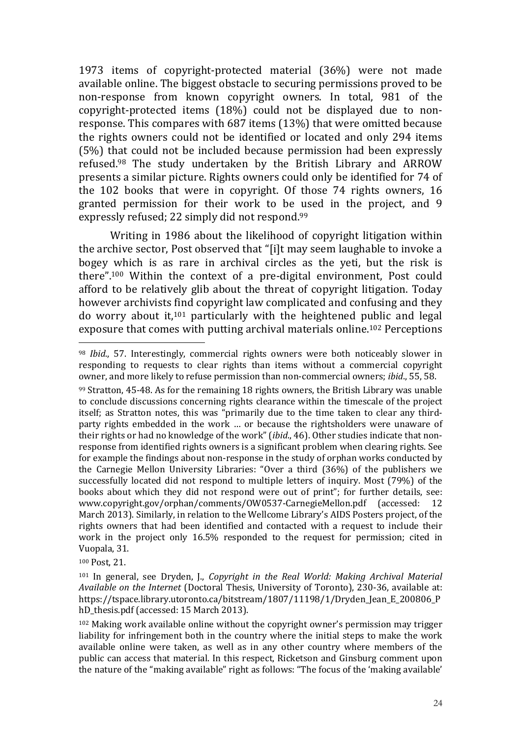1973 items of copyright-protected material (36%) were not made available online. The biggest obstacle to securing permissions proved to be non-response from known copyright owners. In total, 981 of the copyright-protected items (18%) could not be displayed due to non-response. This compares with 687 items (13%) that were omitted because the rights owners could not be identified or located and only 294 items (5%) that could not be included because permission had been expressly refused.[98] The study undertaken by the British Library and ARROW presents a similar picture. Rights owners could only be identified for 74 of the 102 books that were in copyright. Of those 74 rights owners, 16 granted permission for their work to be used in the project, and 9 expressly refused; 22 simply did not respond.[99]

Writing in 1986 about the likelihood of copyright litigation within the archive sector, Post observed that "[i]t may seem laughable to invoke a bogey which is as rare in archival circles as the yeti, but the risk is there".[100] Within the context of a pre-digital environment, Post could afford to be relatively glib about the threat of copyright litigation. Today however archivists find copyright law complicated and confusing and they do worry about it,[101] particularly with the heightened public and legal exposure that comes with putting archival materials online.[102] Perceptions

---

[98] *Ibid*., 57. Interestingly, commercial rights owners were both noticeably slower in responding to requests to clear rights than items without a commercial copyright owner, and more likely to refuse permission than non-commercial owners; *ibid*., 55, 58.

[99] Stratton, 45-48. As for the remaining 18 rights owners, the British Library was unable to conclude discussions concerning rights clearance within the timescale of the project itself; as Stratton notes, this was "primarily due to the time taken to clear any third-party rights embedded in the work … or because the rightsholders were unaware of their rights or had no knowledge of the work" (*ibid*., 46). Other studies indicate that non-response from identified rights owners is a significant problem when clearing rights. See for example the findings about non-response in the study of orphan works conducted by the Carnegie Mellon University Libraries: "Over a third (36%) of the publishers we successfully located did not respond to multiple letters of inquiry. Most (79%) of the books about which they did not respond were out of print"; for further details, see: www.copyright.gov/orphan/comments/OW0537-CarnegieMellon.pdf (accessed: 12 March 2013). Similarly, in relation to the Wellcome Library's AIDS Posters project, of the rights owners that had been identified and contacted with a request to include their work in the project only 16.5% responded to the request for permission; cited in Vuopala, 31.

[100] Post, 21.

[101] In general, see Dryden, J., *Copyright in the Real World: Making Archival Material Available on the Internet* (Doctoral Thesis, University of Toronto), 230-36, available at: https://tspace.library.utoronto.ca/bitstream/1807/11198/1/Dryden_Jean_E_200806_PhD_thesis.pdf (accessed: 15 March 2013).

[102] Making work available online without the copyright owner's permission may trigger liability for infringement both in the country where the initial steps to make the work available online were taken, as well as in any other country where members of the public can access that material. In this respect, Ricketson and Ginsburg comment upon the nature of the "making available" right as follows: "The focus of the 'making available'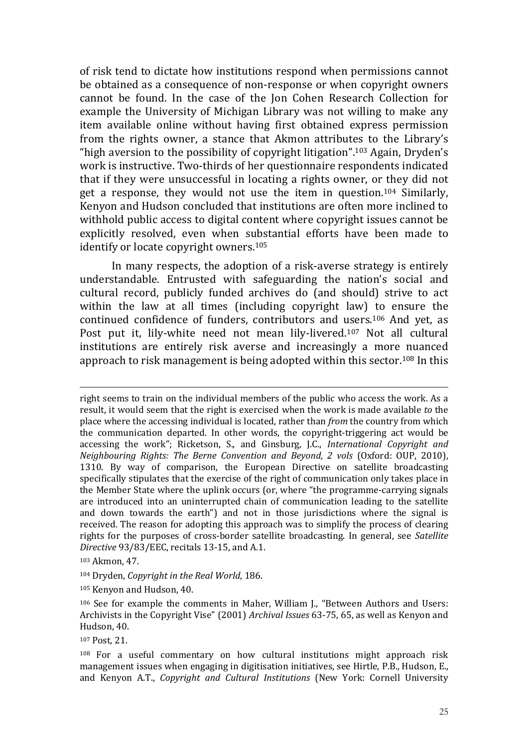of risk tend to dictate how institutions respond when permissions cannot be obtained as a consequence of non-response or when copyright owners cannot be found. In the case of the Jon Cohen Research Collection for example the University of Michigan Library was not willing to make any item available online without having first obtained express permission from the rights owner, a stance that Akmon attributes to the Library's "high aversion to the possibility of copyright litigation".[103] Again, Dryden's work is instructive. Two-thirds of her questionnaire respondents indicated that if they were unsuccessful in locating a rights owner, or they did not get a response, they would not use the item in question.[104] Similarly, Kenyon and Hudson concluded that institutions are often more inclined to withhold public access to digital content where copyright issues cannot be explicitly resolved, even when substantial efforts have been made to identify or locate copyright owners.[105]

In many respects, the adoption of a risk-averse strategy is entirely understandable. Entrusted with safeguarding the nation's social and cultural record, publicly funded archives do (and should) strive to act within the law at all times (including copyright law) to ensure the continued confidence of funders, contributors and users.[106] And yet, as Post put it, lily-white need not mean lily-livered.[107] Not all cultural institutions are entirely risk averse and increasingly a more nuanced approach to risk management is being adopted within this sector.[108] In this

---

right seems to train on the individual members of the public who access the work. As a result, it would seem that the right is exercised when the work is made available *to* the place where the accessing individual is located, rather than *from* the country from which the communication departed. In other words, the copyright-triggering act would be accessing the work"; Ricketson, S., and Ginsburg, J.C., *International Copyright and Neighbouring Rights: The Berne Convention and Beyond, 2 vols* (Oxford: OUP, 2010), 1310. By way of comparison, the European Directive on satellite broadcasting specifically stipulates that the exercise of the right of communication only takes place in the Member State where the uplink occurs (or, where "the programme-carrying signals are introduced into an uninterrupted chain of communication leading to the satellite and down towards the earth") and not in those jurisdictions where the signal is received. The reason for adopting this approach was to simplify the process of clearing rights for the purposes of cross-border satellite broadcasting. In general, see *Satellite Directive* 93/83/EEC, recitals 13-15, and A.1.

[103] Akmon, 47.

[104] Dryden, *Copyright in the Real World*, 186.

[105] Kenyon and Hudson, 40.

[106] See for example the comments in Maher, William J., "Between Authors and Users: Archivists in the Copyright Vise" (2001) *Archival Issues* 63-75, 65, as well as Kenyon and Hudson, 40.

[107] Post, 21.

[108] For a useful commentary on how cultural institutions might approach risk management issues when engaging in digitisation initiatives, see Hirtle, P.B., Hudson, E., and Kenyon A.T., *Copyright and Cultural Institutions* (New York: Cornell University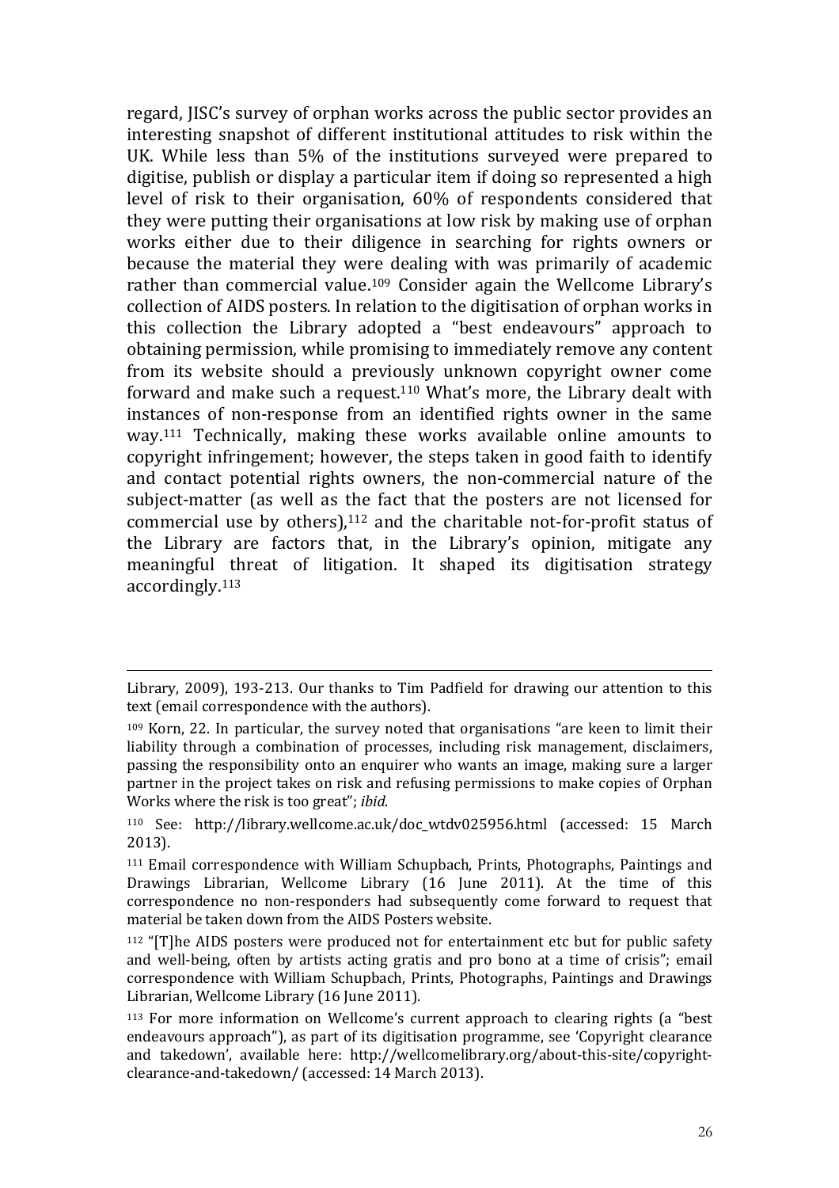regard, JISC's survey of orphan works across the public sector provides an interesting snapshot of different institutional attitudes to risk within the UK. While less than 5% of the institutions surveyed were prepared to digitise, publish or display a particular item if doing so represented a high level of risk to their organisation, 60% of respondents considered that they were putting their organisations at low risk by making use of orphan works either due to their diligence in searching for rights owners or because the material they were dealing with was primarily of academic rather than commercial value.[109] Consider again the Wellcome Library's collection of AIDS posters. In relation to the digitisation of orphan works in this collection the Library adopted a "best endeavours" approach to obtaining permission, while promising to immediately remove any content from its website should a previously unknown copyright owner come forward and make such a request.[110] What's more, the Library dealt with instances of non-response from an identified rights owner in the same way.[111] Technically, making these works available online amounts to copyright infringement; however, the steps taken in good faith to identify and contact potential rights owners, the non-commercial nature of the subject-matter (as well as the fact that the posters are not licensed for commercial use by others),[112] and the charitable not-for-profit status of the Library are factors that, in the Library's opinion, mitigate any meaningful threat of litigation. It shaped its digitisation strategy accordingly.[113]

---

Library, 2009), 193-213. Our thanks to Tim Padfield for drawing our attention to this text (email correspondence with the authors).

[109] Korn, 22. In particular, the survey noted that organisations "are keen to limit their liability through a combination of processes, including risk management, disclaimers, passing the responsibility onto an enquirer who wants an image, making sure a larger partner in the project takes on risk and refusing permissions to make copies of Orphan Works where the risk is too great"; *ibid*.

[110] See: http://library.wellcome.ac.uk/doc_wtdv025956.html (accessed: 15 March 2013).

[111] Email correspondence with William Schupbach, Prints, Photographs, Paintings and Drawings Librarian, Wellcome Library (16 June 2011). At the time of this correspondence no non-responders had subsequently come forward to request that material be taken down from the AIDS Posters website.

[112] "[T]he AIDS posters were produced not for entertainment etc but for public safety and well-being, often by artists acting gratis and pro bono at a time of crisis"; email correspondence with William Schupbach, Prints, Photographs, Paintings and Drawings Librarian, Wellcome Library (16 June 2011).

[113] For more information on Wellcome's current approach to clearing rights (a "best endeavours approach"), as part of its digitisation programme, see 'Copyright clearance and takedown', available here: http://wellcomelibrary.org/about-this-site/copyright-clearance-and-takedown/ (accessed: 14 March 2013).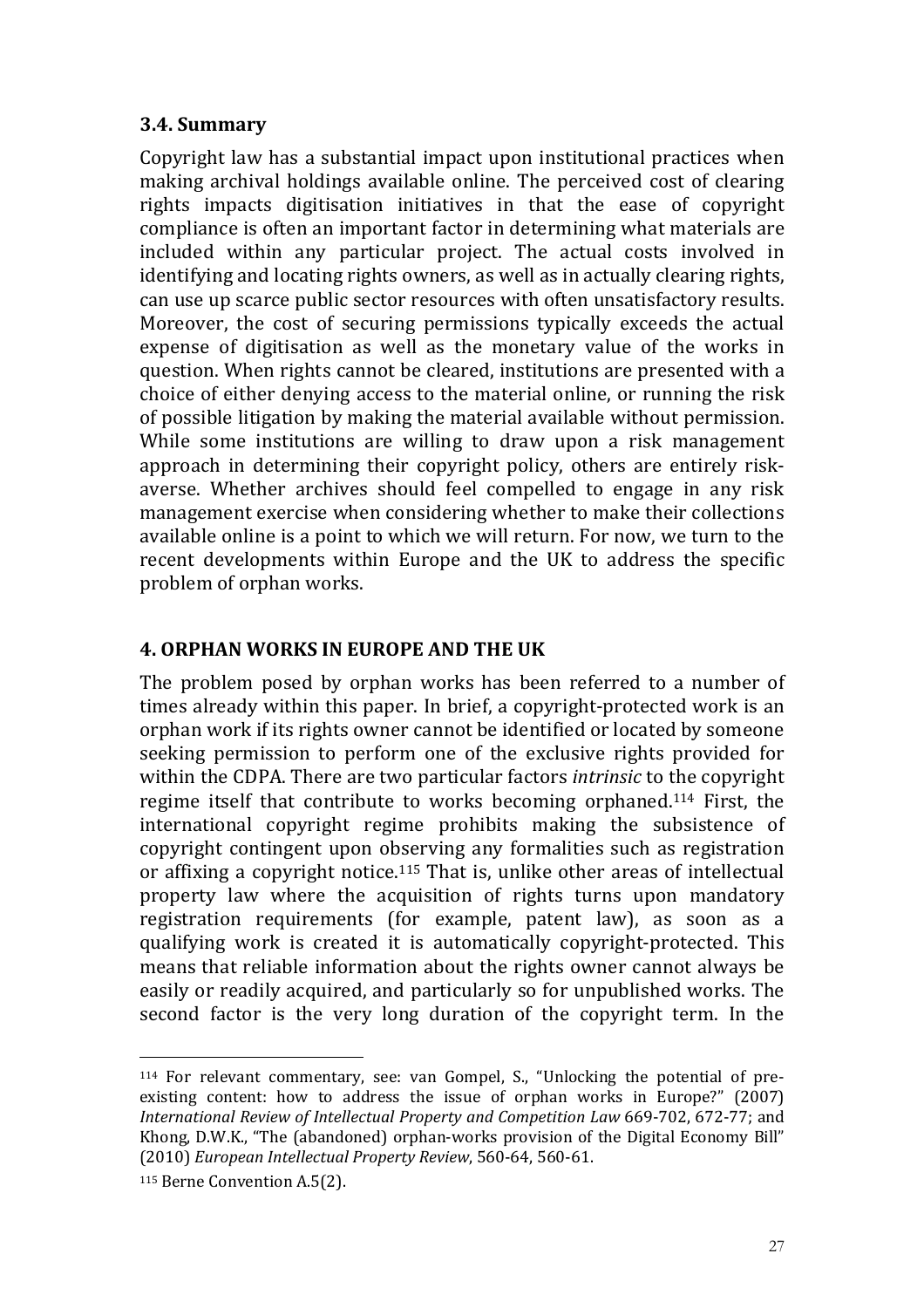### 3.4. Summary

Copyright law has a substantial impact upon institutional practices when making archival holdings available online. The perceived cost of clearing rights impacts digitisation initiatives in that the ease of copyright compliance is often an important factor in determining what materials are included within any particular project. The actual costs involved in identifying and locating rights owners, as well as in actually clearing rights, can use up scarce public sector resources with often unsatisfactory results. Moreover, the cost of securing permissions typically exceeds the actual expense of digitisation as well as the monetary value of the works in question. When rights cannot be cleared, institutions are presented with a choice of either denying access to the material online, or running the risk of possible litigation by making the material available without permission. While some institutions are willing to draw upon a risk management approach in determining their copyright policy, others are entirely risk-averse. Whether archives should feel compelled to engage in any risk management exercise when considering whether to make their collections available online is a point to which we will return. For now, we turn to the recent developments within Europe and the UK to address the specific problem of orphan works.

## 4. ORPHAN WORKS IN EUROPE AND THE UK

The problem posed by orphan works has been referred to a number of times already within this paper. In brief, a copyright-protected work is an orphan work if its rights owner cannot be identified or located by someone seeking permission to perform one of the exclusive rights provided for within the CDPA. There are two particular factors *intrinsic* to the copyright regime itself that contribute to works becoming orphaned.[114] First, the international copyright regime prohibits making the subsistence of copyright contingent upon observing any formalities such as registration or affixing a copyright notice.[115] That is, unlike other areas of intellectual property law where the acquisition of rights turns upon mandatory registration requirements (for example, patent law), as soon as a qualifying work is created it is automatically copyright-protected. This means that reliable information about the rights owner cannot always be easily or readily acquired, and particularly so for unpublished works. The second factor is the very long duration of the copyright term. In the

---

[114] For relevant commentary, see: van Gompel, S., "Unlocking the potential of pre-existing content: how to address the issue of orphan works in Europe?" (2007) *International Review of Intellectual Property and Competition Law* 669-702, 672-77; and Khong, D.W.K., "The (abandoned) orphan-works provision of the Digital Economy Bill" (2010) *European Intellectual Property Review*, 560-64, 560-61.

[115] Berne Convention A.5(2).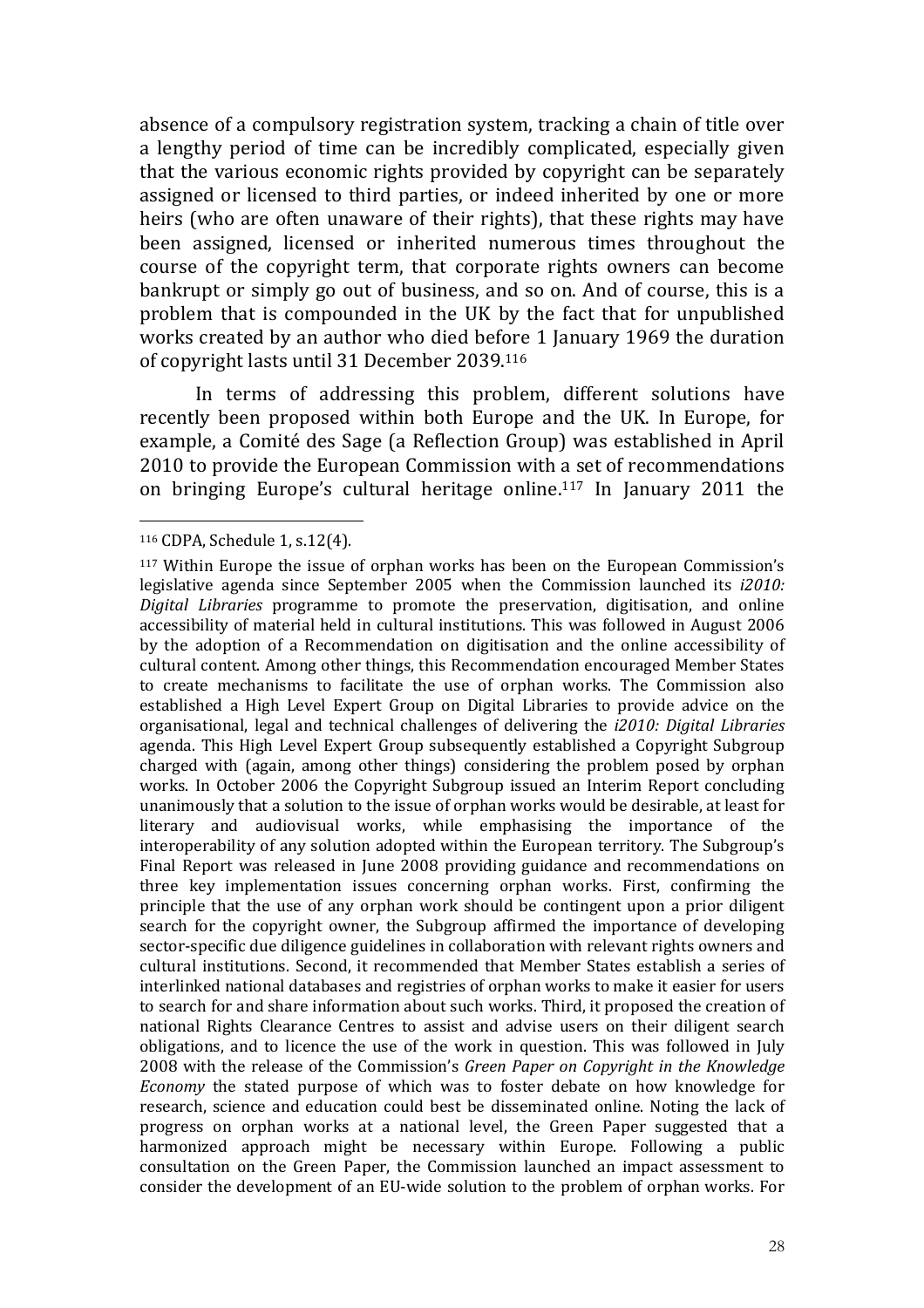absence of a compulsory registration system, tracking a chain of title over a lengthy period of time can be incredibly complicated, especially given that the various economic rights provided by copyright can be separately assigned or licensed to third parties, or indeed inherited by one or more heirs (who are often unaware of their rights), that these rights may have been assigned, licensed or inherited numerous times throughout the course of the copyright term, that corporate rights owners can become bankrupt or simply go out of business, and so on. And of course, this is a problem that is compounded in the UK by the fact that for unpublished works created by an author who died before 1 January 1969 the duration of copyright lasts until 31 December 2039.[116]

In terms of addressing this problem, different solutions have recently been proposed within both Europe and the UK. In Europe, for example, a Comité des Sage (a Reflection Group) was established in April 2010 to provide the European Commission with a set of recommendations on bringing Europe's cultural heritage online.[117] In January 2011 the

---

[116] CDPA, Schedule 1, s.12(4).

[117] Within Europe the issue of orphan works has been on the European Commission's legislative agenda since September 2005 when the Commission launched its *i2010: Digital Libraries* programme to promote the preservation, digitisation, and online accessibility of material held in cultural institutions. This was followed in August 2006 by the adoption of a Recommendation on digitisation and the online accessibility of cultural content. Among other things, this Recommendation encouraged Member States to create mechanisms to facilitate the use of orphan works. The Commission also established a High Level Expert Group on Digital Libraries to provide advice on the organisational, legal and technical challenges of delivering the *i2010: Digital Libraries* agenda. This High Level Expert Group subsequently established a Copyright Subgroup charged with (again, among other things) considering the problem posed by orphan works. In October 2006 the Copyright Subgroup issued an Interim Report concluding unanimously that a solution to the issue of orphan works would be desirable, at least for literary and audiovisual works, while emphasising the importance of the interoperability of any solution adopted within the European territory. The Subgroup's Final Report was released in June 2008 providing guidance and recommendations on three key implementation issues concerning orphan works. First, confirming the principle that the use of any orphan work should be contingent upon a prior diligent search for the copyright owner, the Subgroup affirmed the importance of developing sector-specific due diligence guidelines in collaboration with relevant rights owners and cultural institutions. Second, it recommended that Member States establish a series of interlinked national databases and registries of orphan works to make it easier for users to search for and share information about such works. Third, it proposed the creation of national Rights Clearance Centres to assist and advise users on their diligent search obligations, and to licence the use of the work in question. This was followed in July 2008 with the release of the Commission's *Green Paper on Copyright in the Knowledge Economy* the stated purpose of which was to foster debate on how knowledge for research, science and education could best be disseminated online. Noting the lack of progress on orphan works at a national level, the Green Paper suggested that a harmonized approach might be necessary within Europe. Following a public consultation on the Green Paper, the Commission launched an impact assessment to consider the development of an EU-wide solution to the problem of orphan works. For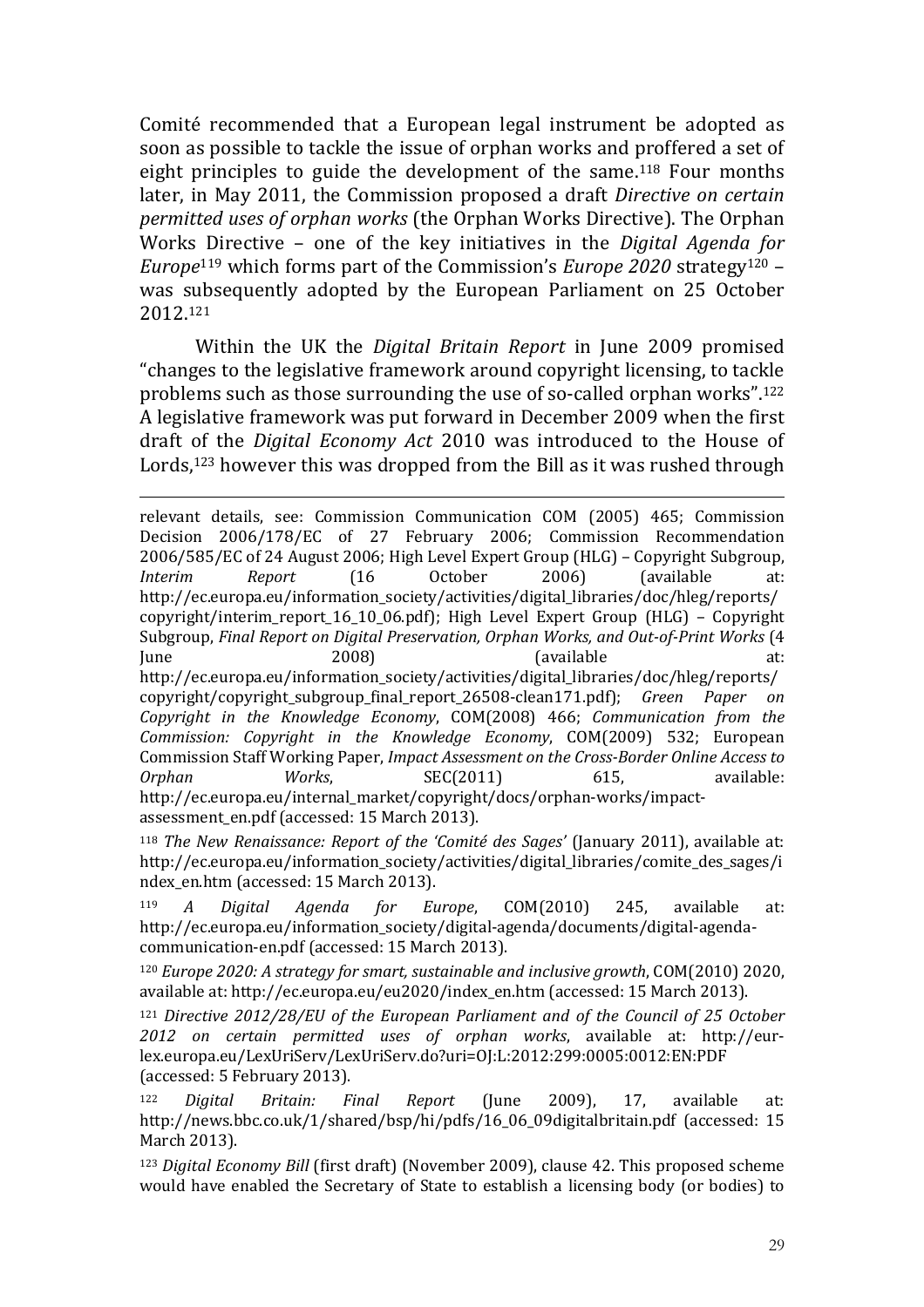Comité recommended that a European legal instrument be adopted as soon as possible to tackle the issue of orphan works and proffered a set of eight principles to guide the development of the same.[118] Four months later, in May 2011, the Commission proposed a draft *Directive on certain permitted uses of orphan works* (the Orphan Works Directive). The Orphan Works Directive – one of the key initiatives in the *Digital Agenda for Europe*[119] which forms part of the Commission's *Europe 2020* strategy[120] – was subsequently adopted by the European Parliament on 25 October 2012.[121]

Within the UK the *Digital Britain Report* in June 2009 promised "changes to the legislative framework around copyright licensing, to tackle problems such as those surrounding the use of so-called orphan works".[122] A legislative framework was put forward in December 2009 when the first draft of the *Digital Economy Act* 2010 was introduced to the House of Lords,[123] however this was dropped from the Bill as it was rushed through

---

relevant details, see: Commission Communication COM (2005) 465; Commission Decision 2006/178/EC of 27 February 2006; Commission Recommendation 2006/585/EC of 24 August 2006; High Level Expert Group (HLG) – Copyright Subgroup, *Interim Report* (16 October 2006) (available at: http://ec.europa.eu/information_society/activities/digital_libraries/doc/hleg/reports/copyright/interim_report_16_10_06.pdf); High Level Expert Group (HLG) – Copyright Subgroup, *Final Report on Digital Preservation, Orphan Works, and Out-of-Print Works* (4 June 2008) (available at: http://ec.europa.eu/information_society/activities/digital_libraries/doc/hleg/reports/copyright/copyright_subgroup_final_report_26508-clean171.pdf); *Green Paper on Copyright in the Knowledge Economy*, COM(2008) 466; *Communication from the Commission: Copyright in the Knowledge Economy*, COM(2009) 532; European Commission Staff Working Paper, *Impact Assessment on the Cross-Border Online Access to Orphan Works*, SEC(2011) 615, available: http://ec.europa.eu/internal_market/copyright/docs/orphan-works/impact-assessment_en.pdf (accessed: 15 March 2013).

[118] *The New Renaissance: Report of the 'Comité des Sages'* (January 2011), available at: http://ec.europa.eu/information_society/activities/digital_libraries/comite_des_sages/index_en.htm (accessed: 15 March 2013).

[119] *A Digital Agenda for Europe*, COM(2010) 245, available at: http://ec.europa.eu/information_society/digital-agenda/documents/digital-agenda-communication-en.pdf (accessed: 15 March 2013).

[120] *Europe 2020: A strategy for smart, sustainable and inclusive growth*, COM(2010) 2020, available at: http://ec.europa.eu/eu2020/index_en.htm (accessed: 15 March 2013).

[121] *Directive 2012/28/EU of the European Parliament and of the Council of 25 October 2012 on certain permitted uses of orphan works*, available at: http://eur-lex.europa.eu/LexUriServ/LexUriServ.do?uri=OJ:L:2012:299:0005:0012:EN:PDF (accessed: 5 February 2013).

[122] *Digital Britain: Final Report* (June 2009), 17, available at: http://news.bbc.co.uk/1/shared/bsp/hi/pdfs/16_06_09digitalbritain.pdf (accessed: 15 March 2013).

[123] *Digital Economy Bill* (first draft) (November 2009), clause 42. This proposed scheme would have enabled the Secretary of State to establish a licensing body (or bodies) to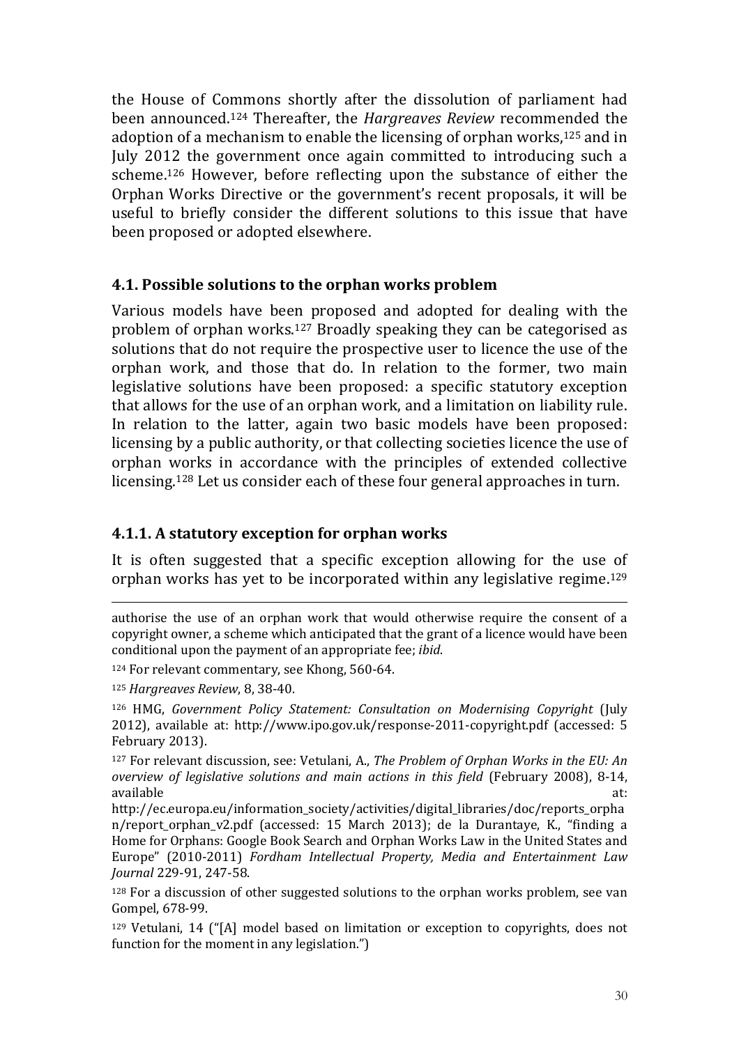the House of Commons shortly after the dissolution of parliament had been announced.[124] Thereafter, the *Hargreaves Review* recommended the adoption of a mechanism to enable the licensing of orphan works,[125] and in July 2012 the government once again committed to introducing such a scheme.[126] However, before reflecting upon the substance of either the Orphan Works Directive or the government's recent proposals, it will be useful to briefly consider the different solutions to this issue that have been proposed or adopted elsewhere.

### 4.1. Possible solutions to the orphan works problem

Various models have been proposed and adopted for dealing with the problem of orphan works.[127] Broadly speaking they can be categorised as solutions that do not require the prospective user to licence the use of the orphan work, and those that do. In relation to the former, two main legislative solutions have been proposed: a specific statutory exception that allows for the use of an orphan work, and a limitation on liability rule. In relation to the latter, again two basic models have been proposed: licensing by a public authority, or that collecting societies licence the use of orphan works in accordance with the principles of extended collective licensing.[128] Let us consider each of these four general approaches in turn.

#### 4.1.1. A statutory exception for orphan works

It is often suggested that a specific exception allowing for the use of orphan works has yet to be incorporated within any legislative regime.[129]

---

authorise the use of an orphan work that would otherwise require the consent of a copyright owner, a scheme which anticipated that the grant of a licence would have been conditional upon the payment of an appropriate fee; *ibid*.

[124] For relevant commentary, see Khong, 560-64.

[125] *Hargreaves Review*, 8, 38-40.

[126] HMG, *Government Policy Statement: Consultation on Modernising Copyright* (July 2012), available at: http://www.ipo.gov.uk/response-2011-copyright.pdf (accessed: 5 February 2013).

[127] For relevant discussion, see: Vetulani, A., *The Problem of Orphan Works in the EU: An overview of legislative solutions and main actions in this field* (February 2008), 8-14, available at: http://ec.europa.eu/information_society/activities/digital_libraries/doc/reports_orphan/report_orphan_v2.pdf (accessed: 15 March 2013); de la Durantaye, K., "finding a Home for Orphans: Google Book Search and Orphan Works Law in the United States and Europe" (2010-2011) *Fordham Intellectual Property, Media and Entertainment Law Journal* 229-91, 247-58.

[128] For a discussion of other suggested solutions to the orphan works problem, see van Gompel, 678-99.

[129] Vetulani, 14 ("[A] model based on limitation or exception to copyrights, does not function for the moment in any legislation.")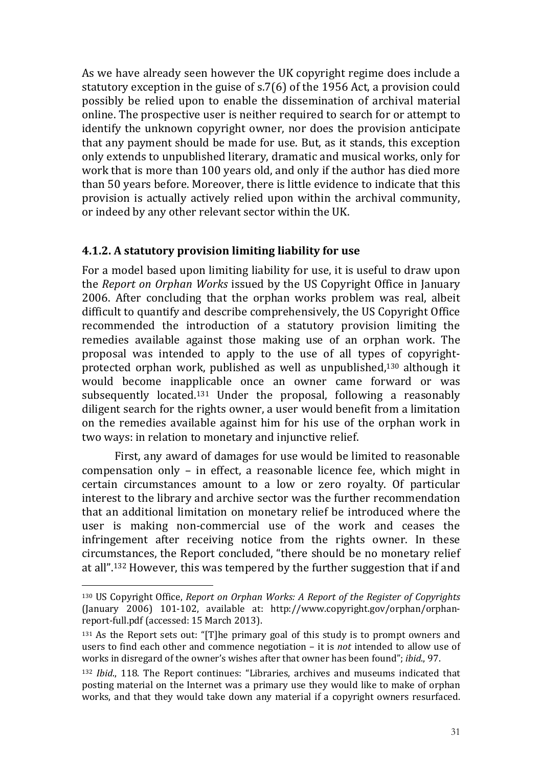As we have already seen however the UK copyright regime does include a statutory exception in the guise of s.7(6) of the 1956 Act, a provision could possibly be relied upon to enable the dissemination of archival material online. The prospective user is neither required to search for or attempt to identify the unknown copyright owner, nor does the provision anticipate that any payment should be made for use. But, as it stands, this exception only extends to unpublished literary, dramatic and musical works, only for work that is more than 100 years old, and only if the author has died more than 50 years before. Moreover, there is little evidence to indicate that this provision is actually actively relied upon within the archival community, or indeed by any other relevant sector within the UK.

### 4.1.2. A statutory provision limiting liability for use

For a model based upon limiting liability for use, it is useful to draw upon the *Report on Orphan Works* issued by the US Copyright Office in January 2006. After concluding that the orphan works problem was real, albeit difficult to quantify and describe comprehensively, the US Copyright Office recommended the introduction of a statutory provision limiting the remedies available against those making use of an orphan work. The proposal was intended to apply to the use of all types of copyright-protected orphan work, published as well as unpublished,[130] although it would become inapplicable once an owner came forward or was subsequently located.[131] Under the proposal, following a reasonably diligent search for the rights owner, a user would benefit from a limitation on the remedies available against him for his use of the orphan work in two ways: in relation to monetary and injunctive relief.

First, any award of damages for use would be limited to reasonable compensation only – in effect, a reasonable licence fee, which might in certain circumstances amount to a low or zero royalty. Of particular interest to the library and archive sector was the further recommendation that an additional limitation on monetary relief be introduced where the user is making non-commercial use of the work and ceases the infringement after receiving notice from the rights owner. In these circumstances, the Report concluded, "there should be no monetary relief at all".[132] However, this was tempered by the further suggestion that if and

---

[130] US Copyright Office, *Report on Orphan Works: A Report of the Register of Copyrights* (January 2006) 101-102, available at: http://www.copyright.gov/orphan/orphan-report-full.pdf (accessed: 15 March 2013).

[131] As the Report sets out: "[T]he primary goal of this study is to prompt owners and users to find each other and commence negotiation – it is *not* intended to allow use of works in disregard of the owner's wishes after that owner has been found"; *ibid*., 97.

[132] *Ibid*., 118. The Report continues: "Libraries, archives and museums indicated that posting material on the Internet was a primary use they would like to make of orphan works, and that they would take down any material if a copyright owners resurfaced.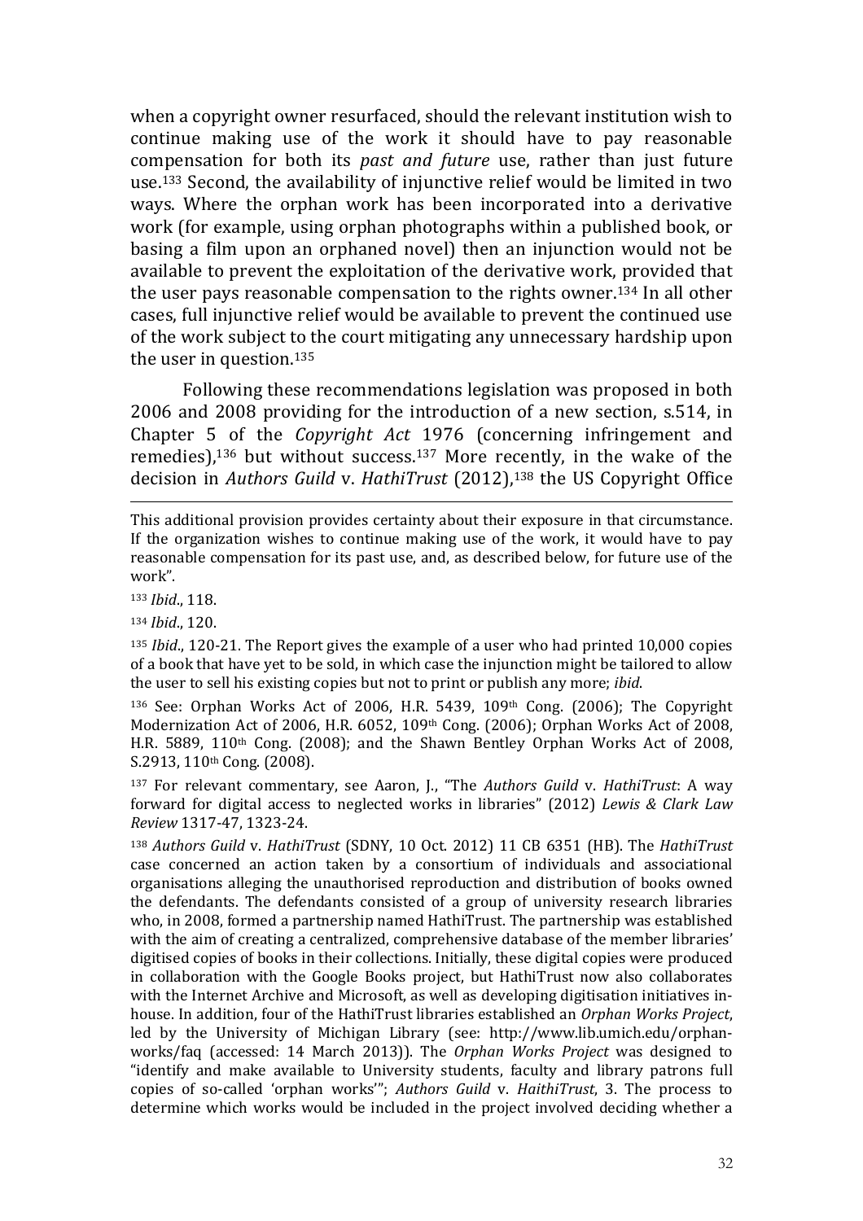when a copyright owner resurfaced, should the relevant institution wish to continue making use of the work it should have to pay reasonable compensation for both its *past and future* use, rather than just future use.[133] Second, the availability of injunctive relief would be limited in two ways. Where the orphan work has been incorporated into a derivative work (for example, using orphan photographs within a published book, or basing a film upon an orphaned novel) then an injunction would not be available to prevent the exploitation of the derivative work, provided that the user pays reasonable compensation to the rights owner.[134] In all other cases, full injunctive relief would be available to prevent the continued use of the work subject to the court mitigating any unnecessary hardship upon the user in question.[135]

Following these recommendations legislation was proposed in both 2006 and 2008 providing for the introduction of a new section, s.514, in Chapter 5 of the *Copyright Act* 1976 (concerning infringement and remedies),[136] but without success.[137] More recently, in the wake of the decision in *Authors Guild* v. *HathiTrust* (2012),[138] the US Copyright Office

---

This additional provision provides certainty about their exposure in that circumstance. If the organization wishes to continue making use of the work, it would have to pay reasonable compensation for its past use, and, as described below, for future use of the work".

[133] *Ibid*., 118.

[134] *Ibid*., 120.

[135] *Ibid*., 120-21. The Report gives the example of a user who had printed 10,000 copies of a book that have yet to be sold, in which case the injunction might be tailored to allow the user to sell his existing copies but not to print or publish any more; *ibid*.

[136] See: Orphan Works Act of 2006, H.R. 5439, 109th Cong. (2006); The Copyright Modernization Act of 2006, H.R. 6052, 109th Cong. (2006); Orphan Works Act of 2008, H.R. 5889, 110th Cong. (2008); and the Shawn Bentley Orphan Works Act of 2008, S.2913, 110th Cong. (2008).

[137] For relevant commentary, see Aaron, J., "The *Authors Guild* v. *HathiTrust*: A way forward for digital access to neglected works in libraries" (2012) *Lewis & Clark Law Review* 1317-47, 1323-24.

[138] *Authors Guild* v. *HathiTrust* (SDNY, 10 Oct. 2012) 11 CB 6351 (HB). The *HathiTrust* case concerned an action taken by a consortium of individuals and associational organisations alleging the unauthorised reproduction and distribution of books owned the defendants. The defendants consisted of a group of university research libraries who, in 2008, formed a partnership named HathiTrust. The partnership was established with the aim of creating a centralized, comprehensive database of the member libraries' digitised copies of books in their collections. Initially, these digital copies were produced in collaboration with the Google Books project, but HathiTrust now also collaborates with the Internet Archive and Microsoft, as well as developing digitisation initiatives in-house. In addition, four of the HathiTrust libraries established an *Orphan Works Project*, led by the University of Michigan Library (see: http://www.lib.umich.edu/orphan-works/faq (accessed: 14 March 2013)). The *Orphan Works Project* was designed to "identify and make available to University students, faculty and library patrons full copies of so-called 'orphan works'"; *Authors Guild* v. *HaithiTrust*, 3. The process to determine which works would be included in the project involved deciding whether a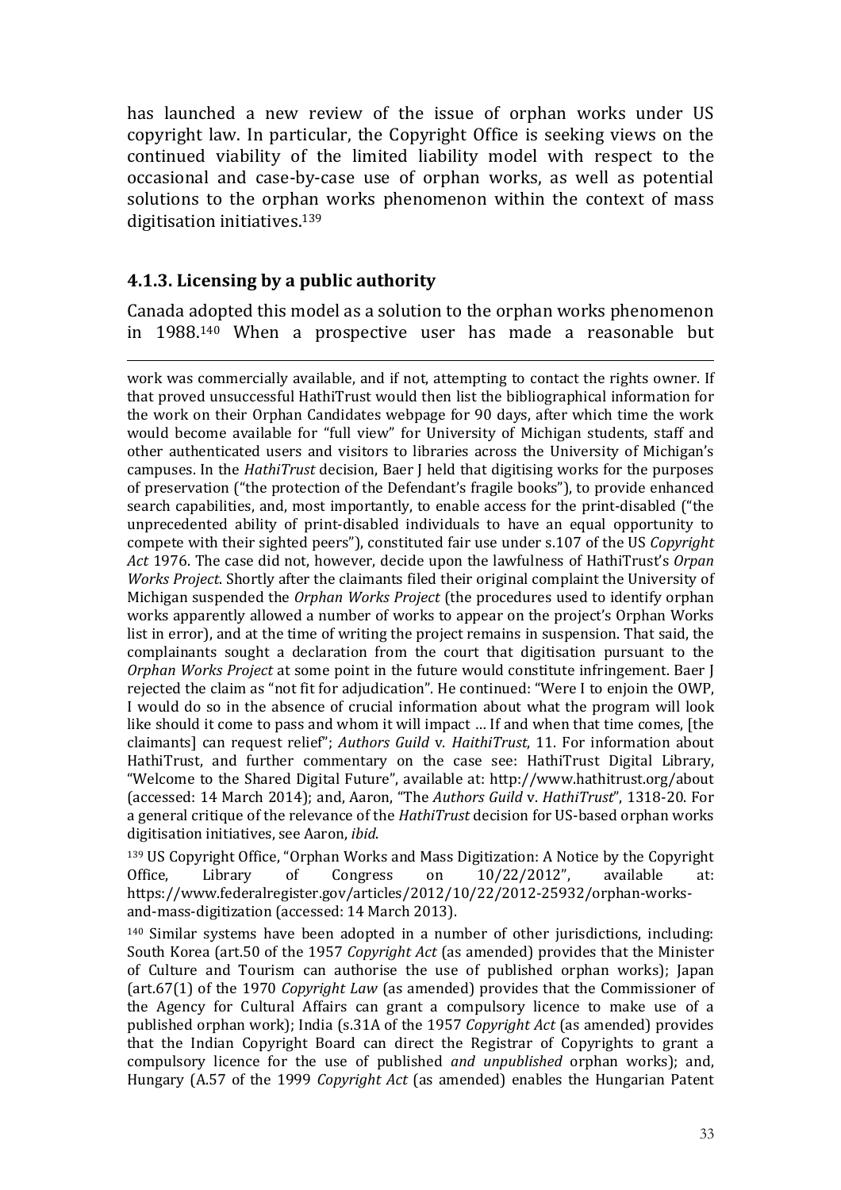has launched a new review of the issue of orphan works under US copyright law. In particular, the Copyright Office is seeking views on the continued viability of the limited liability model with respect to the occasional and case-by-case use of orphan works, as well as potential solutions to the orphan works phenomenon within the context of mass digitisation initiatives.[139]

### 4.1.3. Licensing by a public authority

Canada adopted this model as a solution to the orphan works phenomenon in 1988.[140] When a prospective user has made a reasonable but

---

work was commercially available, and if not, attempting to contact the rights owner. If that proved unsuccessful HathiTrust would then list the bibliographical information for the work on their Orphan Candidates webpage for 90 days, after which time the work would become available for "full view" for University of Michigan students, staff and other authenticated users and visitors to libraries across the University of Michigan's campuses. In the *HathiTrust* decision, Baer J held that digitising works for the purposes of preservation ("the protection of the Defendant's fragile books"), to provide enhanced search capabilities, and, most importantly, to enable access for the print-disabled ("the unprecedented ability of print-disabled individuals to have an equal opportunity to compete with their sighted peers"), constituted fair use under s.107 of the US *Copyright Act* 1976. The case did not, however, decide upon the lawfulness of HathiTrust's *Orpan Works Project*. Shortly after the claimants filed their original complaint the University of Michigan suspended the *Orphan Works Project* (the procedures used to identify orphan works apparently allowed a number of works to appear on the project's Orphan Works list in error), and at the time of writing the project remains in suspension. That said, the complainants sought a declaration from the court that digitisation pursuant to the *Orphan Works Project* at some point in the future would constitute infringement. Baer J rejected the claim as "not fit for adjudication". He continued: "Were I to enjoin the OWP, I would do so in the absence of crucial information about what the program will look like should it come to pass and whom it will impact … If and when that time comes, [the claimants] can request relief"; *Authors Guild* v. *HaithiTrust*, 11. For information about HathiTrust, and further commentary on the case see: HathiTrust Digital Library, "Welcome to the Shared Digital Future", available at: http://www.hathitrust.org/about (accessed: 14 March 2014); and, Aaron, "The *Authors Guild* v. *HathiTrust*", 1318-20. For a general critique of the relevance of the *HathiTrust* decision for US-based orphan works digitisation initiatives, see Aaron, *ibid*.

[139] US Copyright Office, "Orphan Works and Mass Digitization: A Notice by the Copyright Office, Library of Congress on 10/22/2012", available at: https://www.federalregister.gov/articles/2012/10/22/2012-25932/orphan-works-and-mass-digitization (accessed: 14 March 2013).

[140] Similar systems have been adopted in a number of other jurisdictions, including: South Korea (art.50 of the 1957 *Copyright Act* (as amended) provides that the Minister of Culture and Tourism can authorise the use of published orphan works); Japan (art.67(1) of the 1970 *Copyright Law* (as amended) provides that the Commissioner of the Agency for Cultural Affairs can grant a compulsory licence to make use of a published orphan work); India (s.31A of the 1957 *Copyright Act* (as amended) provides that the Indian Copyright Board can direct the Registrar of Copyrights to grant a compulsory licence for the use of published *and unpublished* orphan works); and, Hungary (A.57 of the 1999 *Copyright Act* (as amended) enables the Hungarian Patent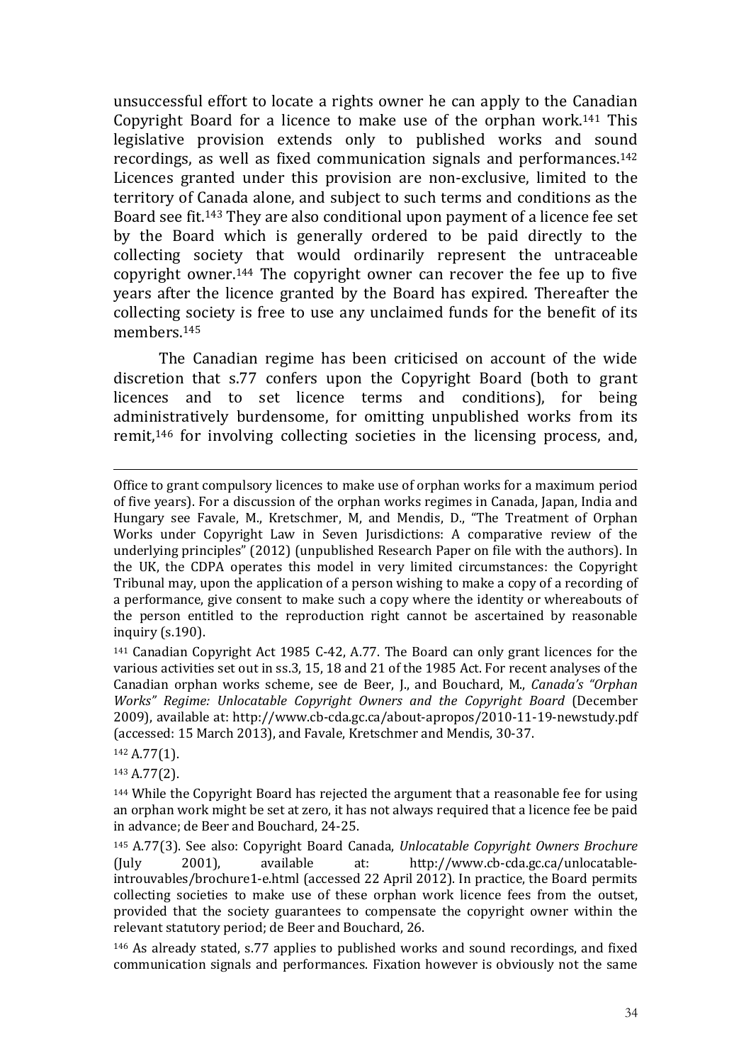unsuccessful effort to locate a rights owner he can apply to the Canadian Copyright Board for a licence to make use of the orphan work.[141] This legislative provision extends only to published works and sound recordings, as well as fixed communication signals and performances.[142] Licences granted under this provision are non-exclusive, limited to the territory of Canada alone, and subject to such terms and conditions as the Board see fit.[143] They are also conditional upon payment of a licence fee set by the Board which is generally ordered to be paid directly to the collecting society that would ordinarily represent the untraceable copyright owner.[144] The copyright owner can recover the fee up to five years after the licence granted by the Board has expired. Thereafter the collecting society is free to use any unclaimed funds for the benefit of its members.[145]

The Canadian regime has been criticised on account of the wide discretion that s.77 confers upon the Copyright Board (both to grant licences and to set licence terms and conditions), for being administratively burdensome, for omitting unpublished works from its remit,[146] for involving collecting societies in the licensing process, and,

---

Office to grant compulsory licences to make use of orphan works for a maximum period of five years). For a discussion of the orphan works regimes in Canada, Japan, India and Hungary see Favale, M., Kretschmer, M, and Mendis, D., "The Treatment of Orphan Works under Copyright Law in Seven Jurisdictions: A comparative review of the underlying principles" (2012) (unpublished Research Paper on file with the authors). In the UK, the CDPA operates this model in very limited circumstances: the Copyright Tribunal may, upon the application of a person wishing to make a copy of a recording of a performance, give consent to make such a copy where the identity or whereabouts of the person entitled to the reproduction right cannot be ascertained by reasonable inquiry (s.190).

[141] Canadian Copyright Act 1985 C-42, A.77. The Board can only grant licences for the various activities set out in ss.3, 15, 18 and 21 of the 1985 Act. For recent analyses of the Canadian orphan works scheme, see de Beer, J., and Bouchard, M., *Canada's "Orphan Works" Regime: Unlocatable Copyright Owners and the Copyright Board* (December 2009), available at: http://www.cb-cda.gc.ca/about-apropos/2010-11-19-newstudy.pdf (accessed: 15 March 2013), and Favale, Kretschmer and Mendis, 30-37.

[142] A.77(1).

[143] A.77(2).

[144] While the Copyright Board has rejected the argument that a reasonable fee for using an orphan work might be set at zero, it has not always required that a licence fee be paid in advance; de Beer and Bouchard, 24-25.

[145] A.77(3). See also: Copyright Board Canada, *Unlocatable Copyright Owners Brochure* (July 2001), available at: http://www.cb-cda.gc.ca/unlocatable-introuvables/brochure1-e.html (accessed 22 April 2012). In practice, the Board permits collecting societies to make use of these orphan work licence fees from the outset, provided that the society guarantees to compensate the copyright owner within the relevant statutory period; de Beer and Bouchard, 26.

[146] As already stated, s.77 applies to published works and sound recordings, and fixed communication signals and performances. Fixation however is obviously not the same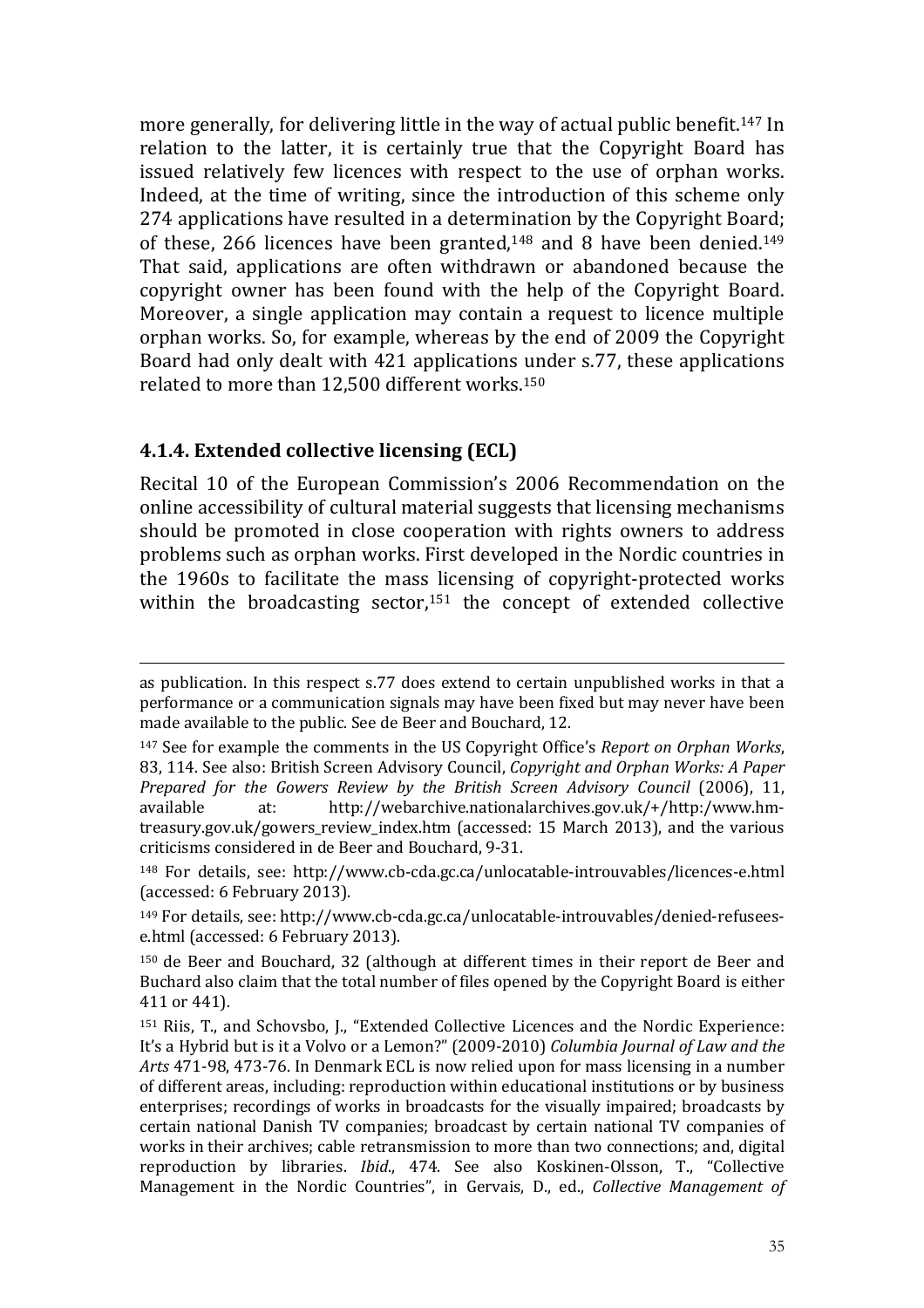more generally, for delivering little in the way of actual public benefit.[147] In relation to the latter, it is certainly true that the Copyright Board has issued relatively few licences with respect to the use of orphan works. Indeed, at the time of writing, since the introduction of this scheme only 274 applications have resulted in a determination by the Copyright Board; of these, 266 licences have been granted,[148] and 8 have been denied.[149] That said, applications are often withdrawn or abandoned because the copyright owner has been found with the help of the Copyright Board. Moreover, a single application may contain a request to licence multiple orphan works. So, for example, whereas by the end of 2009 the Copyright Board had only dealt with 421 applications under s.77, these applications related to more than 12,500 different works.[150]

### 4.1.4. Extended collective licensing (ECL)

Recital 10 of the European Commission's 2006 Recommendation on the online accessibility of cultural material suggests that licensing mechanisms should be promoted in close cooperation with rights owners to address problems such as orphan works. First developed in the Nordic countries in the 1960s to facilitate the mass licensing of copyright-protected works within the broadcasting sector,[151] the concept of extended collective

---

as publication. In this respect s.77 does extend to certain unpublished works in that a performance or a communication signals may have been fixed but may never have been made available to the public. See de Beer and Bouchard, 12.

[147] See for example the comments in the US Copyright Office's *Report on Orphan Works*, 83, 114. See also: British Screen Advisory Council, *Copyright and Orphan Works: A Paper Prepared for the Gowers Review by the British Screen Advisory Council* (2006), 11, available at: http://webarchive.nationalarchives.gov.uk/+/http:/www.hm-treasury.gov.uk/gowers_review_index.htm (accessed: 15 March 2013), and the various criticisms considered in de Beer and Bouchard, 9-31.

[148] For details, see: http://www.cb-cda.gc.ca/unlocatable-introuvables/licences-e.html (accessed: 6 February 2013).

[149] For details, see: http://www.cb-cda.gc.ca/unlocatable-introuvables/denied-refusees-e.html (accessed: 6 February 2013).

[150] de Beer and Bouchard, 32 (although at different times in their report de Beer and Buchard also claim that the total number of files opened by the Copyright Board is either 411 or 441).

[151] Riis, T., and Schovsbo, J., "Extended Collective Licences and the Nordic Experience: It's a Hybrid but is it a Volvo or a Lemon?" (2009-2010) *Columbia Journal of Law and the Arts* 471-98, 473-76. In Denmark ECL is now relied upon for mass licensing in a number of different areas, including: reproduction within educational institutions or by business enterprises; recordings of works in broadcasts for the visually impaired; broadcasts by certain national Danish TV companies; broadcast by certain national TV companies of works in their archives; cable retransmission to more than two connections; and, digital reproduction by libraries. *Ibid*., 474. See also Koskinen-Olsson, T., "Collective Management in the Nordic Countries", in Gervais, D., ed., *Collective Management of*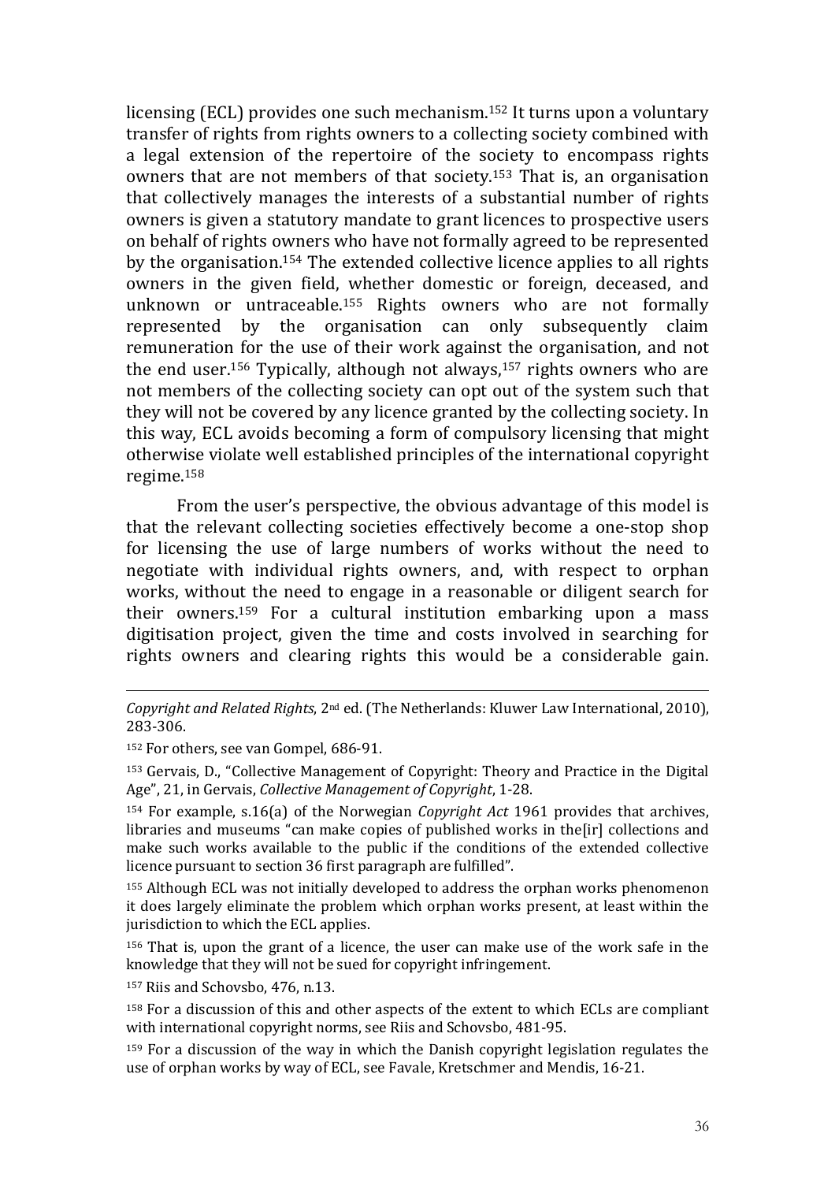licensing (ECL) provides one such mechanism.[152] It turns upon a voluntary transfer of rights from rights owners to a collecting society combined with a legal extension of the repertoire of the society to encompass rights owners that are not members of that society.[153] That is, an organisation that collectively manages the interests of a substantial number of rights owners is given a statutory mandate to grant licences to prospective users on behalf of rights owners who have not formally agreed to be represented by the organisation.[154] The extended collective licence applies to all rights owners in the given field, whether domestic or foreign, deceased, and unknown or untraceable.[155] Rights owners who are not formally represented by the organisation can only subsequently claim remuneration for the use of their work against the organisation, and not the end user.[156] Typically, although not always,[157] rights owners who are not members of the collecting society can opt out of the system such that they will not be covered by any licence granted by the collecting society. In this way, ECL avoids becoming a form of compulsory licensing that might otherwise violate well established principles of the international copyright regime.[158]

From the user's perspective, the obvious advantage of this model is that the relevant collecting societies effectively become a one-stop shop for licensing the use of large numbers of works without the need to negotiate with individual rights owners, and, with respect to orphan works, without the need to engage in a reasonable or diligent search for their owners.[159] For a cultural institution embarking upon a mass digitisation project, given the time and costs involved in searching for rights owners and clearing rights this would be a considerable gain.

---

*Copyright and Related Rights*, 2nd ed. (The Netherlands: Kluwer Law International, 2010), 283-306.

[152] For others, see van Gompel, 686-91.

[153] Gervais, D., "Collective Management of Copyright: Theory and Practice in the Digital Age", 21, in Gervais, *Collective Management of Copyright*, 1-28.

[154] For example, s.16(a) of the Norwegian *Copyright Act* 1961 provides that archives, libraries and museums "can make copies of published works in the[ir] collections and make such works available to the public if the conditions of the extended collective licence pursuant to section 36 first paragraph are fulfilled".

[155] Although ECL was not initially developed to address the orphan works phenomenon it does largely eliminate the problem which orphan works present, at least within the jurisdiction to which the ECL applies.

[156] That is, upon the grant of a licence, the user can make use of the work safe in the knowledge that they will not be sued for copyright infringement.

[157] Riis and Schovsbo, 476, n.13.

[158] For a discussion of this and other aspects of the extent to which ECLs are compliant with international copyright norms, see Riis and Schovsbo, 481-95.

[159] For a discussion of the way in which the Danish copyright legislation regulates the use of orphan works by way of ECL, see Favale, Kretschmer and Mendis, 16-21.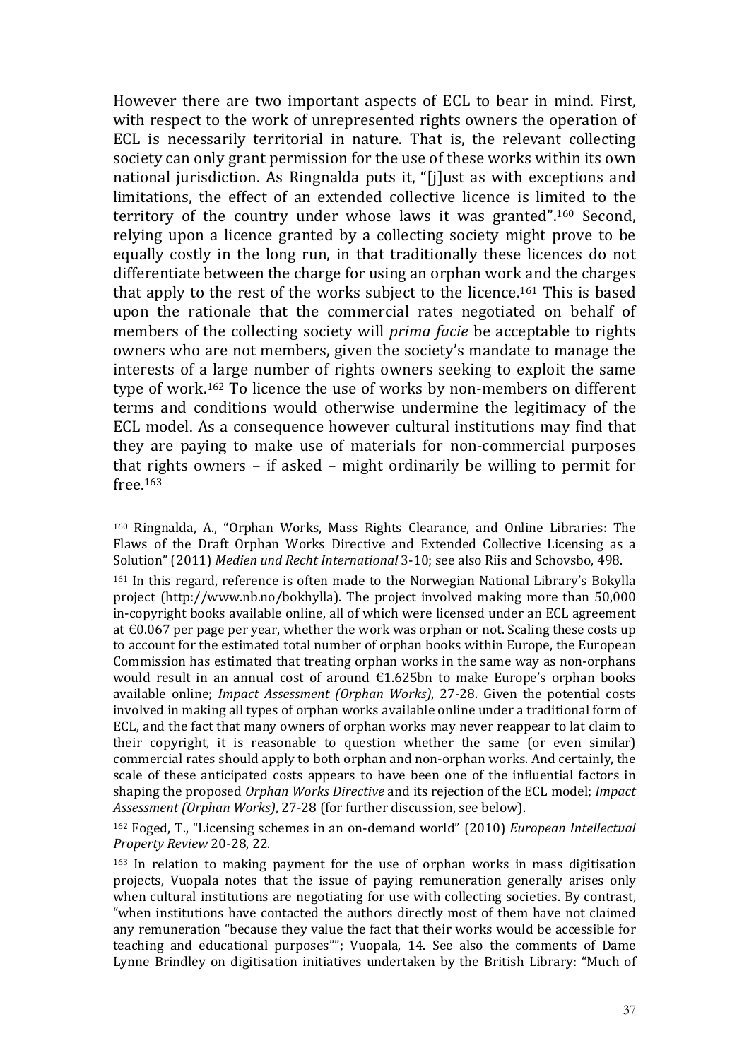However there are two important aspects of ECL to bear in mind. First, with respect to the work of unrepresented rights owners the operation of ECL is necessarily territorial in nature. That is, the relevant collecting society can only grant permission for the use of these works within its own national jurisdiction. As Ringnalda puts it, "[j]ust as with exceptions and limitations, the effect of an extended collective licence is limited to the territory of the country under whose laws it was granted".[160] Second, relying upon a licence granted by a collecting society might prove to be equally costly in the long run, in that traditionally these licences do not differentiate between the charge for using an orphan work and the charges that apply to the rest of the works subject to the licence.[161] This is based upon the rationale that the commercial rates negotiated on behalf of members of the collecting society will *prima facie* be acceptable to rights owners who are not members, given the society's mandate to manage the interests of a large number of rights owners seeking to exploit the same type of work.[162] To licence the use of works by non-members on different terms and conditions would otherwise undermine the legitimacy of the ECL model. As a consequence however cultural institutions may find that they are paying to make use of materials for non-commercial purposes that rights owners – if asked – might ordinarily be willing to permit for free.[163]

---

[160] Ringnalda, A., "Orphan Works, Mass Rights Clearance, and Online Libraries: The Flaws of the Draft Orphan Works Directive and Extended Collective Licensing as a Solution" (2011) *Medien und Recht International* 3-10; see also Riis and Schovsbo, 498.

[161] In this regard, reference is often made to the Norwegian National Library's Bokylla project (http://www.nb.no/bokhylla). The project involved making more than 50,000 in-copyright books available online, all of which were licensed under an ECL agreement at €0.067 per page per year, whether the work was orphan or not. Scaling these costs up to account for the estimated total number of orphan books within Europe, the European Commission has estimated that treating orphan works in the same way as non-orphans would result in an annual cost of around €1.625bn to make Europe's orphan books available online; *Impact Assessment (Orphan Works)*, 27-28. Given the potential costs involved in making all types of orphan works available online under a traditional form of ECL, and the fact that many owners of orphan works may never reappear to lat claim to their copyright, it is reasonable to question whether the same (or even similar) commercial rates should apply to both orphan and non-orphan works. And certainly, the scale of these anticipated costs appears to have been one of the influential factors in shaping the proposed *Orphan Works Directive* and its rejection of the ECL model; *Impact Assessment (Orphan Works)*, 27-28 (for further discussion, see below).

[162] Foged, T., "Licensing schemes in an on-demand world" (2010) *European Intellectual Property Review* 20-28, 22.

[163] In relation to making payment for the use of orphan works in mass digitisation projects, Vuopala notes that the issue of paying remuneration generally arises only when cultural institutions are negotiating for use with collecting societies. By contrast, "when institutions have contacted the authors directly most of them have not claimed any remuneration "because they value the fact that their works would be accessible for teaching and educational purposes""; Vuopala, 14. See also the comments of Dame Lynne Brindley on digitisation initiatives undertaken by the British Library: "Much of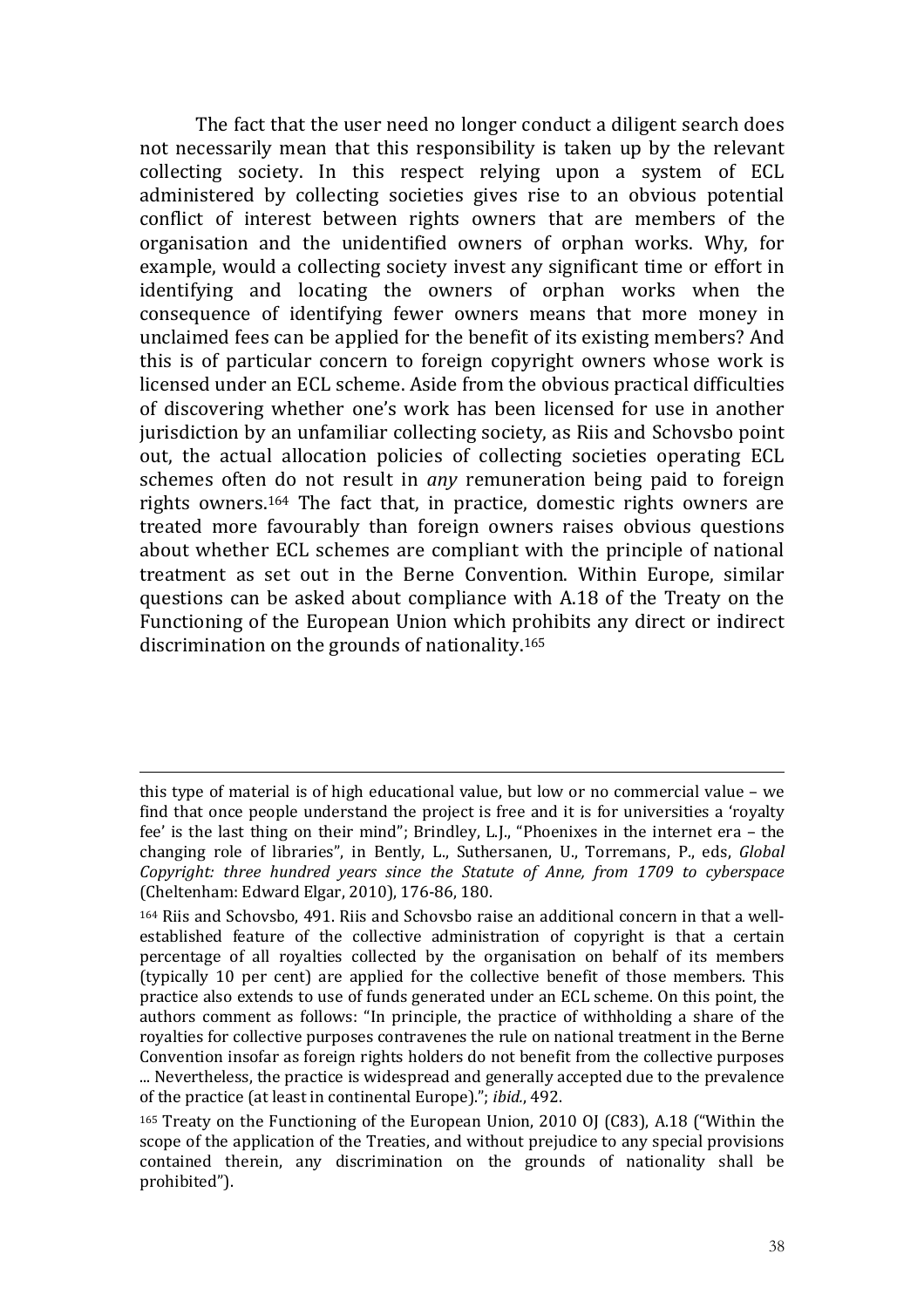The fact that the user need no longer conduct a diligent search does not necessarily mean that this responsibility is taken up by the relevant collecting society. In this respect relying upon a system of ECL administered by collecting societies gives rise to an obvious potential conflict of interest between rights owners that are members of the organisation and the unidentified owners of orphan works. Why, for example, would a collecting society invest any significant time or effort in identifying and locating the owners of orphan works when the consequence of identifying fewer owners means that more money in unclaimed fees can be applied for the benefit of its existing members? And this is of particular concern to foreign copyright owners whose work is licensed under an ECL scheme. Aside from the obvious practical difficulties of discovering whether one's work has been licensed for use in another jurisdiction by an unfamiliar collecting society, as Riis and Schovsbo point out, the actual allocation policies of collecting societies operating ECL schemes often do not result in *any* remuneration being paid to foreign rights owners.[164] The fact that, in practice, domestic rights owners are treated more favourably than foreign owners raises obvious questions about whether ECL schemes are compliant with the principle of national treatment as set out in the Berne Convention. Within Europe, similar questions can be asked about compliance with A.18 of the Treaty on the Functioning of the European Union which prohibits any direct or indirect discrimination on the grounds of nationality.[165]

---

this type of material is of high educational value, but low or no commercial value – we find that once people understand the project is free and it is for universities a 'royalty fee' is the last thing on their mind"; Brindley, L.J., "Phoenixes in the internet era – the changing role of libraries", in Bently, L., Suthersanen, U., Torremans, P., eds, *Global Copyright: three hundred years since the Statute of Anne, from 1709 to cyberspace* (Cheltenham: Edward Elgar, 2010), 176-86, 180.

[164] Riis and Schovsbo, 491. Riis and Schovsbo raise an additional concern in that a well-established feature of the collective administration of copyright is that a certain percentage of all royalties collected by the organisation on behalf of its members (typically 10 per cent) are applied for the collective benefit of those members. This practice also extends to use of funds generated under an ECL scheme. On this point, the authors comment as follows: "In principle, the practice of withholding a share of the royalties for collective purposes contravenes the rule on national treatment in the Berne Convention insofar as foreign rights holders do not benefit from the collective purposes ... Nevertheless, the practice is widespread and generally accepted due to the prevalence of the practice (at least in continental Europe)."; *ibid.*, 492.

[165] Treaty on the Functioning of the European Union, 2010 OJ (C83), A.18 ("Within the scope of the application of the Treaties, and without prejudice to any special provisions contained therein, any discrimination on the grounds of nationality shall be prohibited").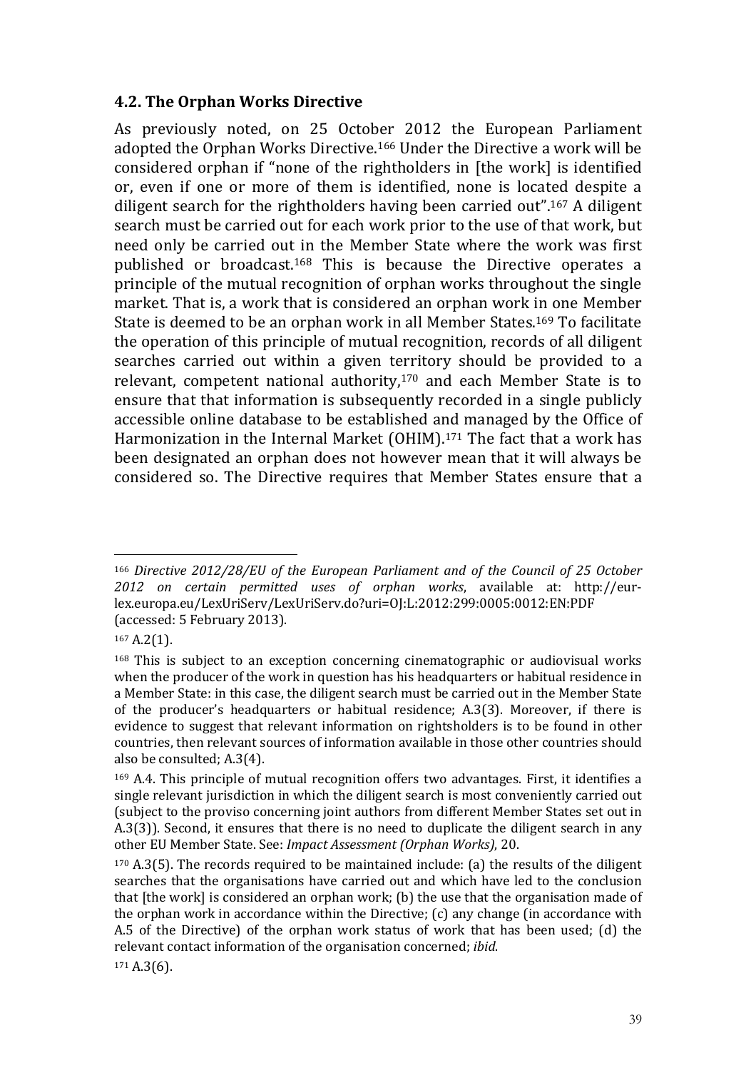### 4.2. The Orphan Works Directive

As previously noted, on 25 October 2012 the European Parliament adopted the Orphan Works Directive.[166] Under the Directive a work will be considered orphan if "none of the rightholders in [the work] is identified or, even if one or more of them is identified, none is located despite a diligent search for the rightholders having been carried out".[167] A diligent search must be carried out for each work prior to the use of that work, but need only be carried out in the Member State where the work was first published or broadcast.[168] This is because the Directive operates a principle of the mutual recognition of orphan works throughout the single market. That is, a work that is considered an orphan work in one Member State is deemed to be an orphan work in all Member States.[169] To facilitate the operation of this principle of mutual recognition, records of all diligent searches carried out within a given territory should be provided to a relevant, competent national authority,[170] and each Member State is to ensure that that information is subsequently recorded in a single publicly accessible online database to be established and managed by the Office of Harmonization in the Internal Market (OHIM).[171] The fact that a work has been designated an orphan does not however mean that it will always be considered so. The Directive requires that Member States ensure that a

---

[166] *Directive 2012/28/EU of the European Parliament and of the Council of 25 October 2012 on certain permitted uses of orphan works*, available at: http://eur-lex.europa.eu/LexUriServ/LexUriServ.do?uri=OJ:L:2012:299:0005:0012:EN:PDF (accessed: 5 February 2013).

[167] A.2(1).

[168] This is subject to an exception concerning cinematographic or audiovisual works when the producer of the work in question has his headquarters or habitual residence in a Member State: in this case, the diligent search must be carried out in the Member State of the producer's headquarters or habitual residence; A.3(3). Moreover, if there is evidence to suggest that relevant information on rightsholders is to be found in other countries, then relevant sources of information available in those other countries should also be consulted; A.3(4).

[169] A.4. This principle of mutual recognition offers two advantages. First, it identifies a single relevant jurisdiction in which the diligent search is most conveniently carried out (subject to the proviso concerning joint authors from different Member States set out in A.3(3)). Second, it ensures that there is no need to duplicate the diligent search in any other EU Member State. See: *Impact Assessment (Orphan Works)*, 20.

[170] A.3(5). The records required to be maintained include: (a) the results of the diligent searches that the organisations have carried out and which have led to the conclusion that [the work] is considered an orphan work; (b) the use that the organisation made of the orphan work in accordance within the Directive; (c) any change (in accordance with A.5 of the Directive) of the orphan work status of work that has been used; (d) the relevant contact information of the organisation concerned; *ibid*.

[171] A.3(6).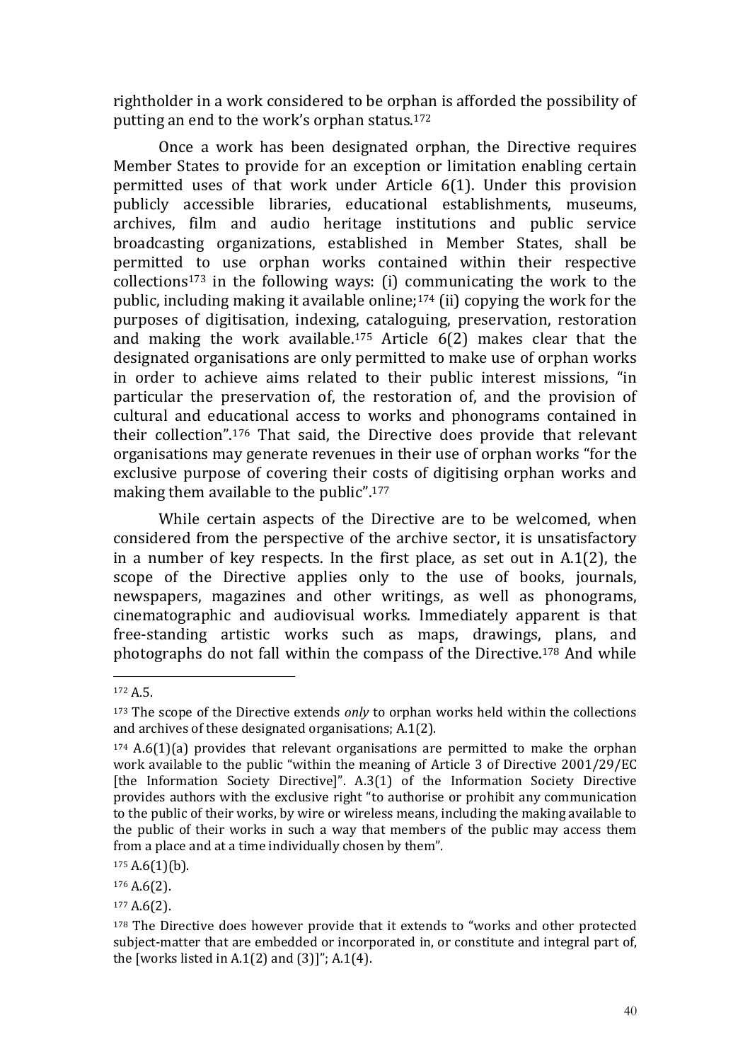rightholder in a work considered to be orphan is afforded the possibility of putting an end to the work's orphan status.[172]

Once a work has been designated orphan, the Directive requires Member States to provide for an exception or limitation enabling certain permitted uses of that work under Article 6(1). Under this provision publicly accessible libraries, educational establishments, museums, archives, film and audio heritage institutions and public service broadcasting organizations, established in Member States, shall be permitted to use orphan works contained within their respective collections[173] in the following ways: (i) communicating the work to the public, including making it available online;[174] (ii) copying the work for the purposes of digitisation, indexing, cataloguing, preservation, restoration and making the work available.[175] Article 6(2) makes clear that the designated organisations are only permitted to make use of orphan works in order to achieve aims related to their public interest missions, "in particular the preservation of, the restoration of, and the provision of cultural and educational access to works and phonograms contained in their collection".[176] That said, the Directive does provide that relevant organisations may generate revenues in their use of orphan works "for the exclusive purpose of covering their costs of digitising orphan works and making them available to the public".[177]

While certain aspects of the Directive are to be welcomed, when considered from the perspective of the archive sector, it is unsatisfactory in a number of key respects. In the first place, as set out in A.1(2), the scope of the Directive applies only to the use of books, journals, newspapers, magazines and other writings, as well as phonograms, cinematographic and audiovisual works. Immediately apparent is that free-standing artistic works such as maps, drawings, plans, and photographs do not fall within the compass of the Directive.[178] And while

---

[172] A.5.

[173] The scope of the Directive extends *only* to orphan works held within the collections and archives of these designated organisations; A.1(2).

[174] A.6(1)(a) provides that relevant organisations are permitted to make the orphan work available to the public "within the meaning of Article 3 of Directive 2001/29/EC [the Information Society Directive]". A.3(1) of the Information Society Directive provides authors with the exclusive right "to authorise or prohibit any communication to the public of their works, by wire or wireless means, including the making available to the public of their works in such a way that members of the public may access them from a place and at a time individually chosen by them".

[175] A.6(1)(b).

[176] A.6(2).

[177] A.6(2).

[178] The Directive does however provide that it extends to "works and other protected subject-matter that are embedded or incorporated in, or constitute and integral part of, the [works listed in A.1(2) and (3)]"; A.1(4).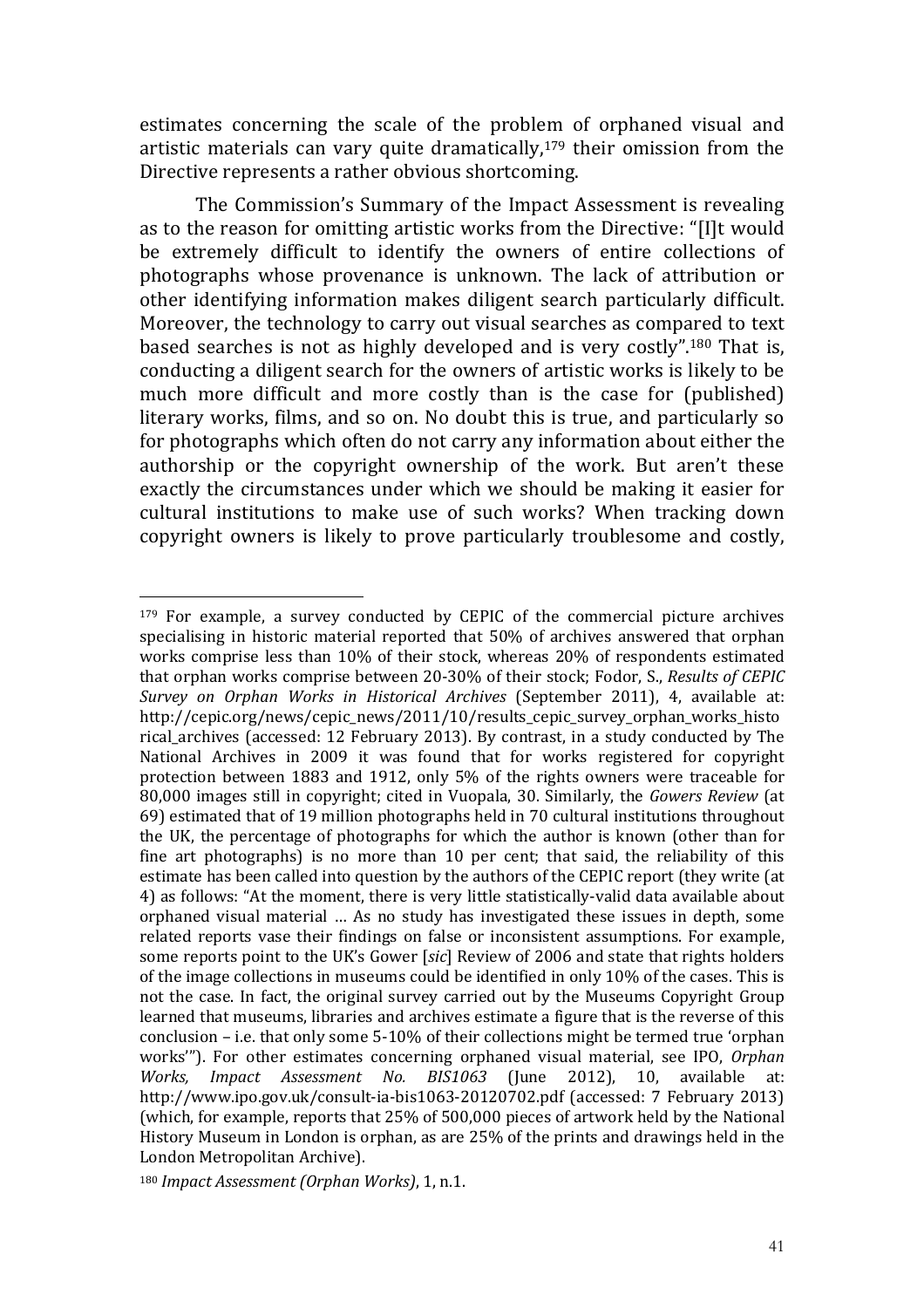estimates concerning the scale of the problem of orphaned visual and artistic materials can vary quite dramatically,[179] their omission from the Directive represents a rather obvious shortcoming.

The Commission's Summary of the Impact Assessment is revealing as to the reason for omitting artistic works from the Directive: "[I]t would be extremely difficult to identify the owners of entire collections of photographs whose provenance is unknown. The lack of attribution or other identifying information makes diligent search particularly difficult. Moreover, the technology to carry out visual searches as compared to text based searches is not as highly developed and is very costly".[180] That is, conducting a diligent search for the owners of artistic works is likely to be much more difficult and more costly than is the case for (published) literary works, films, and so on. No doubt this is true, and particularly so for photographs which often do not carry any information about either the authorship or the copyright ownership of the work. But aren't these exactly the circumstances under which we should be making it easier for cultural institutions to make use of such works? When tracking down copyright owners is likely to prove particularly troublesome and costly,

---

[179] For example, a survey conducted by CEPIC of the commercial picture archives specialising in historic material reported that 50% of archives answered that orphan works comprise less than 10% of their stock, whereas 20% of respondents estimated that orphan works comprise between 20-30% of their stock; Fodor, S., *Results of CEPIC Survey on Orphan Works in Historical Archives* (September 2011), 4, available at: http://cepic.org/news/cepic_news/2011/10/results_cepic_survey_orphan_works_historical_archives (accessed: 12 February 2013). By contrast, in a study conducted by The National Archives in 2009 it was found that for works registered for copyright protection between 1883 and 1912, only 5% of the rights owners were traceable for 80,000 images still in copyright; cited in Vuopala, 30. Similarly, the *Gowers Review* (at 69) estimated that of 19 million photographs held in 70 cultural institutions throughout the UK, the percentage of photographs for which the author is known (other than for fine art photographs) is no more than 10 per cent; that said, the reliability of this estimate has been called into question by the authors of the CEPIC report (they write (at 4) as follows: "At the moment, there is very little statistically-valid data available about orphaned visual material … As no study has investigated these issues in depth, some related reports vase their findings on false or inconsistent assumptions. For example, some reports point to the UK's Gower [*sic*] Review of 2006 and state that rights holders of the image collections in museums could be identified in only 10% of the cases. This is not the case. In fact, the original survey carried out by the Museums Copyright Group learned that museums, libraries and archives estimate a figure that is the reverse of this conclusion – i.e. that only some 5-10% of their collections might be termed true 'orphan works'"). For other estimates concerning orphaned visual material, see IPO, *Orphan Works, Impact Assessment No. BIS1063* (June 2012), 10, available at: http://www.ipo.gov.uk/consult-ia-bis1063-20120702.pdf (accessed: 7 February 2013) (which, for example, reports that 25% of 500,000 pieces of artwork held by the National History Museum in London is orphan, as are 25% of the prints and drawings held in the London Metropolitan Archive).

[180] *Impact Assessment (Orphan Works)*, 1, n.1.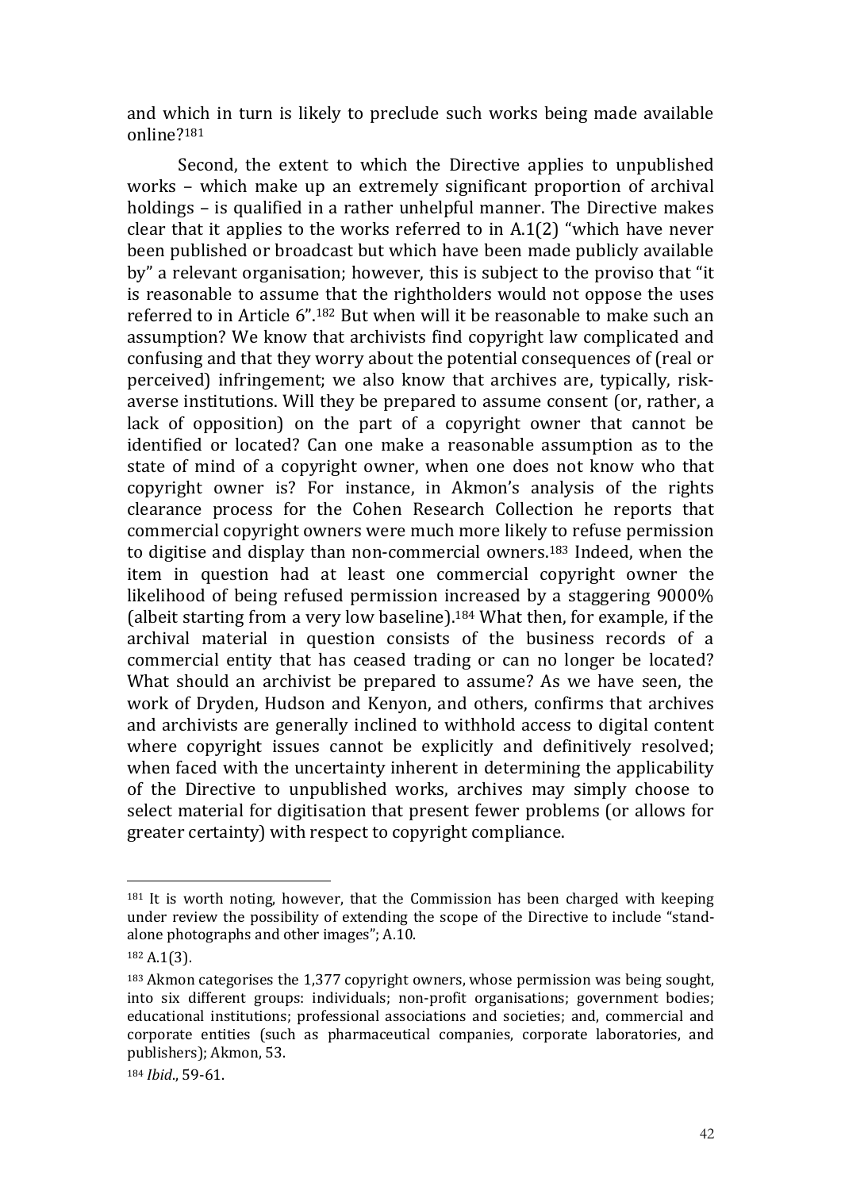and which in turn is likely to preclude such works being made available online?[181]

Second, the extent to which the Directive applies to unpublished works – which make up an extremely significant proportion of archival holdings – is qualified in a rather unhelpful manner. The Directive makes clear that it applies to the works referred to in A.1(2) "which have never been published or broadcast but which have been made publicly available by" a relevant organisation; however, this is subject to the proviso that "it is reasonable to assume that the rightholders would not oppose the uses referred to in Article 6".[182] But when will it be reasonable to make such an assumption? We know that archivists find copyright law complicated and confusing and that they worry about the potential consequences of (real or perceived) infringement; we also know that archives are, typically, risk-averse institutions. Will they be prepared to assume consent (or, rather, a lack of opposition) on the part of a copyright owner that cannot be identified or located? Can one make a reasonable assumption as to the state of mind of a copyright owner, when one does not know who that copyright owner is? For instance, in Akmon's analysis of the rights clearance process for the Cohen Research Collection he reports that commercial copyright owners were much more likely to refuse permission to digitise and display than non-commercial owners.[183] Indeed, when the item in question had at least one commercial copyright owner the likelihood of being refused permission increased by a staggering 9000% (albeit starting from a very low baseline).[184] What then, for example, if the archival material in question consists of the business records of a commercial entity that has ceased trading or can no longer be located? What should an archivist be prepared to assume? As we have seen, the work of Dryden, Hudson and Kenyon, and others, confirms that archives and archivists are generally inclined to withhold access to digital content where copyright issues cannot be explicitly and definitively resolved; when faced with the uncertainty inherent in determining the applicability of the Directive to unpublished works, archives may simply choose to select material for digitisation that present fewer problems (or allows for greater certainty) with respect to copyright compliance.

---

[181] It is worth noting, however, that the Commission has been charged with keeping under review the possibility of extending the scope of the Directive to include "stand-alone photographs and other images"; A.10.

[182] A.1(3).

[183] Akmon categorises the 1,377 copyright owners, whose permission was being sought, into six different groups: individuals; non-profit organisations; government bodies; educational institutions; professional associations and societies; and, commercial and corporate entities (such as pharmaceutical companies, corporate laboratories, and publishers); Akmon, 53.

[184] *Ibid*., 59-61.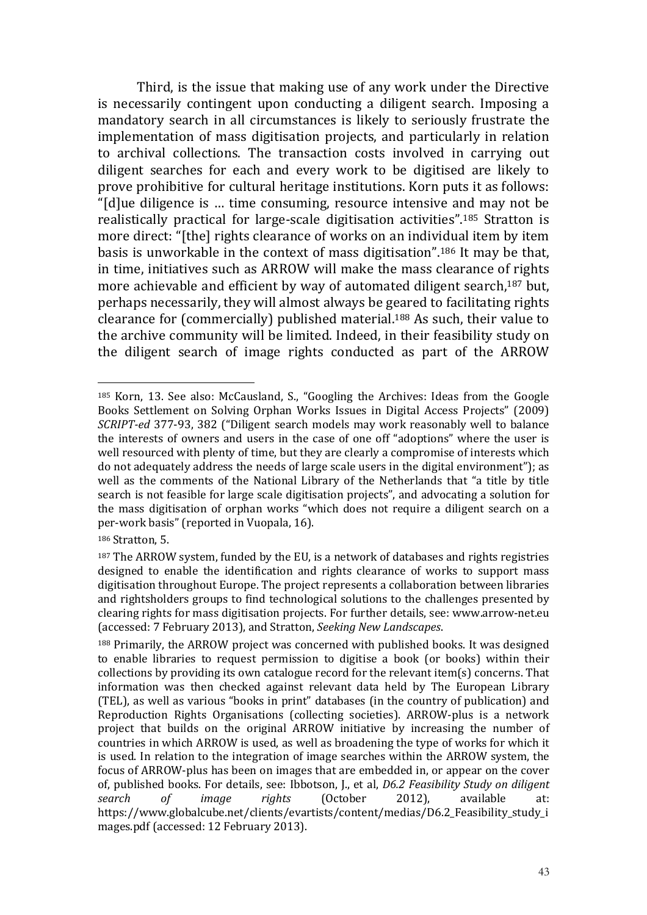Third, is the issue that making use of any work under the Directive is necessarily contingent upon conducting a diligent search. Imposing a mandatory search in all circumstances is likely to seriously frustrate the implementation of mass digitisation projects, and particularly in relation to archival collections. The transaction costs involved in carrying out diligent searches for each and every work to be digitised are likely to prove prohibitive for cultural heritage institutions. Korn puts it as follows: "[d]ue diligence is … time consuming, resource intensive and may not be realistically practical for large-scale digitisation activities".[185] Stratton is more direct: "[the] rights clearance of works on an individual item by item basis is unworkable in the context of mass digitisation".[186] It may be that, in time, initiatives such as ARROW will make the mass clearance of rights more achievable and efficient by way of automated diligent search,[187] but, perhaps necessarily, they will almost always be geared to facilitating rights clearance for (commercially) published material.[188] As such, their value to the archive community will be limited. Indeed, in their feasibility study on the diligent search of image rights conducted as part of the ARROW

---

[185] Korn, 13. See also: McCausland, S., "Googling the Archives: Ideas from the Google Books Settlement on Solving Orphan Works Issues in Digital Access Projects" (2009) *SCRIPT-ed* 377-93, 382 ("Diligent search models may work reasonably well to balance the interests of owners and users in the case of one off "adoptions" where the user is well resourced with plenty of time, but they are clearly a compromise of interests which do not adequately address the needs of large scale users in the digital environment"); as well as the comments of the National Library of the Netherlands that "a title by title search is not feasible for large scale digitisation projects", and advocating a solution for the mass digitisation of orphan works "which does not require a diligent search on a per-work basis" (reported in Vuopala, 16).

[186] Stratton, 5.

[187] The ARROW system, funded by the EU, is a network of databases and rights registries designed to enable the identification and rights clearance of works to support mass digitisation throughout Europe. The project represents a collaboration between libraries and rightsholders groups to find technological solutions to the challenges presented by clearing rights for mass digitisation projects. For further details, see: www.arrow-net.eu (accessed: 7 February 2013), and Stratton, *Seeking New Landscapes*.

[188] Primarily, the ARROW project was concerned with published books. It was designed to enable libraries to request permission to digitise a book (or books) within their collections by providing its own catalogue record for the relevant item(s) concerns. That information was then checked against relevant data held by The European Library (TEL), as well as various "books in print" databases (in the country of publication) and Reproduction Rights Organisations (collecting societies). ARROW-plus is a network project that builds on the original ARROW initiative by increasing the number of countries in which ARROW is used, as well as broadening the type of works for which it is used. In relation to the integration of image searches within the ARROW system, the focus of ARROW-plus has been on images that are embedded in, or appear on the cover of, published books. For details, see: Ibbotson, J., et al, *D6.2 Feasibility Study on diligent search of image rights* (October 2012), available at: https://www.globalcube.net/clients/evartists/content/medias/D6.2_Feasibility_study_images.pdf (accessed: 12 February 2013).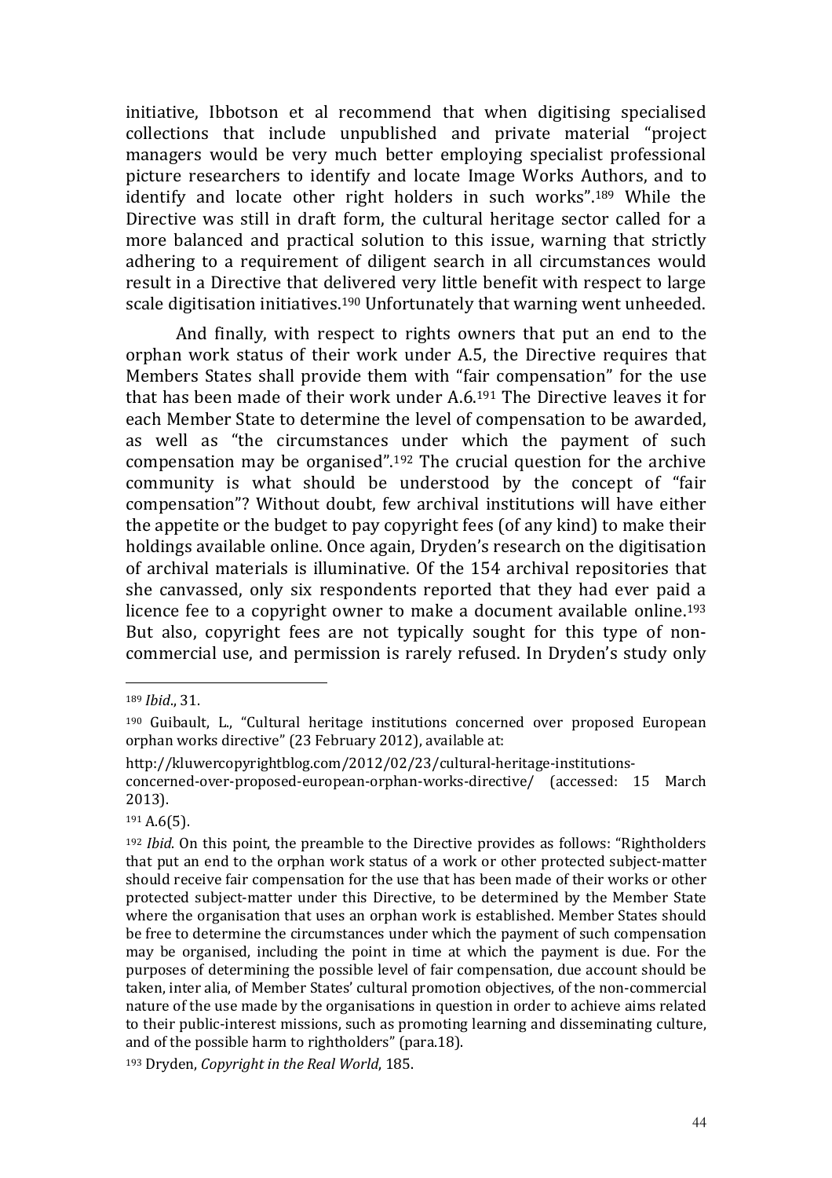initiative, Ibbotson et al recommend that when digitising specialised collections that include unpublished and private material "project managers would be very much better employing specialist professional picture researchers to identify and locate Image Works Authors, and to identify and locate other right holders in such works".[189] While the Directive was still in draft form, the cultural heritage sector called for a more balanced and practical solution to this issue, warning that strictly adhering to a requirement of diligent search in all circumstances would result in a Directive that delivered very little benefit with respect to large scale digitisation initiatives.[190] Unfortunately that warning went unheeded.

And finally, with respect to rights owners that put an end to the orphan work status of their work under A.5, the Directive requires that Members States shall provide them with "fair compensation" for the use that has been made of their work under A.6.[191] The Directive leaves it for each Member State to determine the level of compensation to be awarded, as well as "the circumstances under which the payment of such compensation may be organised".[192] The crucial question for the archive community is what should be understood by the concept of "fair compensation"? Without doubt, few archival institutions will have either the appetite or the budget to pay copyright fees (of any kind) to make their holdings available online. Once again, Dryden's research on the digitisation of archival materials is illuminative. Of the 154 archival repositories that she canvassed, only six respondents reported that they had ever paid a licence fee to a copyright owner to make a document available online.[193] But also, copyright fees are not typically sought for this type of non-commercial use, and permission is rarely refused. In Dryden's study only

---

[189] *Ibid*., 31.

[190] Guibault, L., "Cultural heritage institutions concerned over proposed European orphan works directive" (23 February 2012), available at: http://kluwercopyrightblog.com/2012/02/23/cultural-heritage-institutions-concerned-over-proposed-european-orphan-works-directive/ (accessed: 15 March 2013).

[191] A.6(5).

[192] *Ibid*. On this point, the preamble to the Directive provides as follows: "Rightholders that put an end to the orphan work status of a work or other protected subject-matter should receive fair compensation for the use that has been made of their works or other protected subject-matter under this Directive, to be determined by the Member State where the organisation that uses an orphan work is established. Member States should be free to determine the circumstances under which the payment of such compensation may be organised, including the point in time at which the payment is due. For the purposes of determining the possible level of fair compensation, due account should be taken, inter alia, of Member States' cultural promotion objectives, of the non-commercial nature of the use made by the organisations in question in order to achieve aims related to their public-interest missions, such as promoting learning and disseminating culture, and of the possible harm to rightholders" (para.18).

[193] Dryden, *Copyright in the Real World*, 185.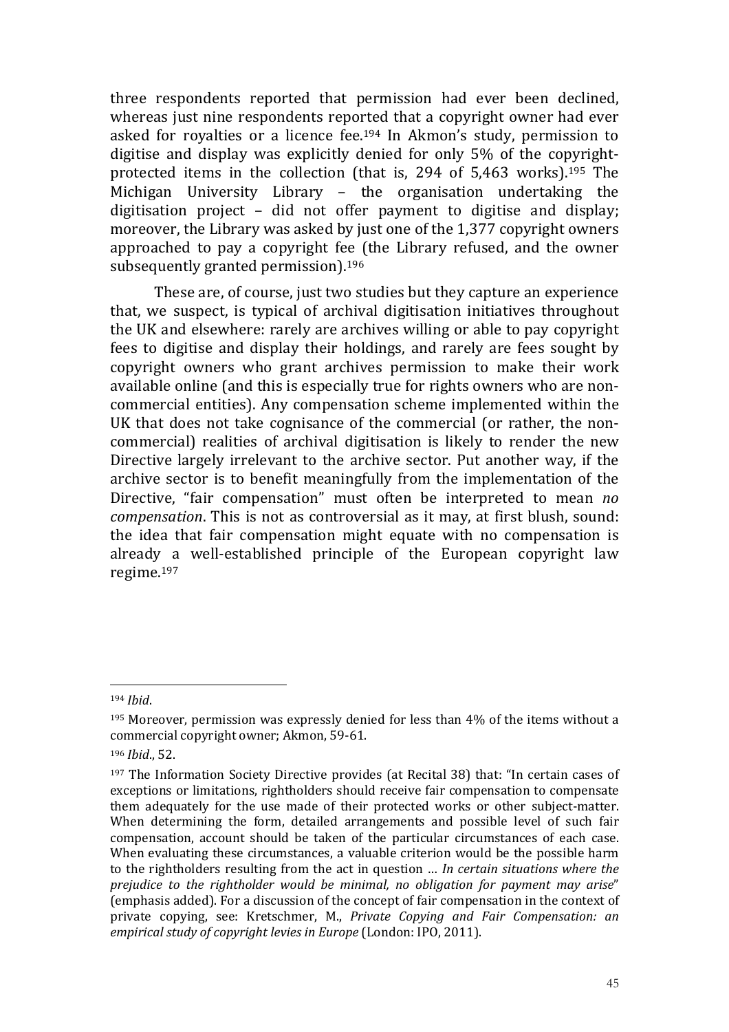three respondents reported that permission had ever been declined, whereas just nine respondents reported that a copyright owner had ever asked for royalties or a licence fee.[194] In Akmon's study, permission to digitise and display was explicitly denied for only 5% of the copyright-protected items in the collection (that is, 294 of 5,463 works).[195] The Michigan University Library – the organisation undertaking the digitisation project – did not offer payment to digitise and display; moreover, the Library was asked by just one of the 1,377 copyright owners approached to pay a copyright fee (the Library refused, and the owner subsequently granted permission).[196]

These are, of course, just two studies but they capture an experience that, we suspect, is typical of archival digitisation initiatives throughout the UK and elsewhere: rarely are archives willing or able to pay copyright fees to digitise and display their holdings, and rarely are fees sought by copyright owners who grant archives permission to make their work available online (and this is especially true for rights owners who are non-commercial entities). Any compensation scheme implemented within the UK that does not take cognisance of the commercial (or rather, the non-commercial) realities of archival digitisation is likely to render the new Directive largely irrelevant to the archive sector. Put another way, if the archive sector is to benefit meaningfully from the implementation of the Directive, "fair compensation" must often be interpreted to mean *no compensation*. This is not as controversial as it may, at first blush, sound: the idea that fair compensation might equate with no compensation is already a well-established principle of the European copyright law regime.[197]

---

[194] *Ibid*.

[195] Moreover, permission was expressly denied for less than 4% of the items without a commercial copyright owner; Akmon, 59-61.

[196] *Ibid*., 52.

[197] The Information Society Directive provides (at Recital 38) that: "In certain cases of exceptions or limitations, rightholders should receive fair compensation to compensate them adequately for the use made of their protected works or other subject-matter. When determining the form, detailed arrangements and possible level of such fair compensation, account should be taken of the particular circumstances of each case. When evaluating these circumstances, a valuable criterion would be the possible harm to the rightholders resulting from the act in question … *In certain situations where the prejudice to the rightholder would be minimal, no obligation for payment may arise*" (emphasis added). For a discussion of the concept of fair compensation in the context of private copying, see: Kretschmer, M., *Private Copying and Fair Compensation: an empirical study of copyright levies in Europe* (London: IPO, 2011).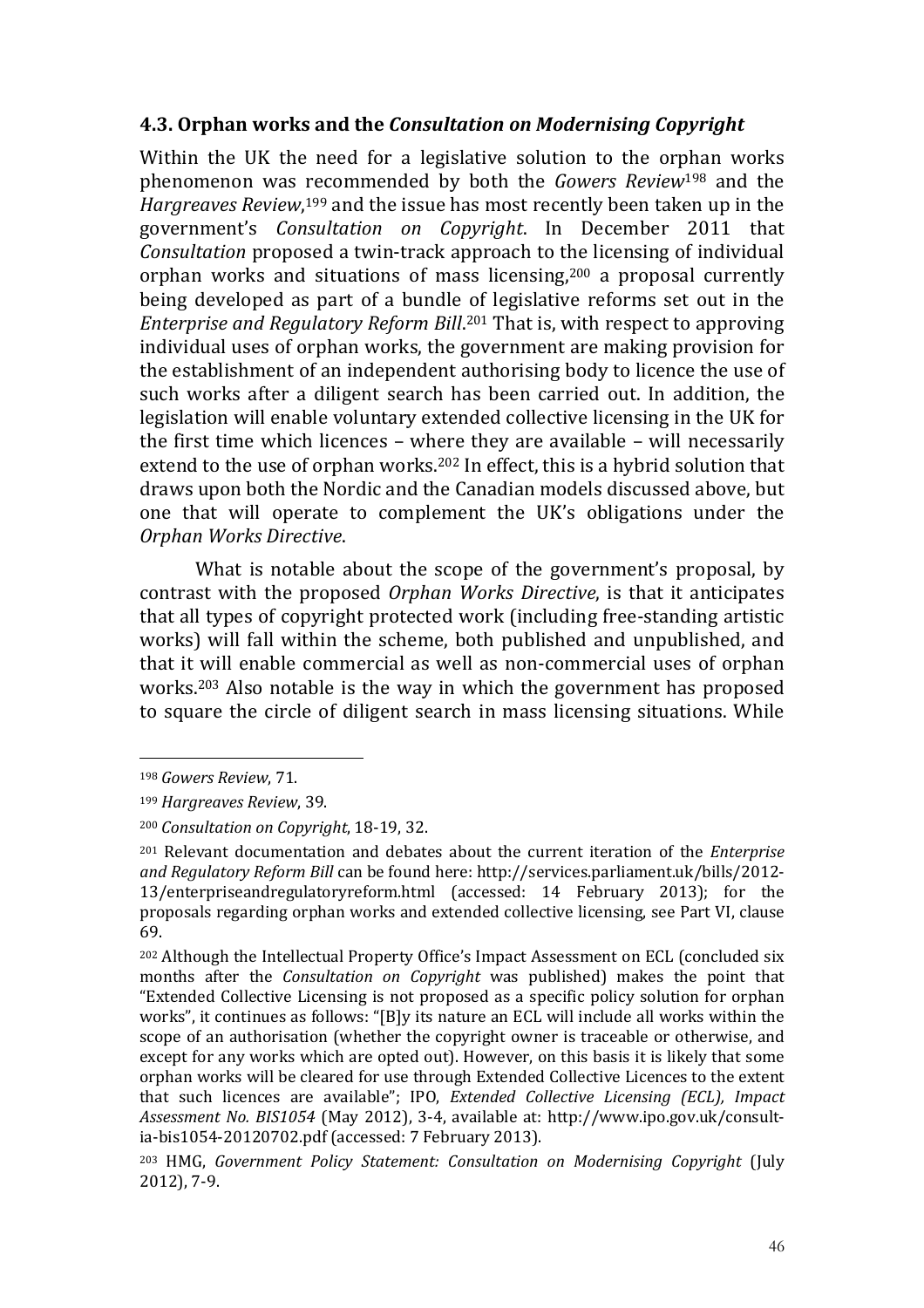### 4.3. Orphan works and the *Consultation on Modernising Copyright*

Within the UK the need for a legislative solution to the orphan works phenomenon was recommended by both the *Gowers Review*[198] and the *Hargreaves Review*,[199] and the issue has most recently been taken up in the government's *Consultation on Copyright*. In December 2011 that *Consultation* proposed a twin-track approach to the licensing of individual orphan works and situations of mass licensing,[200] a proposal currently being developed as part of a bundle of legislative reforms set out in the *Enterprise and Regulatory Reform Bill*.[201] That is, with respect to approving individual uses of orphan works, the government are making provision for the establishment of an independent authorising body to licence the use of such works after a diligent search has been carried out. In addition, the legislation will enable voluntary extended collective licensing in the UK for the first time which licences – where they are available – will necessarily extend to the use of orphan works.[202] In effect, this is a hybrid solution that draws upon both the Nordic and the Canadian models discussed above, but one that will operate to complement the UK's obligations under the *Orphan Works Directive*.

What is notable about the scope of the government's proposal, by contrast with the proposed *Orphan Works Directive*, is that it anticipates that all types of copyright protected work (including free-standing artistic works) will fall within the scheme, both published and unpublished, and that it will enable commercial as well as non-commercial uses of orphan works.[203] Also notable is the way in which the government has proposed to square the circle of diligent search in mass licensing situations. While

---

[198] *Gowers Review*, 71.

[199] *Hargreaves Review*, 39.

[200] *Consultation on Copyright*, 18-19, 32.

[201] Relevant documentation and debates about the current iteration of the *Enterprise and Regulatory Reform Bill* can be found here: http://services.parliament.uk/bills/2012-13/enterpriseandregulatoryreform.html (accessed: 14 February 2013); for the proposals regarding orphan works and extended collective licensing, see Part VI, clause 69.

[202] Although the Intellectual Property Office's Impact Assessment on ECL (concluded six months after the *Consultation on Copyright* was published) makes the point that "Extended Collective Licensing is not proposed as a specific policy solution for orphan works", it continues as follows: "[B]y its nature an ECL will include all works within the scope of an authorisation (whether the copyright owner is traceable or otherwise, and except for any works which are opted out). However, on this basis it is likely that some orphan works will be cleared for use through Extended Collective Licences to the extent that such licences are available"; IPO, *Extended Collective Licensing (ECL), Impact Assessment No. BIS1054* (May 2012), 3-4, available at: http://www.ipo.gov.uk/consult-ia-bis1054-20120702.pdf (accessed: 7 February 2013).

[203] HMG, *Government Policy Statement: Consultation on Modernising Copyright* (July 2012), 7-9.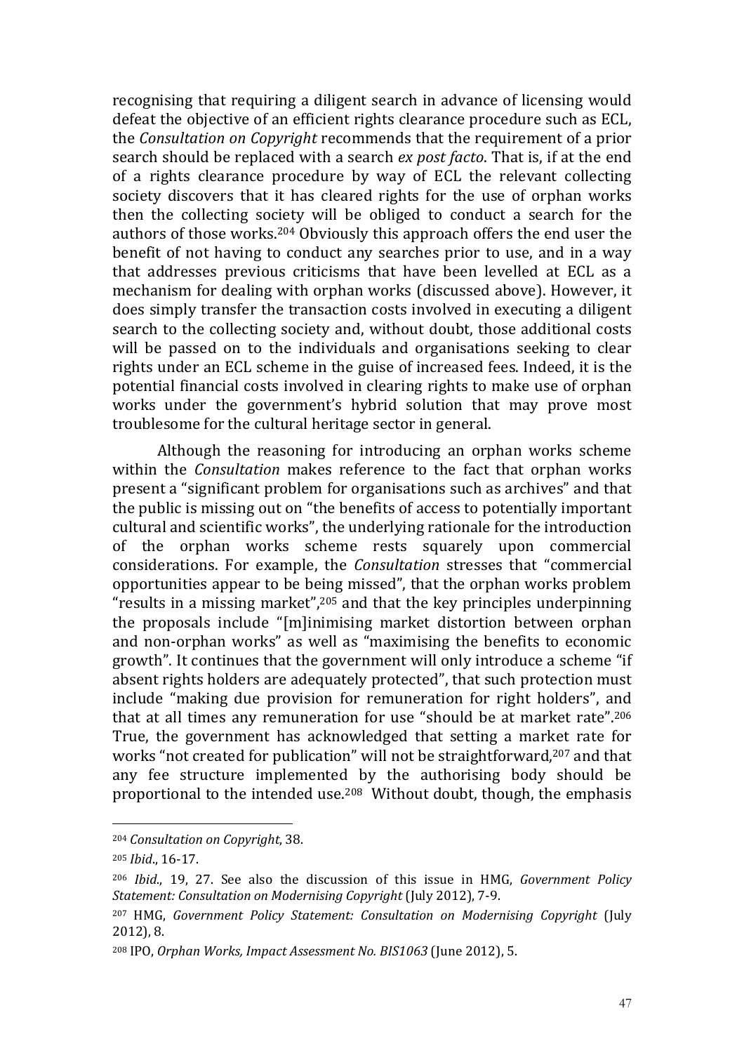recognising that requiring a diligent search in advance of licensing would defeat the objective of an efficient rights clearance procedure such as ECL, the *Consultation on Copyright* recommends that the requirement of a prior search should be replaced with a search *ex post facto*. That is, if at the end of a rights clearance procedure by way of ECL the relevant collecting society discovers that it has cleared rights for the use of orphan works then the collecting society will be obliged to conduct a search for the authors of those works.[204] Obviously this approach offers the end user the benefit of not having to conduct any searches prior to use, and in a way that addresses previous criticisms that have been levelled at ECL as a mechanism for dealing with orphan works (discussed above). However, it does simply transfer the transaction costs involved in executing a diligent search to the collecting society and, without doubt, those additional costs will be passed on to the individuals and organisations seeking to clear rights under an ECL scheme in the guise of increased fees. Indeed, it is the potential financial costs involved in clearing rights to make use of orphan works under the government's hybrid solution that may prove most troublesome for the cultural heritage sector in general.

Although the reasoning for introducing an orphan works scheme within the *Consultation* makes reference to the fact that orphan works present a "significant problem for organisations such as archives" and that the public is missing out on "the benefits of access to potentially important cultural and scientific works", the underlying rationale for the introduction of the orphan works scheme rests squarely upon commercial considerations. For example, the *Consultation* stresses that "commercial opportunities appear to be being missed", that the orphan works problem "results in a missing market",[205] and that the key principles underpinning the proposals include "[m]inimising market distortion between orphan and non-orphan works" as well as "maximising the benefits to economic growth". It continues that the government will only introduce a scheme "if absent rights holders are adequately protected", that such protection must include "making due provision for remuneration for right holders", and that at all times any remuneration for use "should be at market rate".[206] True, the government has acknowledged that setting a market rate for works "not created for publication" will not be straightforward,[207] and that any fee structure implemented by the authorising body should be proportional to the intended use.[208] Without doubt, though, the emphasis

---

[204] *Consultation on Copyright*, 38.

[205] *Ibid*., 16-17.

[206] *Ibid*., 19, 27. See also the discussion of this issue in HMG, *Government Policy Statement: Consultation on Modernising Copyright* (July 2012), 7-9.

[207] HMG, *Government Policy Statement: Consultation on Modernising Copyright* (July 2012), 8.

[208] IPO, *Orphan Works, Impact Assessment No. BIS1063* (June 2012), 5.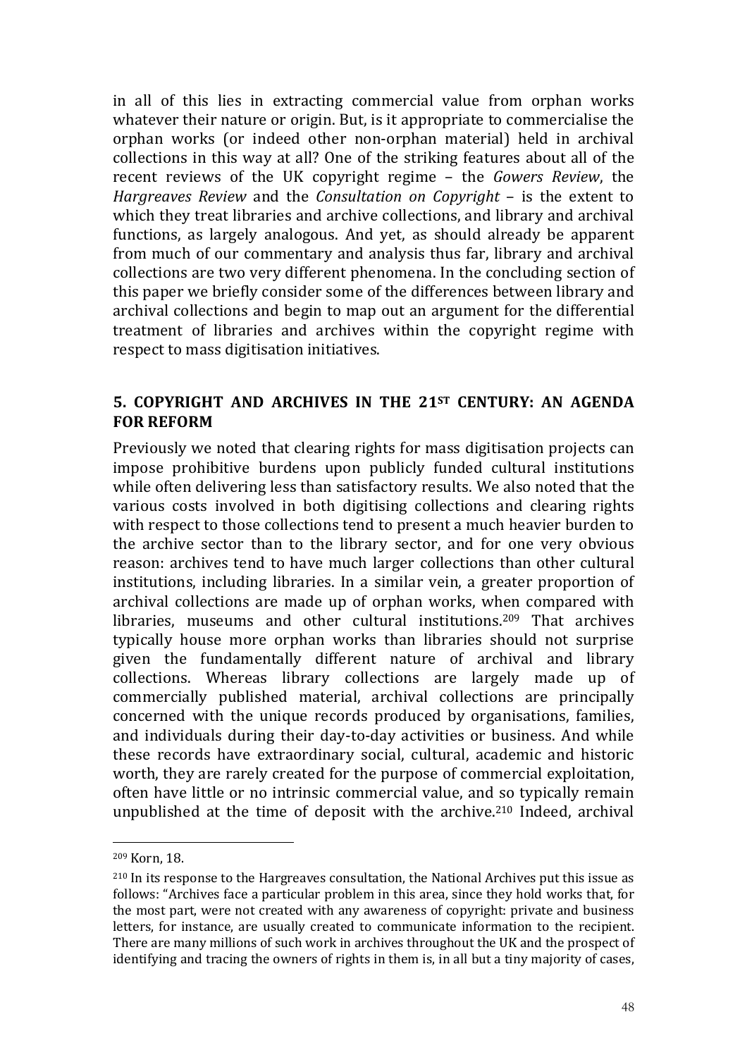in all of this lies in extracting commercial value from orphan works whatever their nature or origin. But, is it appropriate to commercialise the orphan works (or indeed other non-orphan material) held in archival collections in this way at all? One of the striking features about all of the recent reviews of the UK copyright regime – the *Gowers Review*, the *Hargreaves Review* and the *Consultation on Copyright* – is the extent to which they treat libraries and archive collections, and library and archival functions, as largely analogous. And yet, as should already be apparent from much of our commentary and analysis thus far, library and archival collections are two very different phenomena. In the concluding section of this paper we briefly consider some of the differences between library and archival collections and begin to map out an argument for the differential treatment of libraries and archives within the copyright regime with respect to mass digitisation initiatives.

## 5. COPYRIGHT AND ARCHIVES IN THE 21ST CENTURY: AN AGENDA FOR REFORM

Previously we noted that clearing rights for mass digitisation projects can impose prohibitive burdens upon publicly funded cultural institutions while often delivering less than satisfactory results. We also noted that the various costs involved in both digitising collections and clearing rights with respect to those collections tend to present a much heavier burden to the archive sector than to the library sector, and for one very obvious reason: archives tend to have much larger collections than other cultural institutions, including libraries. In a similar vein, a greater proportion of archival collections are made up of orphan works, when compared with libraries, museums and other cultural institutions.[209] That archives typically house more orphan works than libraries should not surprise given the fundamentally different nature of archival and library collections. Whereas library collections are largely made up of commercially published material, archival collections are principally concerned with the unique records produced by organisations, families, and individuals during their day-to-day activities or business. And while these records have extraordinary social, cultural, academic and historic worth, they are rarely created for the purpose of commercial exploitation, often have little or no intrinsic commercial value, and so typically remain unpublished at the time of deposit with the archive.[210] Indeed, archival

[209] Korn, 18.

[210] In its response to the Hargreaves consultation, the National Archives put this issue as follows: "Archives face a particular problem in this area, since they hold works that, for the most part, were not created with any awareness of copyright: private and business letters, for instance, are usually created to communicate information to the recipient. There are many millions of such work in archives throughout the UK and the prospect of identifying and tracing the owners of rights in them is, in all but a tiny majority of cases,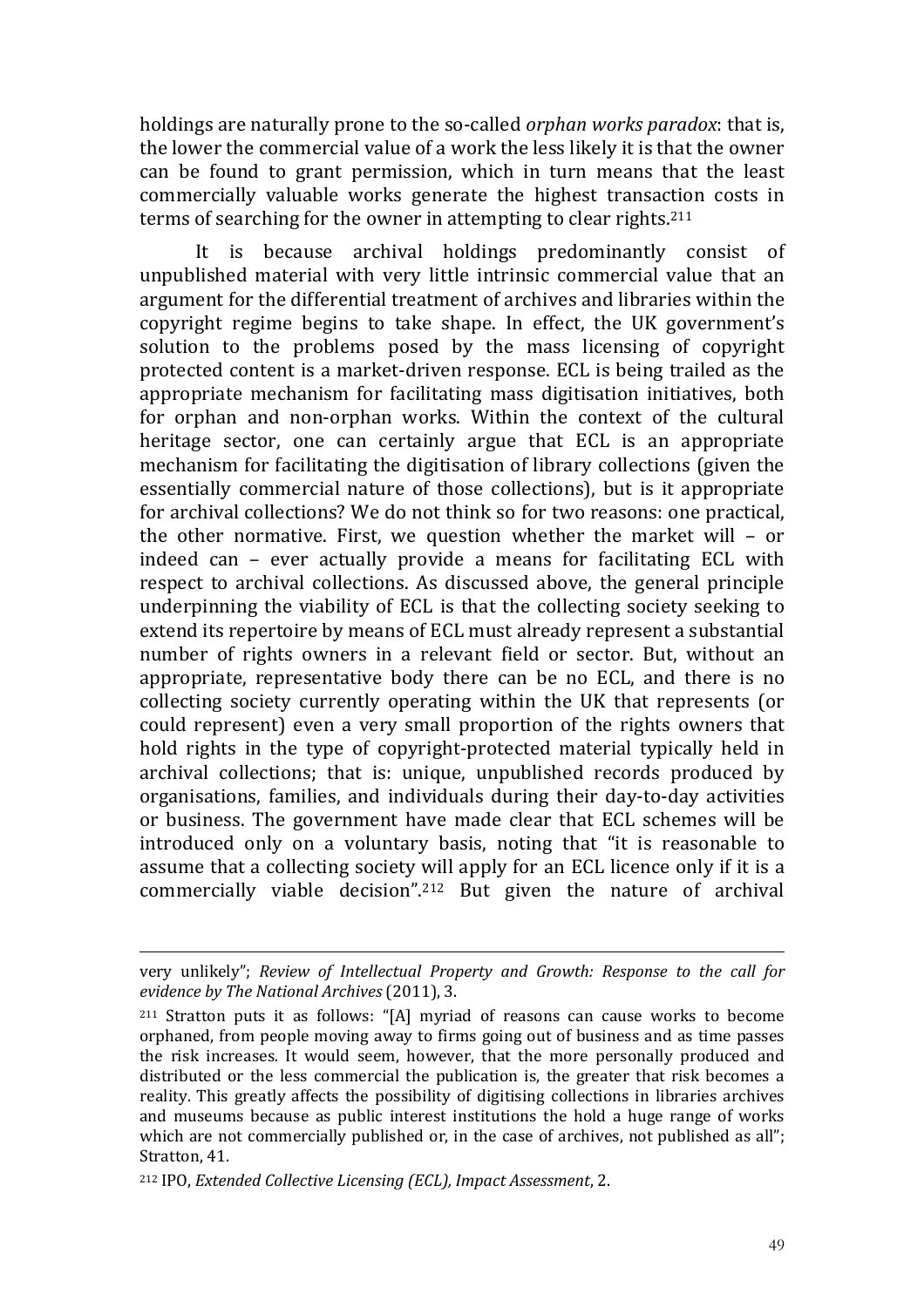holdings are naturally prone to the so-called *orphan works paradox*: that is, the lower the commercial value of a work the less likely it is that the owner can be found to grant permission, which in turn means that the least commercially valuable works generate the highest transaction costs in terms of searching for the owner in attempting to clear rights.[211]

It is because archival holdings predominantly consist of unpublished material with very little intrinsic commercial value that an argument for the differential treatment of archives and libraries within the copyright regime begins to take shape. In effect, the UK government's solution to the problems posed by the mass licensing of copyright protected content is a market-driven response. ECL is being trailed as the appropriate mechanism for facilitating mass digitisation initiatives, both for orphan and non-orphan works. Within the context of the cultural heritage sector, one can certainly argue that ECL is an appropriate mechanism for facilitating the digitisation of library collections (given the essentially commercial nature of those collections), but is it appropriate for archival collections? We do not think so for two reasons: one practical, the other normative. First, we question whether the market will – or indeed can – ever actually provide a means for facilitating ECL with respect to archival collections. As discussed above, the general principle underpinning the viability of ECL is that the collecting society seeking to extend its repertoire by means of ECL must already represent a substantial number of rights owners in a relevant field or sector. But, without an appropriate, representative body there can be no ECL, and there is no collecting society currently operating within the UK that represents (or could represent) even a very small proportion of the rights owners that hold rights in the type of copyright-protected material typically held in archival collections; that is: unique, unpublished records produced by organisations, families, and individuals during their day-to-day activities or business. The government have made clear that ECL schemes will be introduced only on a voluntary basis, noting that "it is reasonable to assume that a collecting society will apply for an ECL licence only if it is a commercially viable decision".[212] But given the nature of archival

---

very unlikely"; *Review of Intellectual Property and Growth: Response to the call for evidence by The National Archives* (2011), 3.

[211] Stratton puts it as follows: "[A] myriad of reasons can cause works to become orphaned, from people moving away to firms going out of business and as time passes the risk increases. It would seem, however, that the more personally produced and distributed or the less commercial the publication is, the greater that risk becomes a reality. This greatly affects the possibility of digitising collections in libraries archives and museums because as public interest institutions the hold a huge range of works which are not commercially published or, in the case of archives, not published as all"; Stratton, 41.

[212] IPO, *Extended Collective Licensing (ECL), Impact Assessment*, 2.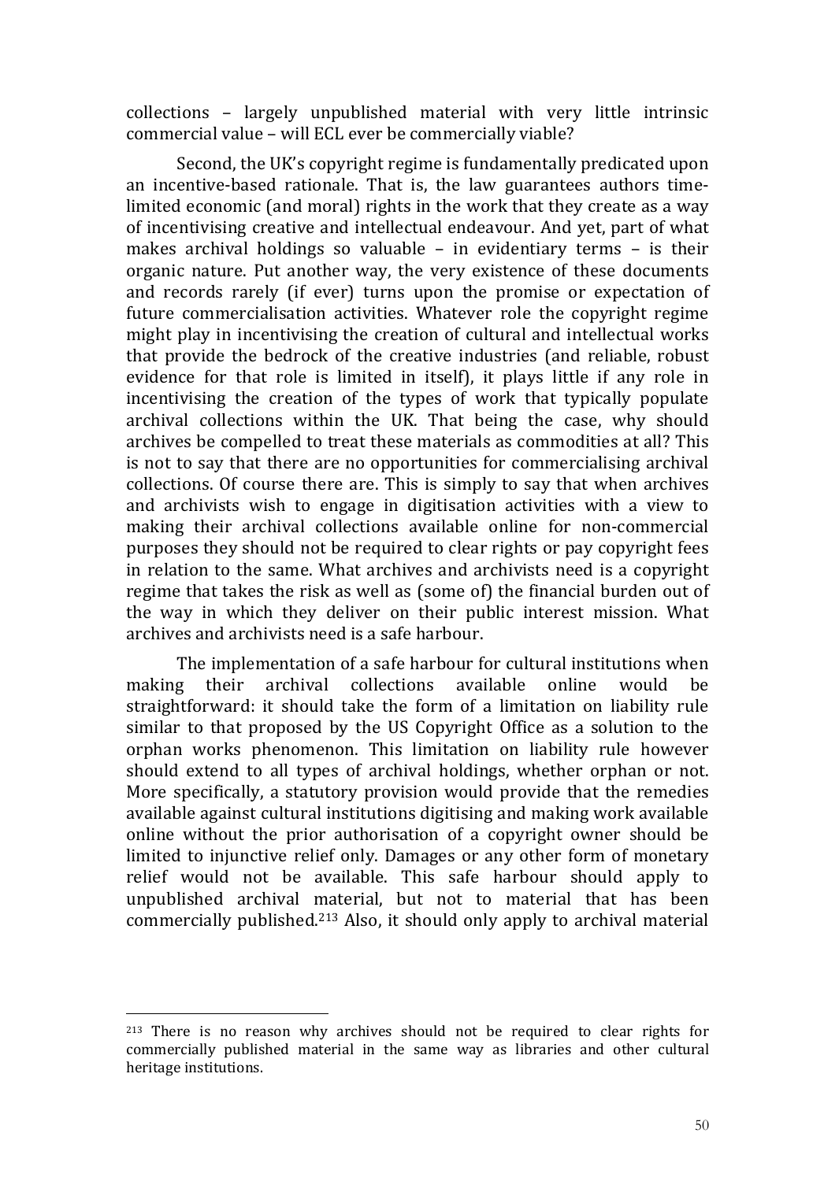collections – largely unpublished material with very little intrinsic commercial value – will ECL ever be commercially viable?

Second, the UK's copyright regime is fundamentally predicated upon an incentive-based rationale. That is, the law guarantees authors time-limited economic (and moral) rights in the work that they create as a way of incentivising creative and intellectual endeavour. And yet, part of what makes archival holdings so valuable – in evidentiary terms – is their organic nature. Put another way, the very existence of these documents and records rarely (if ever) turns upon the promise or expectation of future commercialisation activities. Whatever role the copyright regime might play in incentivising the creation of cultural and intellectual works that provide the bedrock of the creative industries (and reliable, robust evidence for that role is limited in itself), it plays little if any role in incentivising the creation of the types of work that typically populate archival collections within the UK. That being the case, why should archives be compelled to treat these materials as commodities at all? This is not to say that there are no opportunities for commercialising archival collections. Of course there are. This is simply to say that when archives and archivists wish to engage in digitisation activities with a view to making their archival collections available online for non-commercial purposes they should not be required to clear rights or pay copyright fees in relation to the same. What archives and archivists need is a copyright regime that takes the risk as well as (some of) the financial burden out of the way in which they deliver on their public interest mission. What archives and archivists need is a safe harbour.

The implementation of a safe harbour for cultural institutions when making their archival collections available online would be straightforward: it should take the form of a limitation on liability rule similar to that proposed by the US Copyright Office as a solution to the orphan works phenomenon. This limitation on liability rule however should extend to all types of archival holdings, whether orphan or not. More specifically, a statutory provision would provide that the remedies available against cultural institutions digitising and making work available online without the prior authorisation of a copyright owner should be limited to injunctive relief only. Damages or any other form of monetary relief would not be available. This safe harbour should apply to unpublished archival material, but not to material that has been commercially published.[213] Also, it should only apply to archival material

---

[213] There is no reason why archives should not be required to clear rights for commercially published material in the same way as libraries and other cultural heritage institutions.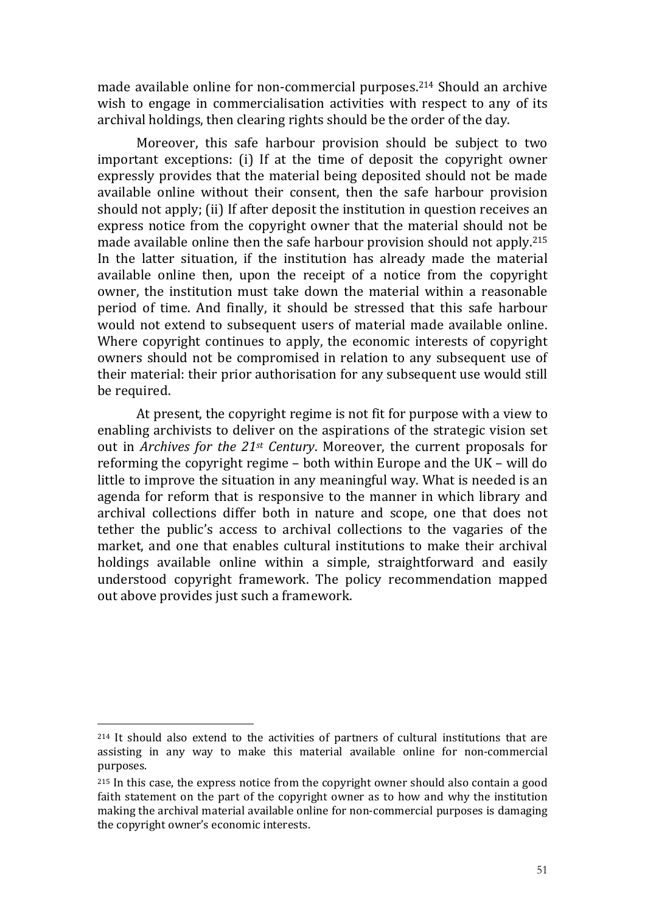made available online for non-commercial purposes.[214] Should an archive wish to engage in commercialisation activities with respect to any of its archival holdings, then clearing rights should be the order of the day.

Moreover, this safe harbour provision should be subject to two important exceptions: (i) If at the time of deposit the copyright owner expressly provides that the material being deposited should not be made available online without their consent, then the safe harbour provision should not apply; (ii) If after deposit the institution in question receives an express notice from the copyright owner that the material should not be made available online then the safe harbour provision should not apply.[215] In the latter situation, if the institution has already made the material available online then, upon the receipt of a notice from the copyright owner, the institution must take down the material within a reasonable period of time. And finally, it should be stressed that this safe harbour would not extend to subsequent users of material made available online. Where copyright continues to apply, the economic interests of copyright owners should not be compromised in relation to any subsequent use of their material: their prior authorisation for any subsequent use would still be required.

At present, the copyright regime is not fit for purpose with a view to enabling archivists to deliver on the aspirations of the strategic vision set out in *Archives for the 21st Century*. Moreover, the current proposals for reforming the copyright regime – both within Europe and the UK – will do little to improve the situation in any meaningful way. What is needed is an agenda for reform that is responsive to the manner in which library and archival collections differ both in nature and scope, one that does not tether the public's access to archival collections to the vagaries of the market, and one that enables cultural institutions to make their archival holdings available online within a simple, straightforward and easily understood copyright framework. The policy recommendation mapped out above provides just such a framework.

---

[214] It should also extend to the activities of partners of cultural institutions that are assisting in any way to make this material available online for non-commercial purposes.

[215] In this case, the express notice from the copyright owner should also contain a good faith statement on the part of the copyright owner as to how and why the institution making the archival material available online for non-commercial purposes is damaging the copyright owner's economic interests.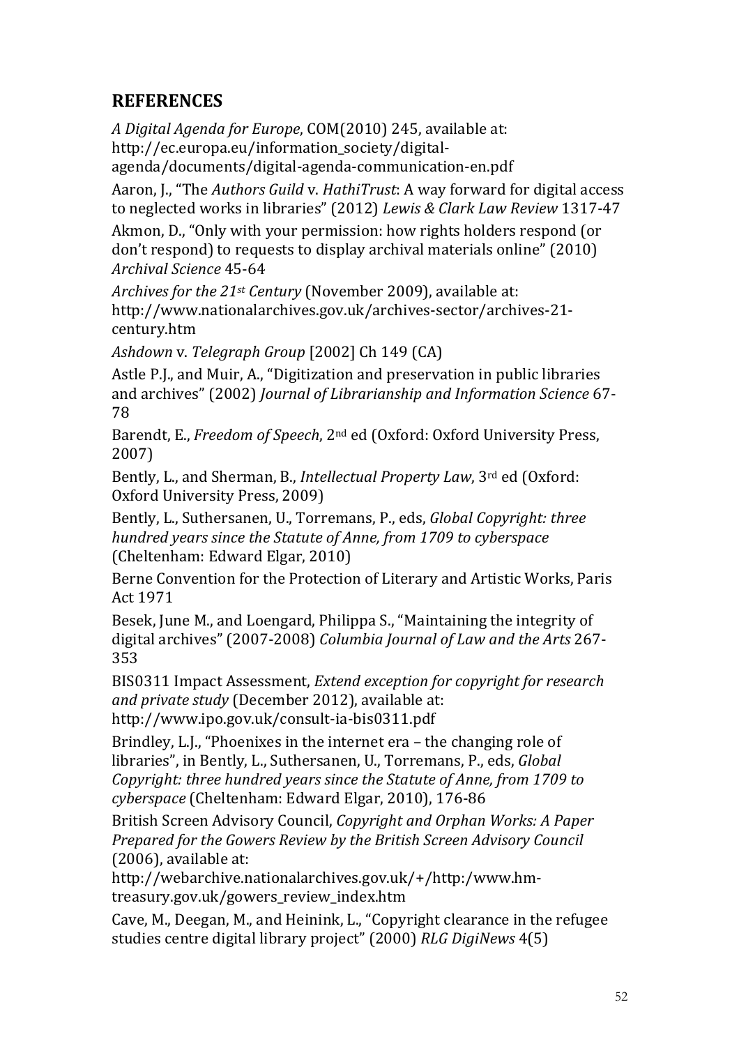## REFERENCES

*A Digital Agenda for Europe*, COM(2010) 245, available at: http://ec.europa.eu/information_society/digital-agenda/documents/digital-agenda-communication-en.pdf

Aaron, J., "The *Authors Guild* v. *HathiTrust*: A way forward for digital access to neglected works in libraries" (2012) *Lewis & Clark Law Review* 1317-47

Akmon, D., "Only with your permission: how rights holders respond (or don't respond) to requests to display archival materials online" (2010) *Archival Science* 45-64

*Archives for the 21st Century* (November 2009), available at: http://www.nationalarchives.gov.uk/archives-sector/archives-21-century.htm

*Ashdown* v. *Telegraph Group* [2002] Ch 149 (CA)

Astle P.J., and Muir, A., "Digitization and preservation in public libraries and archives" (2002) *Journal of Librarianship and Information Science* 67-78

Barendt, E., *Freedom of Speech*, 2nd ed (Oxford: Oxford University Press, 2007)

Bently, L., and Sherman, B., *Intellectual Property Law*, 3rd ed (Oxford: Oxford University Press, 2009)

Bently, L., Suthersanen, U., Torremans, P., eds, *Global Copyright: three hundred years since the Statute of Anne, from 1709 to cyberspace* (Cheltenham: Edward Elgar, 2010)

Berne Convention for the Protection of Literary and Artistic Works, Paris Act 1971

Besek, June M., and Loengard, Philippa S., "Maintaining the integrity of digital archives" (2007-2008) *Columbia Journal of Law and the Arts* 267-353

BIS0311 Impact Assessment, *Extend exception for copyright for research and private study* (December 2012), available at: http://www.ipo.gov.uk/consult-ia-bis0311.pdf

Brindley, L.J., "Phoenixes in the internet era – the changing role of libraries", in Bently, L., Suthersanen, U., Torremans, P., eds, *Global Copyright: three hundred years since the Statute of Anne, from 1709 to cyberspace* (Cheltenham: Edward Elgar, 2010), 176-86

British Screen Advisory Council, *Copyright and Orphan Works: A Paper Prepared for the Gowers Review by the British Screen Advisory Council* (2006), available at: http://webarchive.nationalarchives.gov.uk/+/http:/www.hm-treasury.gov.uk/gowers_review_index.htm

Cave, M., Deegan, M., and Heinink, L., "Copyright clearance in the refugee studies centre digital library project" (2000) *RLG DigiNews* 4(5)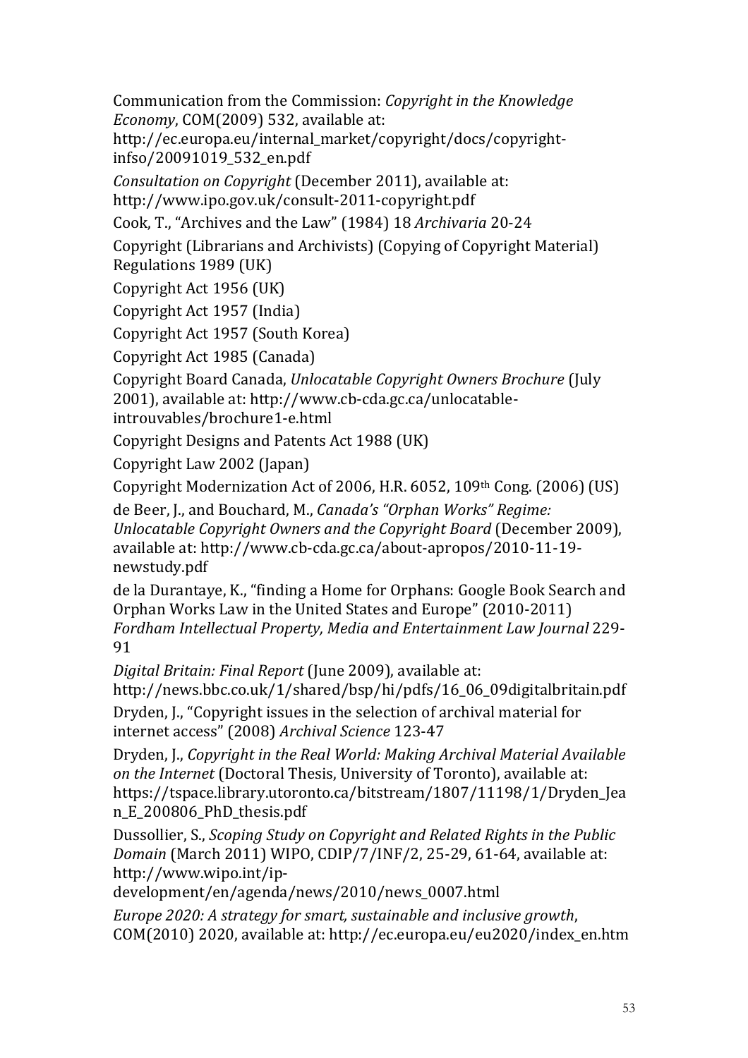Communication from the Commission: *Copyright in the Knowledge Economy*, COM(2009) 532, available at: http://ec.europa.eu/internal_market/copyright/docs/copyright-infso/20091019_532_en.pdf

*Consultation on Copyright* (December 2011), available at: http://www.ipo.gov.uk/consult-2011-copyright.pdf

Cook, T., "Archives and the Law" (1984) 18 *Archivaria* 20-24

Copyright (Librarians and Archivists) (Copying of Copyright Material) Regulations 1989 (UK)

Copyright Act 1956 (UK)

Copyright Act 1957 (India)

Copyright Act 1957 (South Korea)

Copyright Act 1985 (Canada)

Copyright Board Canada, *Unlocatable Copyright Owners Brochure* (July 2001), available at: http://www.cb-cda.gc.ca/unlocatable-introuvables/brochure1-e.html

Copyright Designs and Patents Act 1988 (UK)

Copyright Law 2002 (Japan)

Copyright Modernization Act of 2006, H.R. 6052, 109th Cong. (2006) (US)

de Beer, J., and Bouchard, M., *Canada's "Orphan Works" Regime: Unlocatable Copyright Owners and the Copyright Board* (December 2009), available at: http://www.cb-cda.gc.ca/about-apropos/2010-11-19-newstudy.pdf

de la Durantaye, K., "finding a Home for Orphans: Google Book Search and Orphan Works Law in the United States and Europe" (2010-2011) *Fordham Intellectual Property, Media and Entertainment Law Journal* 229-91

*Digital Britain: Final Report* (June 2009), available at: http://news.bbc.co.uk/1/shared/bsp/hi/pdfs/16_06_09digitalbritain.pdf

Dryden, J., "Copyright issues in the selection of archival material for internet access" (2008) *Archival Science* 123-47

Dryden, J., *Copyright in the Real World: Making Archival Material Available on the Internet* (Doctoral Thesis, University of Toronto), available at: https://tspace.library.utoronto.ca/bitstream/1807/11198/1/Dryden_Jean_E_200806_PhD_thesis.pdf

Dussollier, S., *Scoping Study on Copyright and Related Rights in the Public Domain* (March 2011) WIPO, CDIP/7/INF/2, 25-29, 61-64, available at: http://www.wipo.int/ip-development/en/agenda/news/2010/news_0007.html

*Europe 2020: A strategy for smart, sustainable and inclusive growth*, COM(2010) 2020, available at: http://ec.europa.eu/eu2020/index_en.htm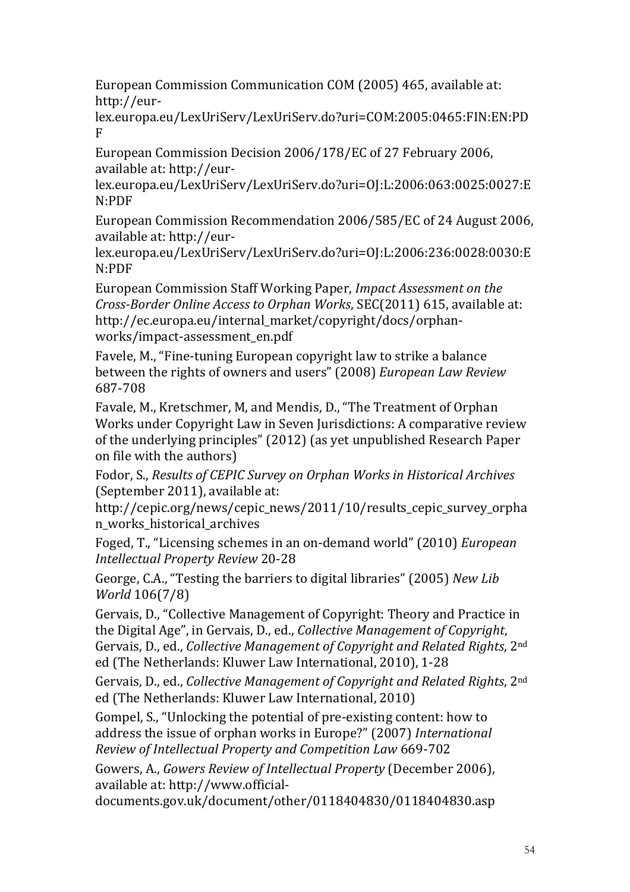European Commission Communication COM (2005) 465, available at: http://eur-lex.europa.eu/LexUriServ/LexUriServ.do?uri=COM:2005:0465:FIN:EN:PDF

European Commission Decision 2006/178/EC of 27 February 2006, available at: http://eur-lex.europa.eu/LexUriServ/LexUriServ.do?uri=OJ:L:2006:063:0025:0027:EN:PDF

European Commission Recommendation 2006/585/EC of 24 August 2006, available at: http://eur-lex.europa.eu/LexUriServ/LexUriServ.do?uri=OJ:L:2006:236:0028:0030:EN:PDF

European Commission Staff Working Paper, *Impact Assessment on the Cross-Border Online Access to Orphan Works*, SEC(2011) 615, available at: http://ec.europa.eu/internal_market/copyright/docs/orphan-works/impact-assessment_en.pdf

Favele, M., "Fine-tuning European copyright law to strike a balance between the rights of owners and users" (2008) *European Law Review* 687-708

Favale, M., Kretschmer, M, and Mendis, D., "The Treatment of Orphan Works under Copyright Law in Seven Jurisdictions: A comparative review of the underlying principles" (2012) (as yet unpublished Research Paper on file with the authors)

Fodor, S., *Results of CEPIC Survey on Orphan Works in Historical Archives* (September 2011), available at: http://cepic.org/news/cepic_news/2011/10/results_cepic_survey_orphan_works_historical_archives

Foged, T., "Licensing schemes in an on-demand world" (2010) *European Intellectual Property Review* 20-28

George, C.A., "Testing the barriers to digital libraries" (2005) *New Lib World* 106(7/8)

Gervais, D., "Collective Management of Copyright: Theory and Practice in the Digital Age", in Gervais, D., ed., *Collective Management of Copyright*, Gervais, D., ed., *Collective Management of Copyright and Related Rights*, 2nd ed (The Netherlands: Kluwer Law International, 2010), 1-28

Gervais, D., ed., *Collective Management of Copyright and Related Rights*, 2nd ed (The Netherlands: Kluwer Law International, 2010)

Gompel, S., "Unlocking the potential of pre-existing content: how to address the issue of orphan works in Europe?" (2007) *International Review of Intellectual Property and Competition Law* 669-702

Gowers, A., *Gowers Review of Intellectual Property* (December 2006), available at: http://www.official-documents.gov.uk/document/other/0118404830/0118404830.asp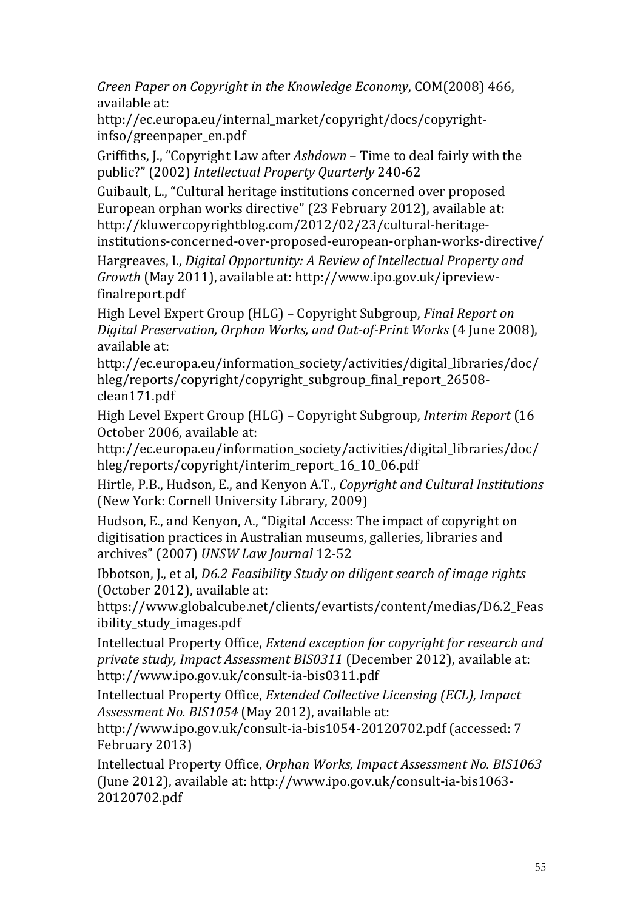*Green Paper on Copyright in the Knowledge Economy*, COM(2008) 466, available at: http://ec.europa.eu/internal_market/copyright/docs/copyright-infso/greenpaper_en.pdf

Griffiths, J., "Copyright Law after *Ashdown* – Time to deal fairly with the public?" (2002) *Intellectual Property Quarterly* 240-62

Guibault, L., "Cultural heritage institutions concerned over proposed European orphan works directive" (23 February 2012), available at: http://kluwercopyrightblog.com/2012/02/23/cultural-heritage-institutions-concerned-over-proposed-european-orphan-works-directive/

Hargreaves, I., *Digital Opportunity: A Review of Intellectual Property and Growth* (May 2011), available at: http://www.ipo.gov.uk/ipreview-finalreport.pdf

High Level Expert Group (HLG) – Copyright Subgroup, *Final Report on Digital Preservation, Orphan Works, and Out-of-Print Works* (4 June 2008), available at: http://ec.europa.eu/information_society/activities/digital_libraries/doc/hleg/reports/copyright/copyright_subgroup_final_report_26508-clean171.pdf

High Level Expert Group (HLG) – Copyright Subgroup, *Interim Report* (16 October 2006, available at: http://ec.europa.eu/information_society/activities/digital_libraries/doc/hleg/reports/copyright/interim_report_16_10_06.pdf

Hirtle, P.B., Hudson, E., and Kenyon A.T., *Copyright and Cultural Institutions* (New York: Cornell University Library, 2009)

Hudson, E., and Kenyon, A., "Digital Access: The impact of copyright on digitisation practices in Australian museums, galleries, libraries and archives" (2007) *UNSW Law Journal* 12-52

Ibbotson, J., et al, *D6.2 Feasibility Study on diligent search of image rights* (October 2012), available at: https://www.globalcube.net/clients/evartists/content/medias/D6.2_Feasibility_study_images.pdf

Intellectual Property Office, *Extend exception for copyright for research and private study, Impact Assessment BIS0311* (December 2012), available at: http://www.ipo.gov.uk/consult-ia-bis0311.pdf

Intellectual Property Office, *Extended Collective Licensing (ECL), Impact Assessment No. BIS1054* (May 2012), available at: http://www.ipo.gov.uk/consult-ia-bis1054-20120702.pdf (accessed: 7 February 2013)

Intellectual Property Office, *Orphan Works, Impact Assessment No. BIS1063* (June 2012), available at: http://www.ipo.gov.uk/consult-ia-bis1063-20120702.pdf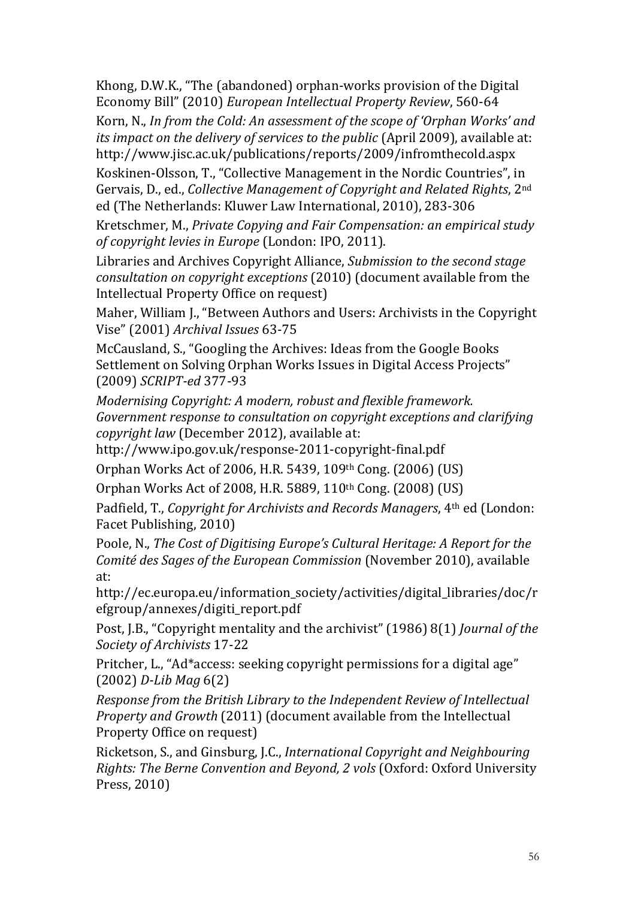Khong, D.W.K., "The (abandoned) orphan-works provision of the Digital Economy Bill" (2010) *European Intellectual Property Review*, 560-64

Korn, N., *In from the Cold: An assessment of the scope of 'Orphan Works' and its impact on the delivery of services to the public* (April 2009), available at: http://www.jisc.ac.uk/publications/reports/2009/infromthecold.aspx

Koskinen-Olsson, T., "Collective Management in the Nordic Countries", in Gervais, D., ed., *Collective Management of Copyright and Related Rights*, 2nd ed (The Netherlands: Kluwer Law International, 2010), 283-306

Kretschmer, M., *Private Copying and Fair Compensation: an empirical study of copyright levies in Europe* (London: IPO, 2011).

Libraries and Archives Copyright Alliance, *Submission to the second stage consultation on copyright exceptions* (2010) (document available from the Intellectual Property Office on request)

Maher, William J., "Between Authors and Users: Archivists in the Copyright Vise" (2001) *Archival Issues* 63-75

McCausland, S., "Googling the Archives: Ideas from the Google Books Settlement on Solving Orphan Works Issues in Digital Access Projects" (2009) *SCRIPT-ed* 377-93

*Modernising Copyright: A modern, robust and flexible framework. Government response to consultation on copyright exceptions and clarifying copyright law* (December 2012), available at: http://www.ipo.gov.uk/response-2011-copyright-final.pdf

Orphan Works Act of 2006, H.R. 5439, 109th Cong. (2006) (US)

Orphan Works Act of 2008, H.R. 5889, 110th Cong. (2008) (US)

Padfield, T., *Copyright for Archivists and Records Managers*, 4th ed (London: Facet Publishing, 2010)

Poole, N., *The Cost of Digitising Europe's Cultural Heritage: A Report for the Comité des Sages of the European Commission* (November 2010), available at: http://ec.europa.eu/information_society/activities/digital_libraries/doc/refgroup/annexes/digiti_report.pdf

Post, J.B., "Copyright mentality and the archivist" (1986) 8(1) *Journal of the Society of Archivists* 17-22

Pritcher, L., "Ad*access: seeking copyright permissions for a digital age" (2002) *D-Lib Mag* 6(2)

*Response from the British Library to the Independent Review of Intellectual Property and Growth* (2011) (document available from the Intellectual Property Office on request)

Ricketson, S., and Ginsburg, J.C., *International Copyright and Neighbouring Rights: The Berne Convention and Beyond, 2 vols* (Oxford: Oxford University Press, 2010)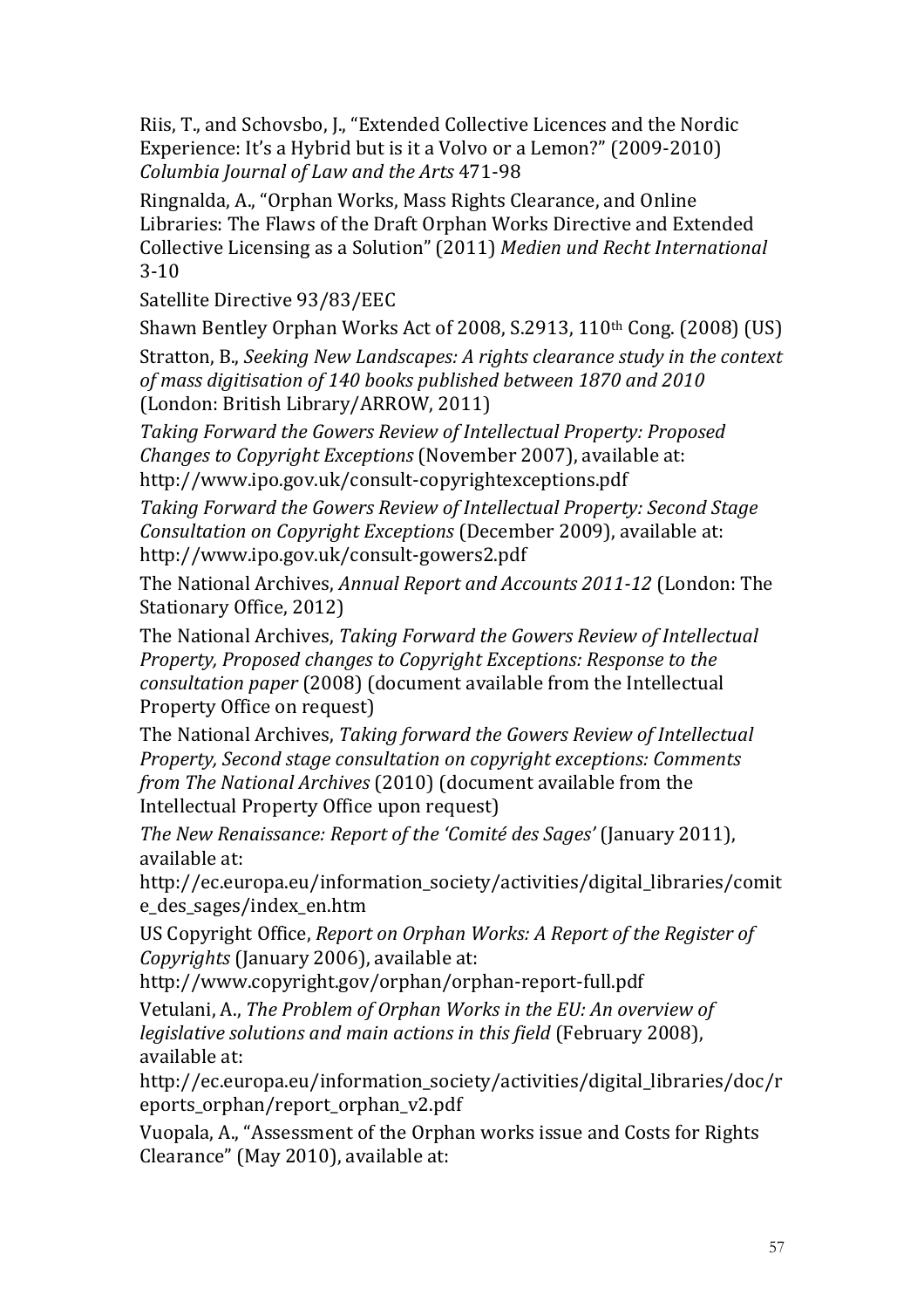Riis, T., and Schovsbo, J., "Extended Collective Licences and the Nordic Experience: It's a Hybrid but is it a Volvo or a Lemon?" (2009-2010) *Columbia Journal of Law and the Arts* 471-98

Ringnalda, A., "Orphan Works, Mass Rights Clearance, and Online Libraries: The Flaws of the Draft Orphan Works Directive and Extended Collective Licensing as a Solution" (2011) *Medien und Recht International* 3-10

Satellite Directive 93/83/EEC

Shawn Bentley Orphan Works Act of 2008, S.2913, 110th Cong. (2008) (US)

Stratton, B., *Seeking New Landscapes: A rights clearance study in the context of mass digitisation of 140 books published between 1870 and 2010* (London: British Library/ARROW, 2011)

*Taking Forward the Gowers Review of Intellectual Property: Proposed Changes to Copyright Exceptions* (November 2007), available at: http://www.ipo.gov.uk/consult-copyrightexceptions.pdf

*Taking Forward the Gowers Review of Intellectual Property: Second Stage Consultation on Copyright Exceptions* (December 2009), available at: http://www.ipo.gov.uk/consult-gowers2.pdf

The National Archives, *Annual Report and Accounts 2011-12* (London: The Stationary Office, 2012)

The National Archives, *Taking Forward the Gowers Review of Intellectual Property, Proposed changes to Copyright Exceptions: Response to the consultation paper* (2008) (document available from the Intellectual Property Office on request)

The National Archives, *Taking forward the Gowers Review of Intellectual Property, Second stage consultation on copyright exceptions: Comments from The National Archives* (2010) (document available from the Intellectual Property Office upon request)

*The New Renaissance: Report of the 'Comité des Sages'* (January 2011), available at: http://ec.europa.eu/information_society/activities/digital_libraries/comite_des_sages/index_en.htm

US Copyright Office, *Report on Orphan Works: A Report of the Register of Copyrights* (January 2006), available at: http://www.copyright.gov/orphan/orphan-report-full.pdf

Vetulani, A., *The Problem of Orphan Works in the EU: An overview of legislative solutions and main actions in this field* (February 2008), available at: http://ec.europa.eu/information_society/activities/digital_libraries/doc/reports_orphan/report_orphan_v2.pdf

Vuopala, A., "Assessment of the Orphan works issue and Costs for Rights Clearance" (May 2010), available at: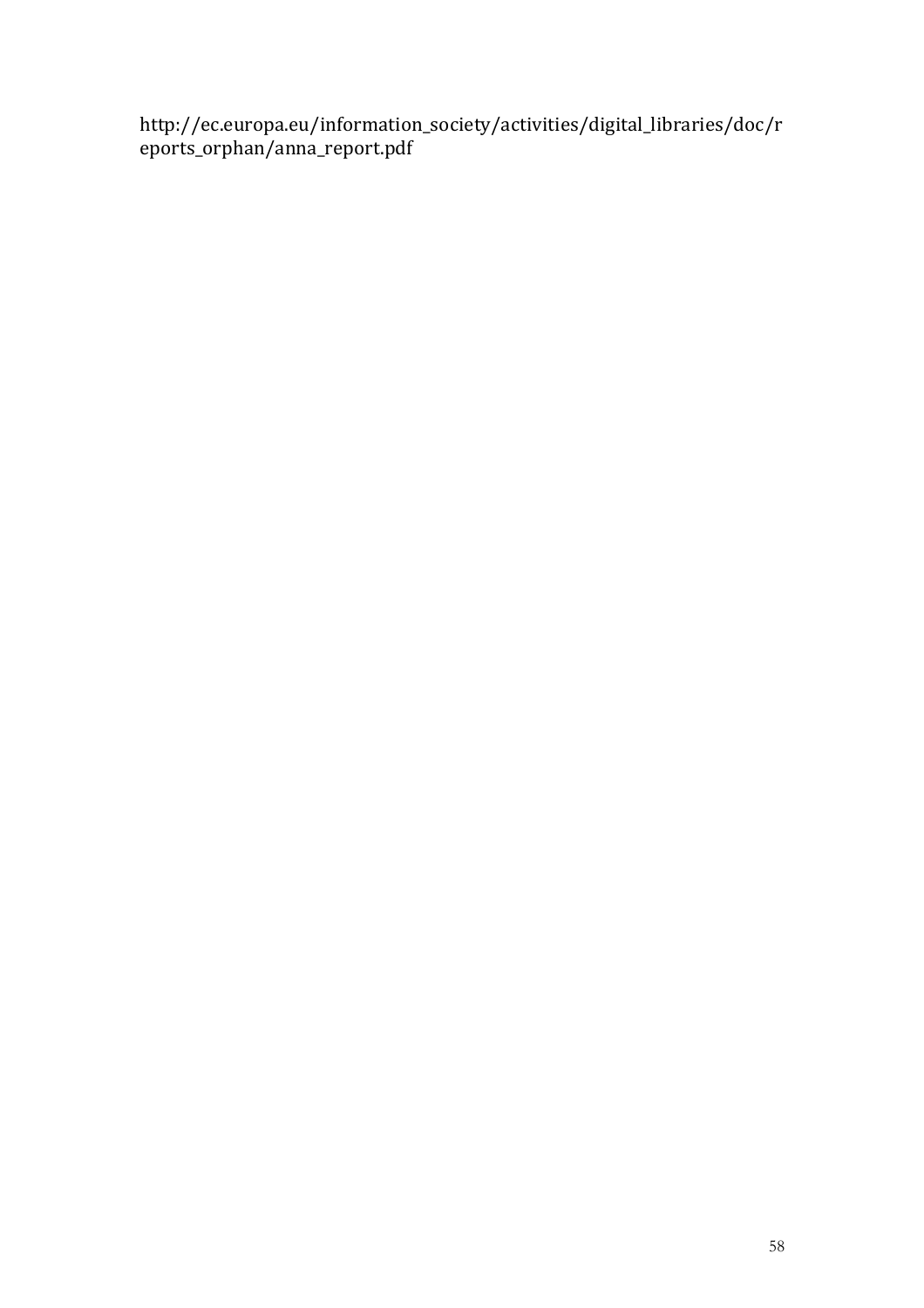http://ec.europa.eu/information_society/activities/digital_libraries/doc/reports_orphan/anna_report.pdf